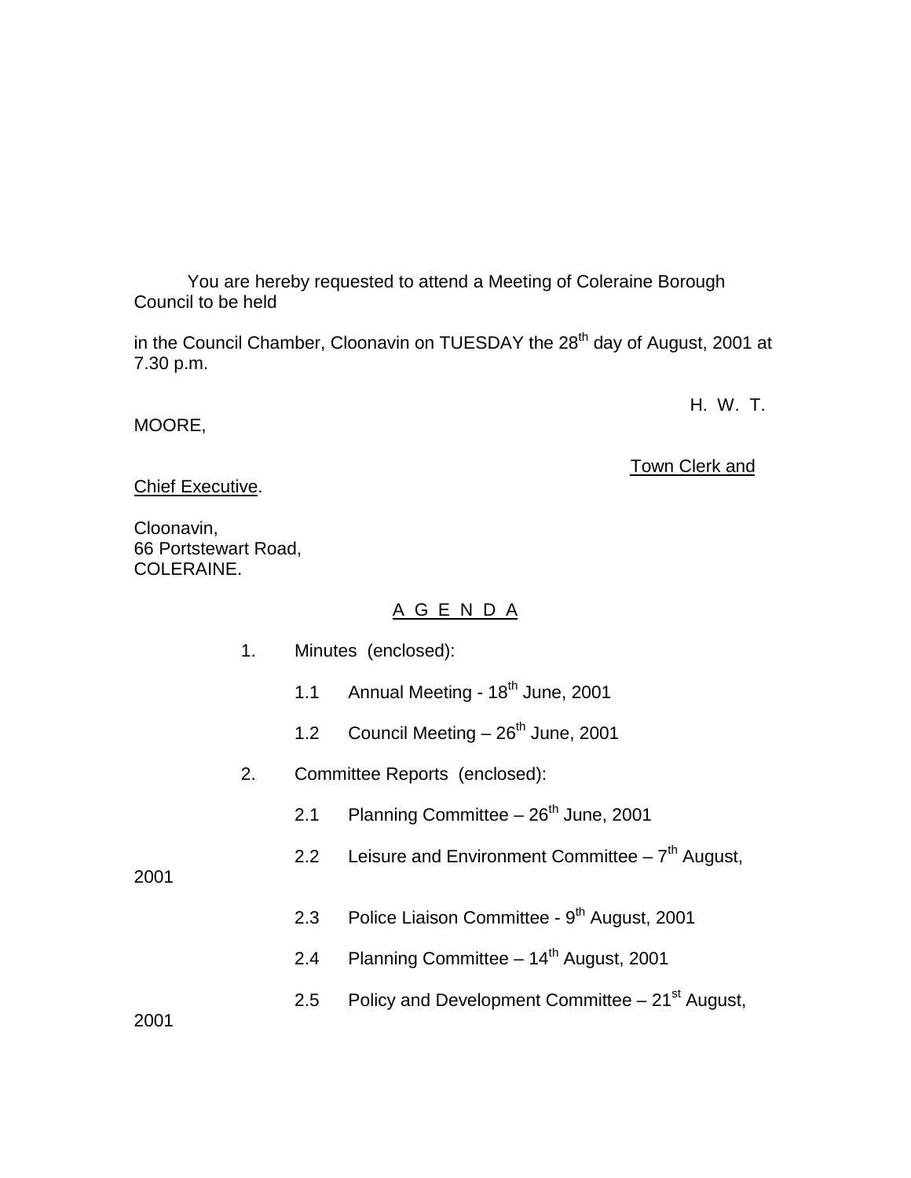You are hereby requested to attend a Meeting of Coleraine Borough Council to be held

in the Council Chamber, Cloonavin on TUESDAY the 28th day of August, 2001 at 7.30 p.m.

H. W. T. MOORE,

Town Clerk and Chief Executive.

Cloonavin,
66 Portstewart Road,
COLERAINE.

A G E N D A

1. Minutes (enclosed):

   1.1 Annual Meeting - 18th June, 2001

   1.2 Council Meeting – 26th June, 2001

2. Committee Reports (enclosed):

   2.1 Planning Committee – 26th June, 2001

   2.2 Leisure and Environment Committee – 7th August, 2001

   2.3 Police Liaison Committee - 9th August, 2001

   2.4 Planning Committee – 14th August, 2001

   2.5 Policy and Development Committee – 21st August, 2001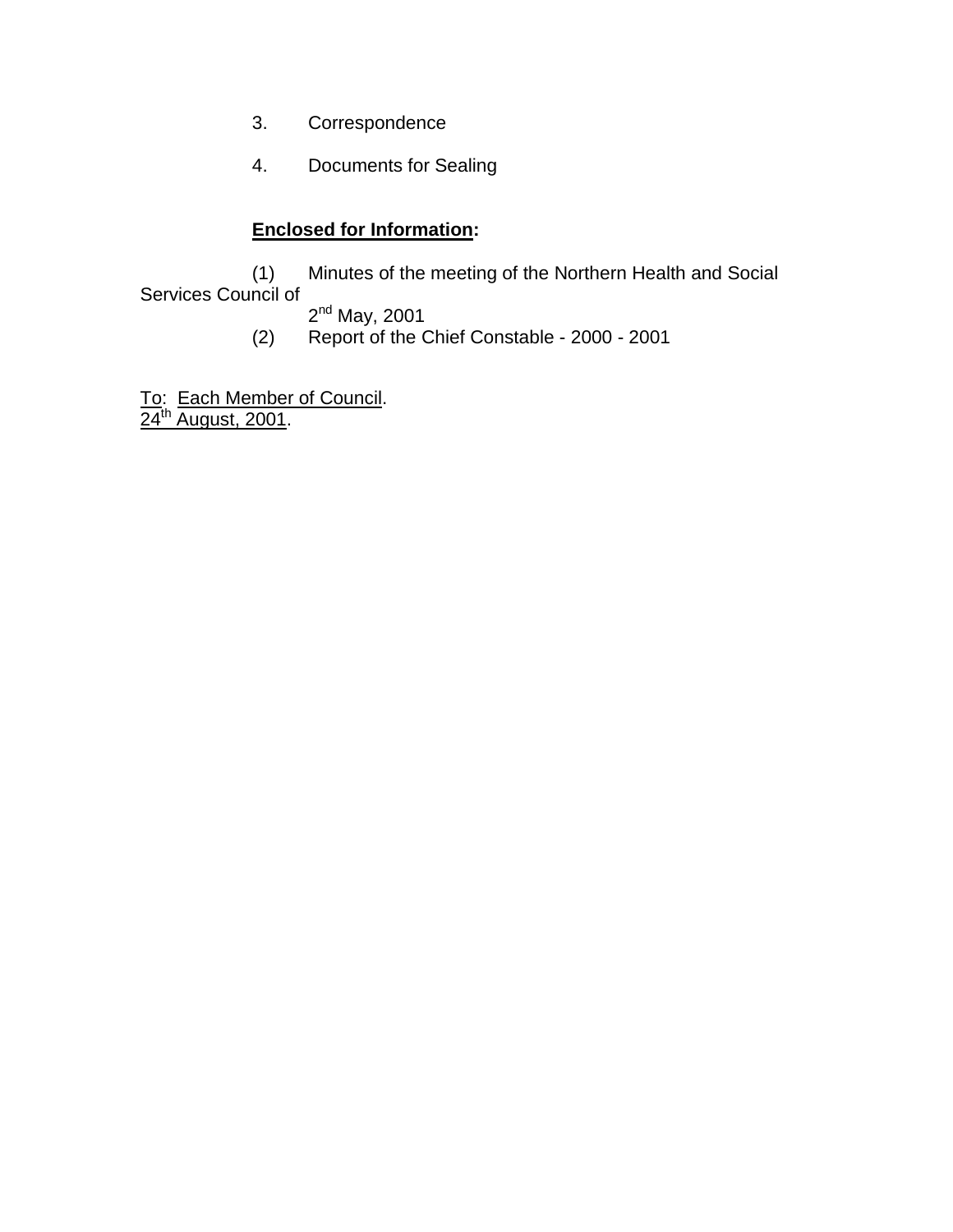3. Correspondence

4. Documents for Sealing

**Enclosed for Information:**

(1) Minutes of the meeting of the Northern Health and Social Services Council of 2nd May, 2001

(2) Report of the Chief Constable - 2000 - 2001

To: Each Member of Council.
24th August, 2001.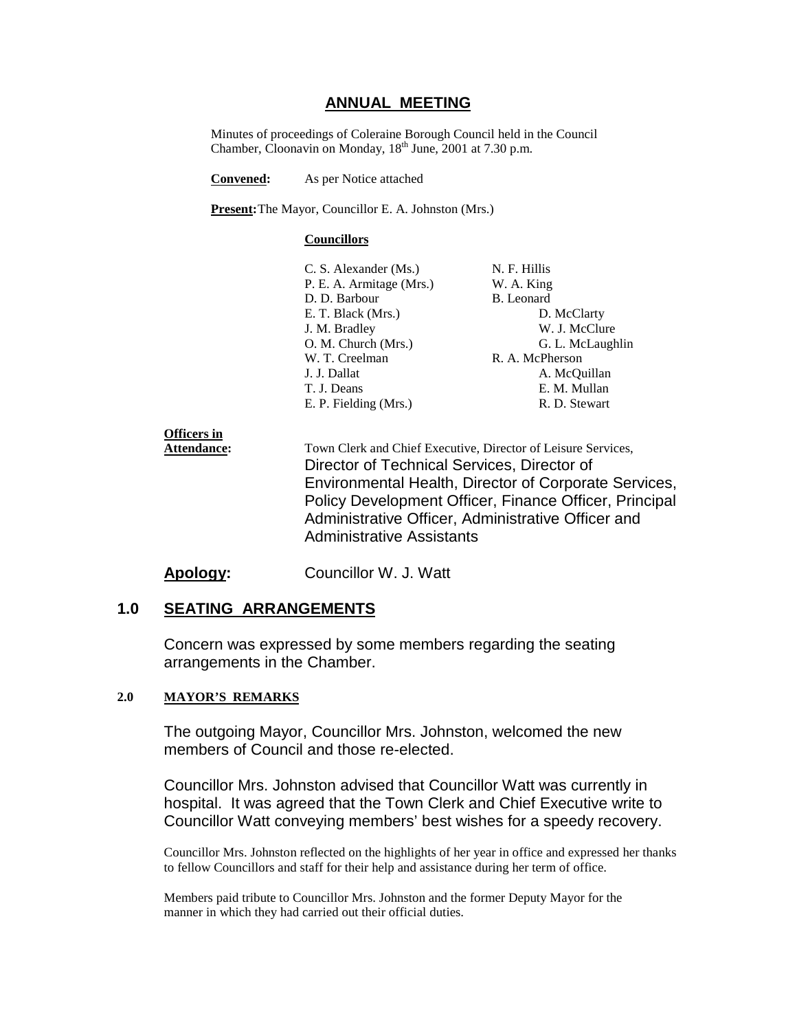# ANNUAL MEETING

Minutes of proceedings of Coleraine Borough Council held in the Council Chamber, Cloonavin on Monday, 18th June, 2001 at 7.30 p.m.

**Convened:** As per Notice attached

**Present:** The Mayor, Councillor E. A. Johnston (Mrs.)

**Councillors**

| | |
|---|---|
| C. S. Alexander (Ms.) | N. F. Hillis |
| P. E. A. Armitage (Mrs.) | W. A. King |
| D. D. Barbour | B. Leonard |
| E. T. Black (Mrs.) | D. McClarty |
| J. M. Bradley | W. J. McClure |
| O. M. Church (Mrs.) | G. L. McLaughlin |
| W. T. Creelman | R. A. McPherson |
| J. J. Dallat | A. McQuillan |
| T. J. Deans | E. M. Mullan |
| E. P. Fielding (Mrs.) | R. D. Stewart |

**Officers in Attendance:** Town Clerk and Chief Executive, Director of Leisure Services, Director of Technical Services, Director of Environmental Health, Director of Corporate Services, Policy Development Officer, Finance Officer, Principal Administrative Officer, Administrative Officer and Administrative Assistants

**Apology:** Councillor W. J. Watt

## 1.0 SEATING ARRANGEMENTS

Concern was expressed by some members regarding the seating arrangements in the Chamber.

## 2.0 MAYOR'S REMARKS

The outgoing Mayor, Councillor Mrs. Johnston, welcomed the new members of Council and those re-elected.

Councillor Mrs. Johnston advised that Councillor Watt was currently in hospital. It was agreed that the Town Clerk and Chief Executive write to Councillor Watt conveying members' best wishes for a speedy recovery.

Councillor Mrs. Johnston reflected on the highlights of her year in office and expressed her thanks to fellow Councillors and staff for their help and assistance during her term of office.

Members paid tribute to Councillor Mrs. Johnston and the former Deputy Mayor for the manner in which they had carried out their official duties.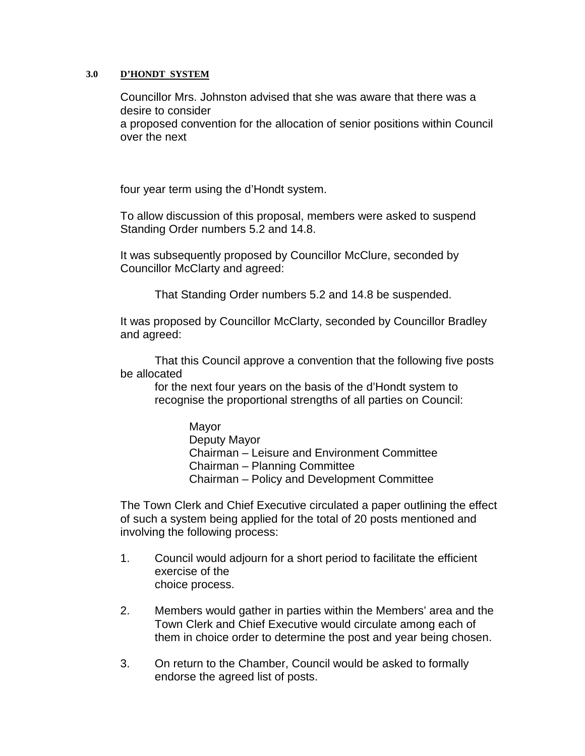**3.0 D'HONDT SYSTEM**

Councillor Mrs. Johnston advised that she was aware that there was a desire to consider a proposed convention for the allocation of senior positions within Council over the next four year term using the d'Hondt system.

To allow discussion of this proposal, members were asked to suspend Standing Order numbers 5.2 and 14.8.

It was subsequently proposed by Councillor McClure, seconded by Councillor McClarty and agreed:

> That Standing Order numbers 5.2 and 14.8 be suspended.

It was proposed by Councillor McClarty, seconded by Councillor Bradley and agreed:

> That this Council approve a convention that the following five posts be allocated for the next four years on the basis of the d'Hondt system to recognise the proportional strengths of all parties on Council:
>
> Mayor
> Deputy Mayor
> Chairman – Leisure and Environment Committee
> Chairman – Planning Committee
> Chairman – Policy and Development Committee

The Town Clerk and Chief Executive circulated a paper outlining the effect of such a system being applied for the total of 20 posts mentioned and involving the following process:

1. Council would adjourn for a short period to facilitate the efficient exercise of the choice process.
2. Members would gather in parties within the Members' area and the Town Clerk and Chief Executive would circulate among each of them in choice order to determine the post and year being chosen.
3. On return to the Chamber, Council would be asked to formally endorse the agreed list of posts.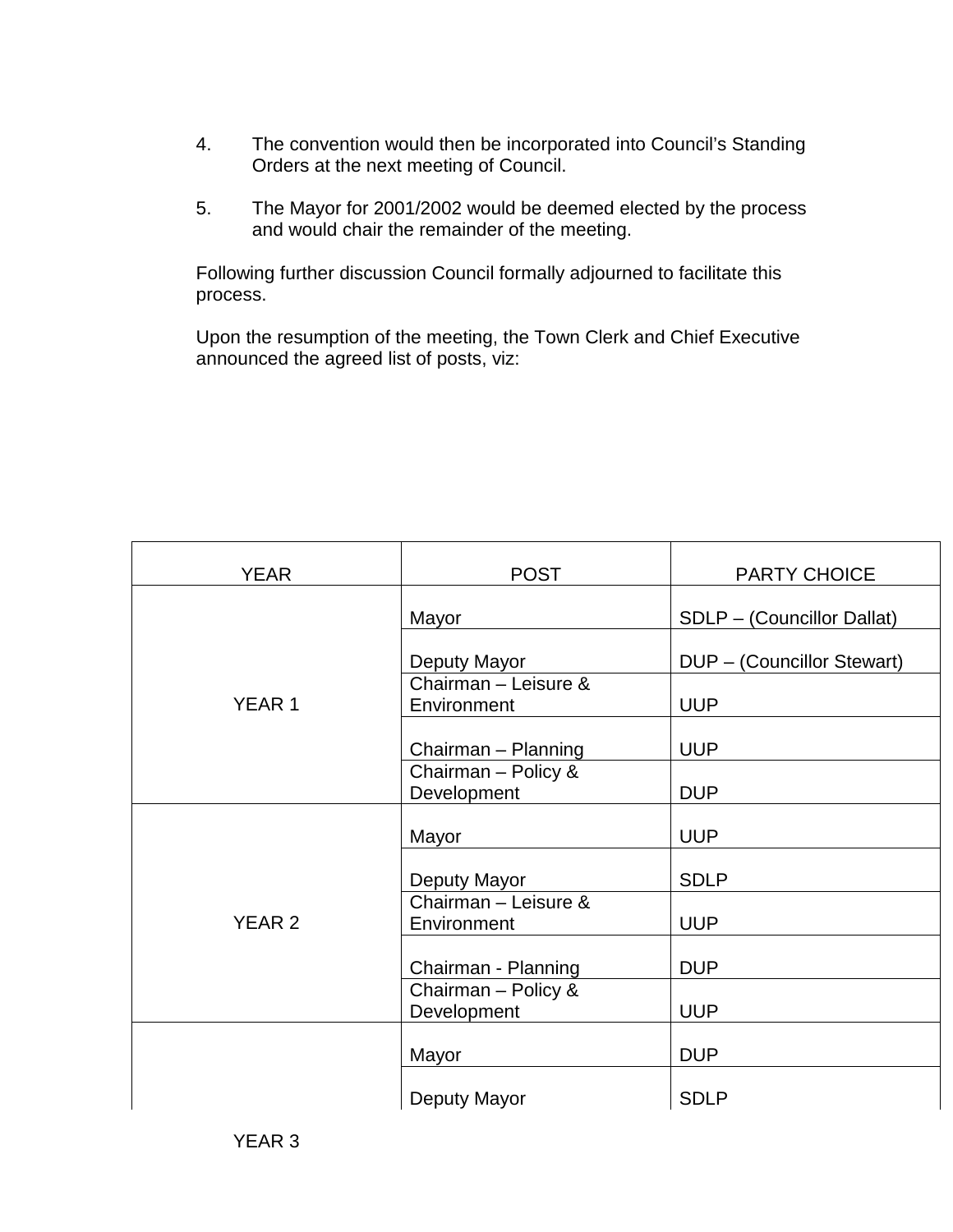4. The convention would then be incorporated into Council's Standing Orders at the next meeting of Council.

5. The Mayor for 2001/2002 would be deemed elected by the process and would chair the remainder of the meeting.

Following further discussion Council formally adjourned to facilitate this process.

Upon the resumption of the meeting, the Town Clerk and Chief Executive announced the agreed list of posts, viz:

| YEAR | POST | PARTY CHOICE |
|---|---|---|
| YEAR 1 | Mayor | SDLP – (Councillor Dallat) |
| | Deputy Mayor | DUP – (Councillor Stewart) |
| | Chairman – Leisure & Environment | UUP |
| | Chairman – Planning | UUP |
| | Chairman – Policy & Development | DUP |
| YEAR 2 | Mayor | UUP |
| | Deputy Mayor | SDLP |
| | Chairman – Leisure & Environment | UUP |
| | Chairman - Planning | DUP |
| | Chairman – Policy & Development | UUP |
| YEAR 3 | Mayor | DUP |
| | Deputy Mayor | SDLP |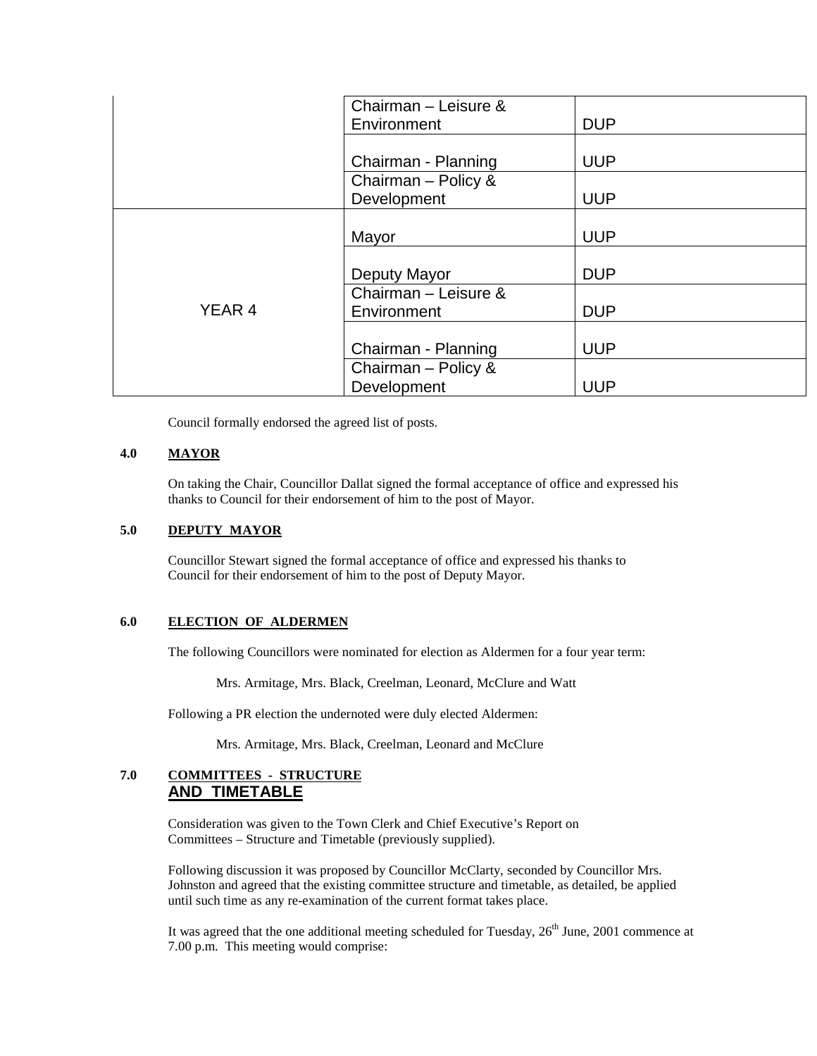| | | |
|---|---|---|
| | Chairman – Leisure & Environment | DUP |
| | Chairman - Planning | UUP |
| | Chairman – Policy & Development | UUP |
| YEAR 4 | Mayor | UUP |
| | Deputy Mayor | DUP |
| | Chairman – Leisure & Environment | DUP |
| | Chairman - Planning | UUP |
| | Chairman – Policy & Development | UUP |

Council formally endorsed the agreed list of posts.

**4.0 MAYOR**

On taking the Chair, Councillor Dallat signed the formal acceptance of office and expressed his thanks to Council for their endorsement of him to the post of Mayor.

**5.0 DEPUTY MAYOR**

Councillor Stewart signed the formal acceptance of office and expressed his thanks to Council for their endorsement of him to the post of Deputy Mayor.

**6.0 ELECTION OF ALDERMEN**

The following Councillors were nominated for election as Aldermen for a four year term:

Mrs. Armitage, Mrs. Black, Creelman, Leonard, McClure and Watt

Following a PR election the undernoted were duly elected Aldermen:

Mrs. Armitage, Mrs. Black, Creelman, Leonard and McClure

**7.0 COMMITTEES - STRUCTURE AND TIMETABLE**

Consideration was given to the Town Clerk and Chief Executive's Report on Committees – Structure and Timetable (previously supplied).

Following discussion it was proposed by Councillor McClarty, seconded by Councillor Mrs. Johnston and agreed that the existing committee structure and timetable, as detailed, be applied until such time as any re-examination of the current format takes place.

It was agreed that the one additional meeting scheduled for Tuesday, 26th June, 2001 commence at 7.00 p.m. This meeting would comprise: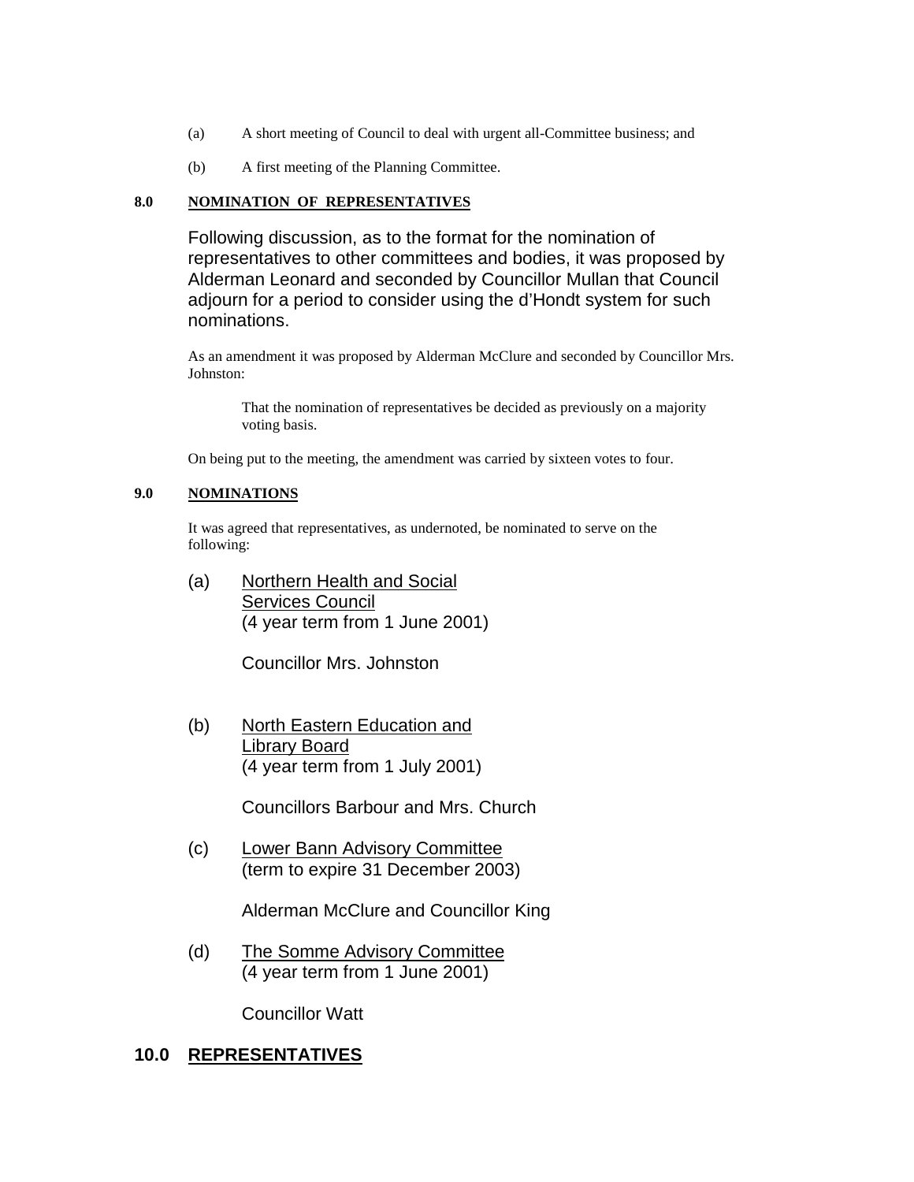(a) A short meeting of Council to deal with urgent all-Committee business; and

(b) A first meeting of the Planning Committee.

**8.0 NOMINATION OF REPRESENTATIVES**

Following discussion, as to the format for the nomination of representatives to other committees and bodies, it was proposed by Alderman Leonard and seconded by Councillor Mullan that Council adjourn for a period to consider using the d'Hondt system for such nominations.

As an amendment it was proposed by Alderman McClure and seconded by Councillor Mrs. Johnston:

> That the nomination of representatives be decided as previously on a majority voting basis.

On being put to the meeting, the amendment was carried by sixteen votes to four.

**9.0 NOMINATIONS**

It was agreed that representatives, as undernoted, be nominated to serve on the following:

(a) Northern Health and Social Services Council
(4 year term from 1 June 2001)

Councillor Mrs. Johnston

(b) North Eastern Education and Library Board
(4 year term from 1 July 2001)

Councillors Barbour and Mrs. Church

(c) Lower Bann Advisory Committee
(term to expire 31 December 2003)

Alderman McClure and Councillor King

(d) The Somme Advisory Committee
(4 year term from 1 June 2001)

Councillor Watt

**10.0 REPRESENTATIVES**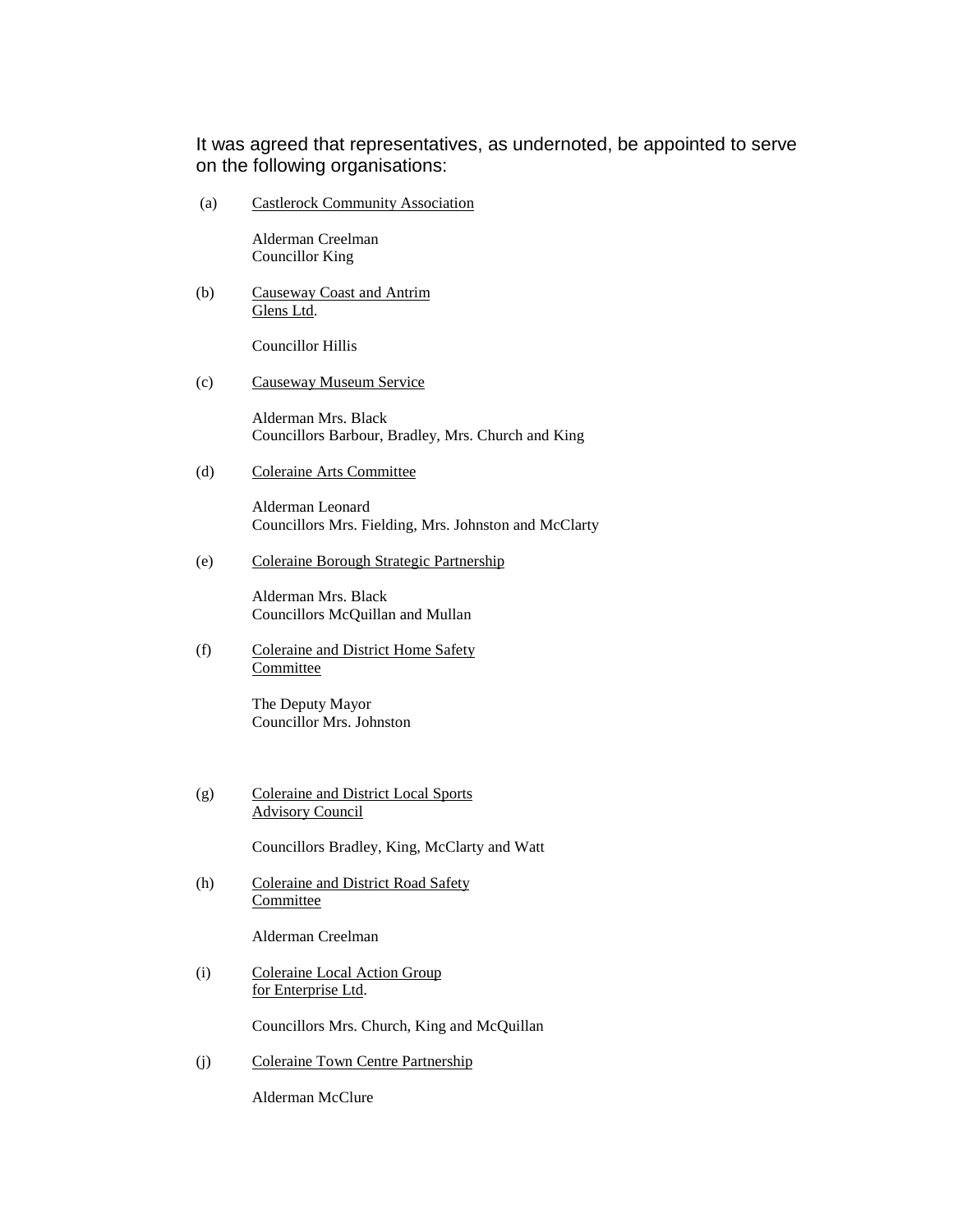It was agreed that representatives, as undernoted, be appointed to serve on the following organisations:

(a) <u>Castlerock Community Association</u>

Alderman Creelman
Councillor King

(b) <u>Causeway Coast and Antrim Glens Ltd</u>.

Councillor Hillis

(c) <u>Causeway Museum Service</u>

Alderman Mrs. Black
Councillors Barbour, Bradley, Mrs. Church and King

(d) <u>Coleraine Arts Committee</u>

Alderman Leonard
Councillors Mrs. Fielding, Mrs. Johnston and McClarty

(e) <u>Coleraine Borough Strategic Partnership</u>

Alderman Mrs. Black
Councillors McQuillan and Mullan

(f) <u>Coleraine and District Home Safety Committee</u>

The Deputy Mayor
Councillor Mrs. Johnston

(g) <u>Coleraine and District Local Sports Advisory Council</u>

Councillors Bradley, King, McClarty and Watt

(h) <u>Coleraine and District Road Safety Committee</u>

Alderman Creelman

(i) <u>Coleraine Local Action Group for Enterprise Ltd</u>.

Councillors Mrs. Church, King and McQuillan

(j) <u>Coleraine Town Centre Partnership</u>

Alderman McClure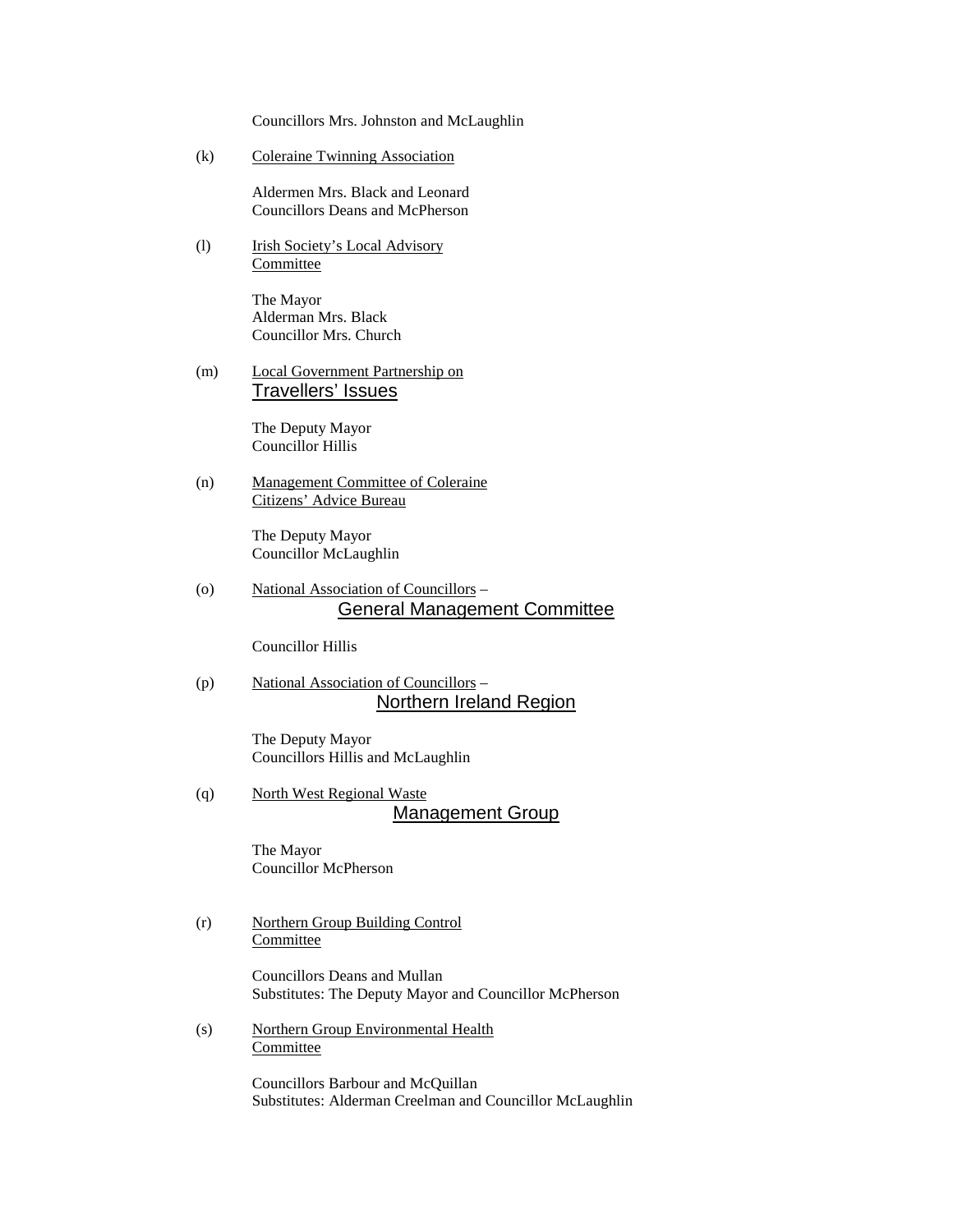Councillors Mrs. Johnston and McLaughlin

(k) Coleraine Twinning Association

Aldermen Mrs. Black and Leonard
Councillors Deans and McPherson

(l) Irish Society's Local Advisory Committee

The Mayor
Alderman Mrs. Black
Councillor Mrs. Church

(m) Local Government Partnership on Travellers' Issues

The Deputy Mayor
Councillor Hillis

(n) Management Committee of Coleraine Citizens' Advice Bureau

The Deputy Mayor
Councillor McLaughlin

(o) National Association of Councillors – General Management Committee

Councillor Hillis

(p) National Association of Councillors – Northern Ireland Region

The Deputy Mayor
Councillors Hillis and McLaughlin

(q) North West Regional Waste Management Group

The Mayor
Councillor McPherson

(r) Northern Group Building Control Committee

Councillors Deans and Mullan
Substitutes: The Deputy Mayor and Councillor McPherson

(s) Northern Group Environmental Health Committee

Councillors Barbour and McQuillan
Substitutes: Alderman Creelman and Councillor McLaughlin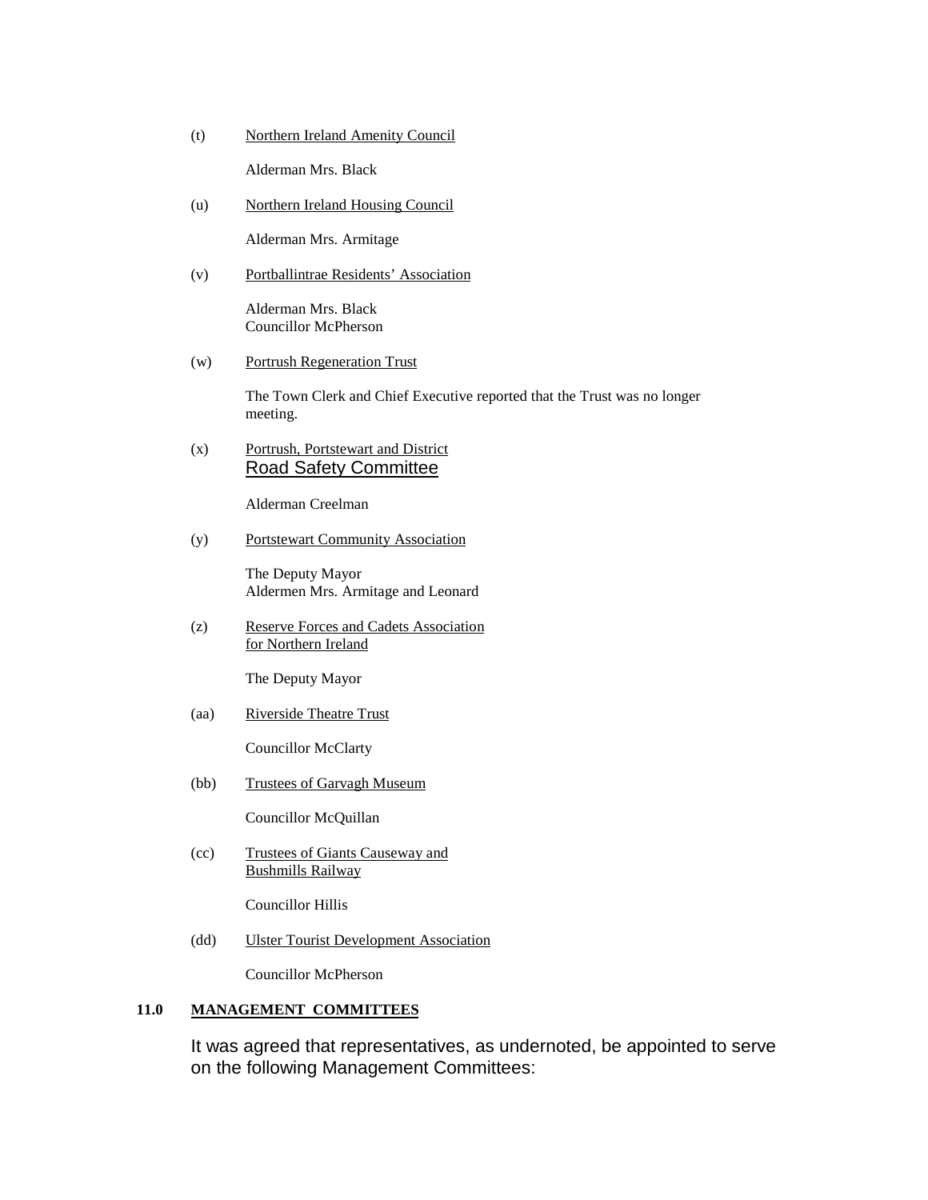(t) Northern Ireland Amenity Council

Alderman Mrs. Black

(u) Northern Ireland Housing Council

Alderman Mrs. Armitage

(v) Portballintrae Residents' Association

Alderman Mrs. Black
Councillor McPherson

(w) Portrush Regeneration Trust

The Town Clerk and Chief Executive reported that the Trust was no longer meeting.

(x) Portrush, Portstewart and District Road Safety Committee

Alderman Creelman

(y) Portstewart Community Association

The Deputy Mayor
Aldermen Mrs. Armitage and Leonard

(z) Reserve Forces and Cadets Association for Northern Ireland

The Deputy Mayor

(aa) Riverside Theatre Trust

Councillor McClarty

(bb) Trustees of Garvagh Museum

Councillor McQuillan

(cc) Trustees of Giants Causeway and Bushmills Railway

Councillor Hillis

(dd) Ulster Tourist Development Association

Councillor McPherson

## 11.0 MANAGEMENT COMMITTEES

It was agreed that representatives, as undernoted, be appointed to serve on the following Management Committees: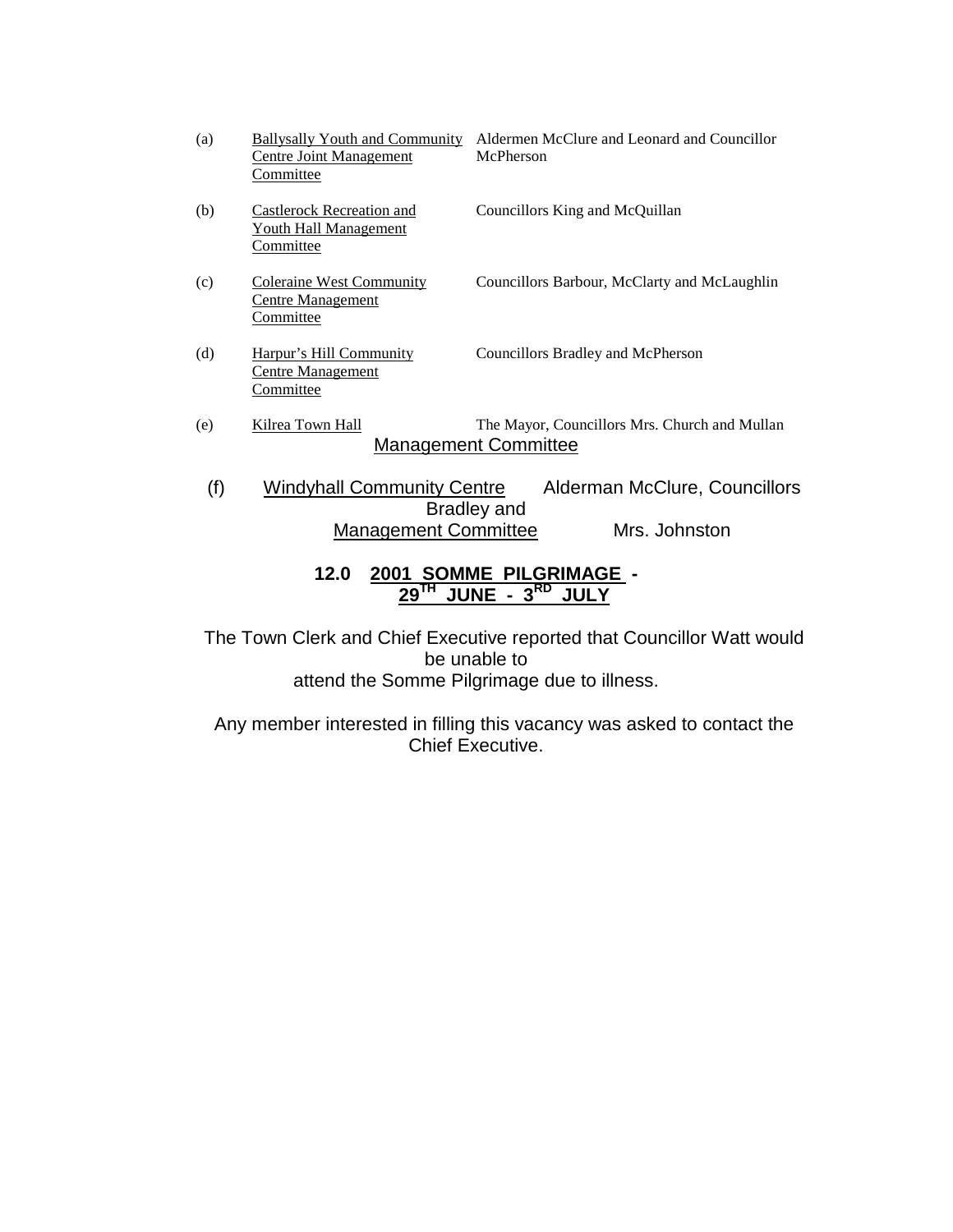| | | |
|---|---|---|
| (a) | Ballysally Youth and Community Centre Joint Management Committee | Aldermen McClure and Leonard and Councillor McPherson |
| (b) | Castlerock Recreation and Youth Hall Management Committee | Councillors King and McQuillan |
| (c) | Coleraine West Community Centre Management Committee | Councillors Barbour, McClarty and McLaughlin |
| (d) | Harpur's Hill Community Centre Management Committee | Councillors Bradley and McPherson |
| (e) | Kilrea Town Hall Management Committee | The Mayor, Councillors Mrs. Church and Mullan |
| (f) | Windyhall Community Centre Management Committee | Alderman McClure, Councillors Bradley and Mrs. Johnston |

## 12.0 2001 SOMME PILGRIMAGE - 29TH JUNE - 3RD JULY

The Town Clerk and Chief Executive reported that Councillor Watt would be unable to attend the Somme Pilgrimage due to illness.

Any member interested in filling this vacancy was asked to contact the Chief Executive.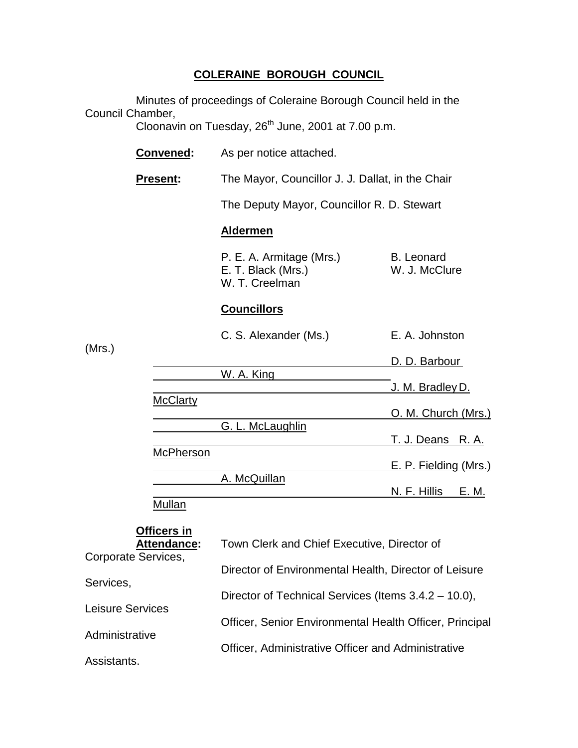## COLERAINE BOROUGH COUNCIL

Minutes of proceedings of Coleraine Borough Council held in the Council Chamber, Cloonavin on Tuesday, 26th June, 2001 at 7.00 p.m.

**Convened:** As per notice attached.

**Present:** The Mayor, Councillor J. J. Dallat, in the Chair

The Deputy Mayor, Councillor R. D. Stewart

**Aldermen**

| | |
|---|---|
| P. E. A. Armitage (Mrs.) | B. Leonard |
| E. T. Black (Mrs.) | W. J. McClure |
| W. T. Creelman | |

**Councillors**

| | |
|---|---|
| C. S. Alexander (Ms.) | E. A. Johnston (Mrs.) |
| D. D. Barbour | W. A. King |
| J. M. Bradley | D. McClarty |
| O. M. Church (Mrs.) | G. L. McLaughlin |
| T. J. Deans | R. A. McPherson |
| E. P. Fielding (Mrs.) | A. McQuillan |
| N. F. Hillis | E. M. Mullan |

**Officers in Attendance:** Town Clerk and Chief Executive, Director of Corporate Services, Director of Environmental Health, Director of Leisure Services, Director of Technical Services (Items 3.4.2 – 10.0), Leisure Services Officer, Senior Environmental Health Officer, Principal Administrative Officer, Administrative Officer and Administrative Assistants.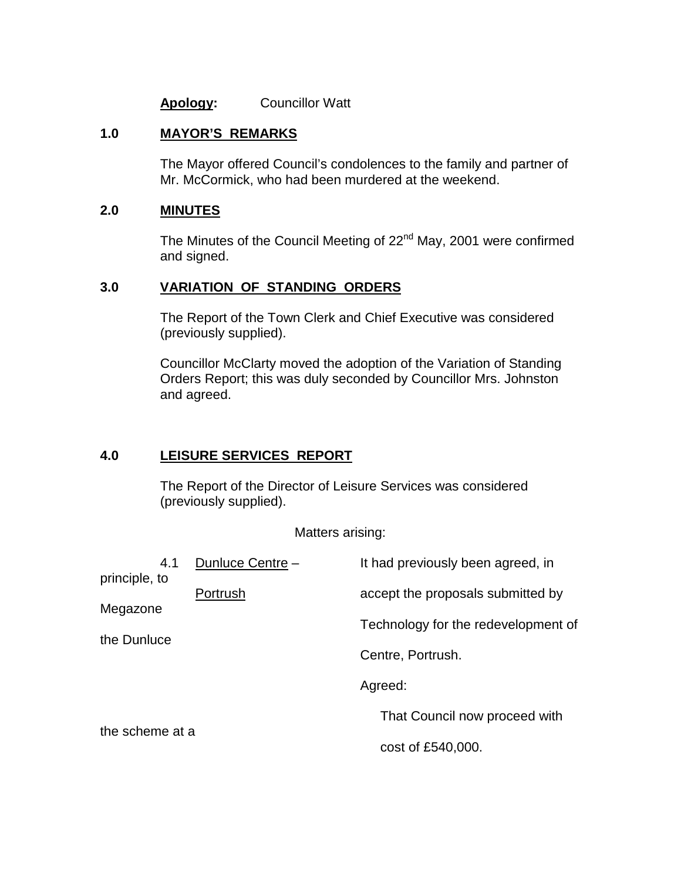**Apology:** Councillor Watt

## 1.0 MAYOR'S REMARKS

The Mayor offered Council's condolences to the family and partner of Mr. McCormick, who had been murdered at the weekend.

## 2.0 MINUTES

The Minutes of the Council Meeting of 22nd May, 2001 were confirmed and signed.

## 3.0 VARIATION OF STANDING ORDERS

The Report of the Town Clerk and Chief Executive was considered (previously supplied).

Councillor McClarty moved the adoption of the Variation of Standing Orders Report; this was duly seconded by Councillor Mrs. Johnston and agreed.

## 4.0 LEISURE SERVICES REPORT

The Report of the Director of Leisure Services was considered (previously supplied).

Matters arising:

4.1 Dunluce Centre – Portrush

It had previously been agreed, in principle, to accept the proposals submitted by Megazone Technology for the redevelopment of the Dunluce Centre, Portrush.

Agreed:

That Council now proceed with the scheme at a cost of £540,000.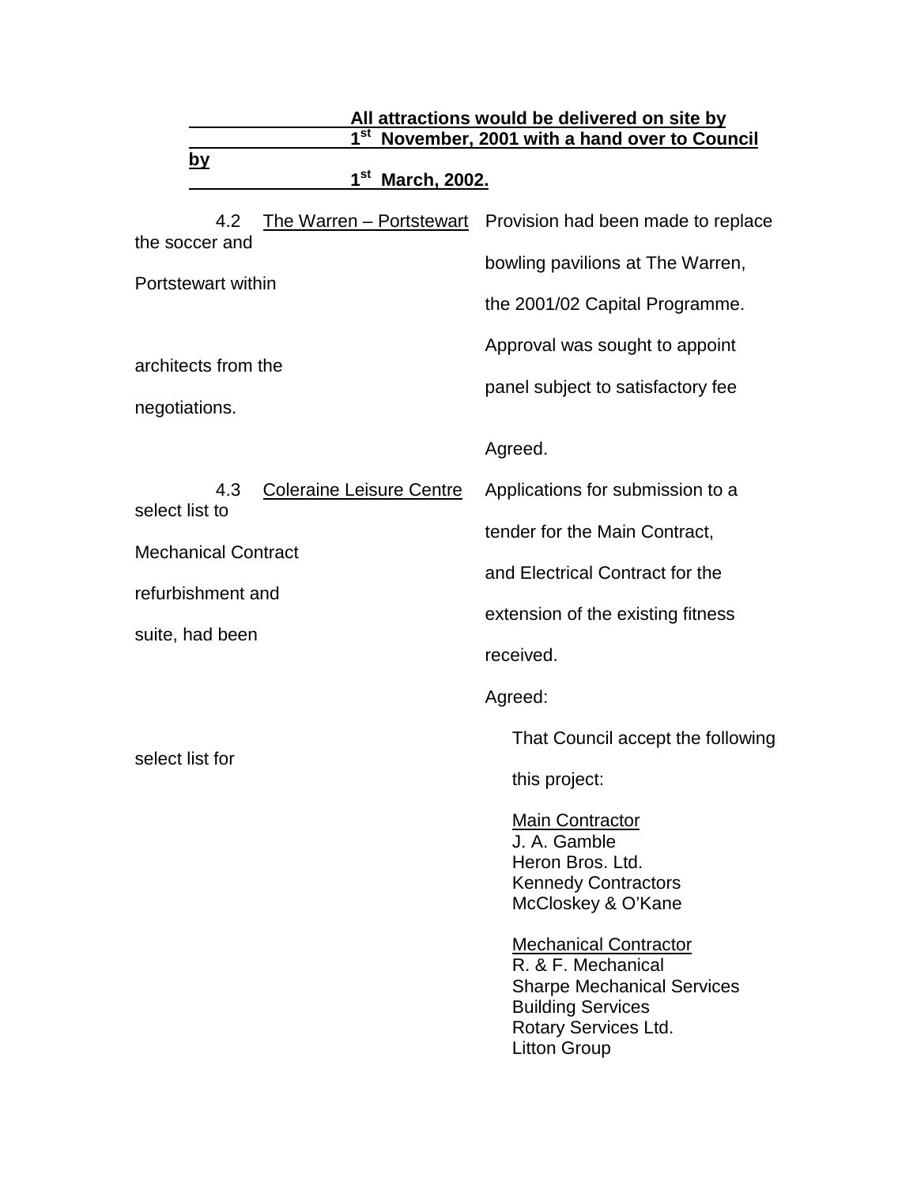**All attractions would be delivered on site by 1st November, 2001 with a hand over to Council by 1st March, 2002.**

4.2 The Warren – Portstewart

Provision had been made to replace the soccer and bowling pavilions at The Warren, Portstewart within the 2001/02 Capital Programme.

Approval was sought to appoint architects from the panel subject to satisfactory fee negotiations.

Agreed.

4.3 Coleraine Leisure Centre

Applications for submission to a select list to tender for the Main Contract, Mechanical Contract and Electrical Contract for the refurbishment and extension of the existing fitness suite, had been received.

Agreed:

That Council accept the following select list for this project:

Main Contractor
J. A. Gamble
Heron Bros. Ltd.
Kennedy Contractors
McCloskey & O'Kane

Mechanical Contractor
R. & F. Mechanical
Sharpe Mechanical Services
Building Services
Rotary Services Ltd.
Litton Group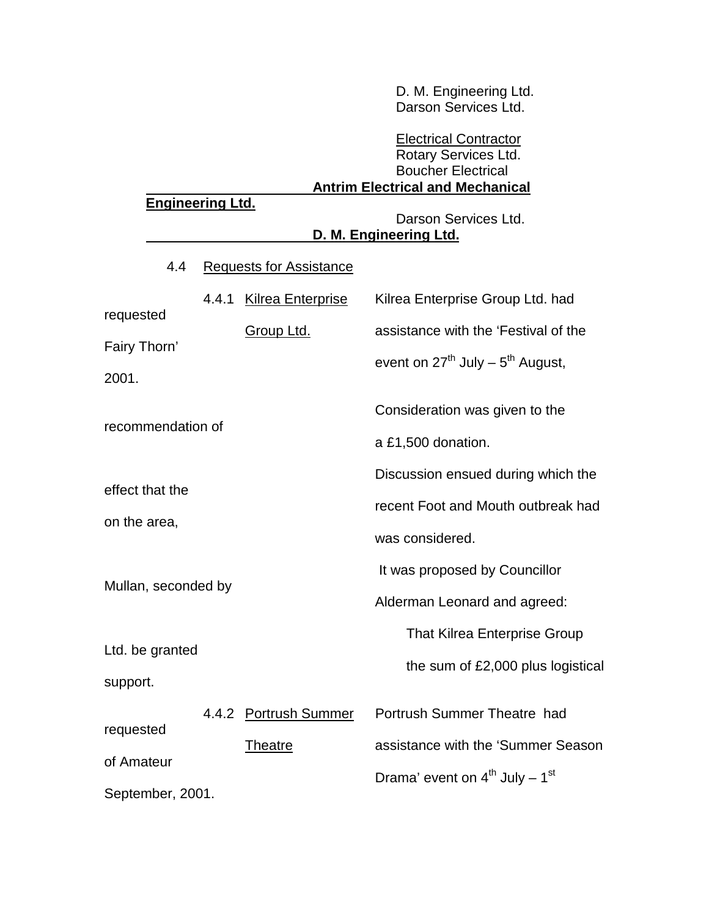D. M. Engineering Ltd.
Darson Services Ltd.

<u>Electrical Contractor</u>
Rotary Services Ltd.
Boucher Electrical
**<u>Antrim Electrical and Mechanical Engineering Ltd.</u>**
Darson Services Ltd.
**<u>D. M. Engineering Ltd.</u>**

4.4 <u>Requests for Assistance</u>

4.4.1 <u>Kilrea Enterprise Group Ltd.</u>

Kilrea Enterprise Group Ltd. had requested assistance with the 'Festival of the Fairy Thorn' event on 27th July – 5th August, 2001.

Consideration was given to the recommendation of a £1,500 donation.

Discussion ensued during which the effect that the recent Foot and Mouth outbreak had on the area, was considered.

It was proposed by Councillor Mullan, seconded by Alderman Leonard and agreed:

> That Kilrea Enterprise Group Ltd. be granted the sum of £2,000 plus logistical support.

4.4.2 <u>Portrush Summer Theatre</u>

Portrush Summer Theatre had requested assistance with the 'Summer Season of Amateur Drama' event on 4th July – 1st September, 2001.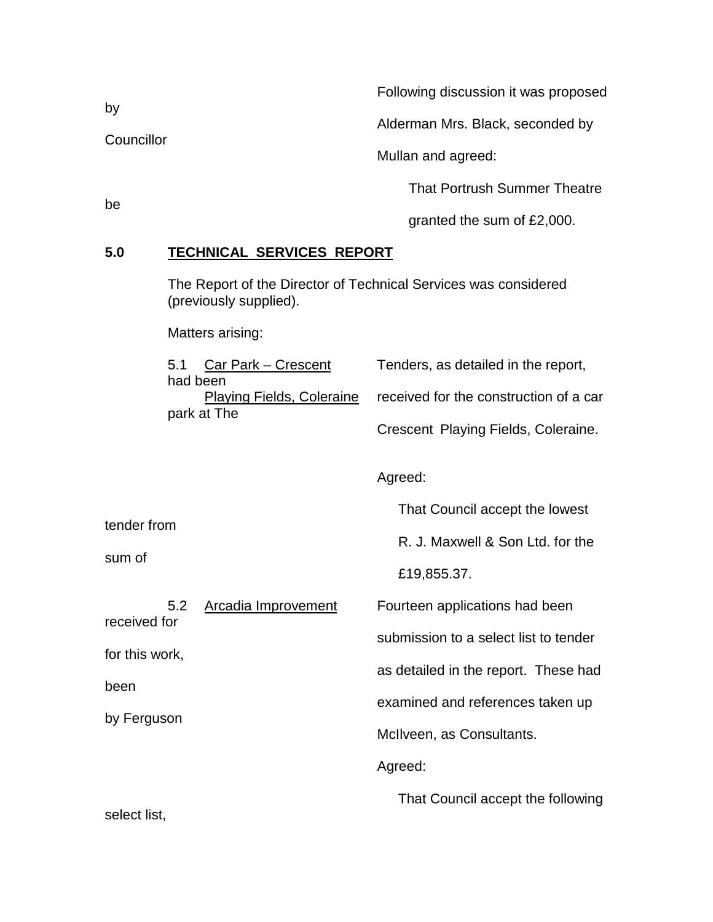Following discussion it was proposed by Alderman Mrs. Black, seconded by Councillor Mullan and agreed:

That Portrush Summer Theatre be granted the sum of £2,000.

**5.0 <u>TECHNICAL SERVICES REPORT</u>**

The Report of the Director of Technical Services was considered (previously supplied).

Matters arising:

5.1 <u>Car Park – Crescent Playing Fields, Coleraine</u>

Tenders, as detailed in the report, had been received for the construction of a car park at The Crescent Playing Fields, Coleraine.

Agreed:

That Council accept the lowest tender from R. J. Maxwell & Son Ltd. for the sum of £19,855.37.

5.2 <u>Arcadia Improvement</u>

Fourteen applications had been received for submission to a select list to tender for this work, as detailed in the report. These had been examined and references taken up by Ferguson McIlveen, as Consultants.

Agreed:

That Council accept the following select list,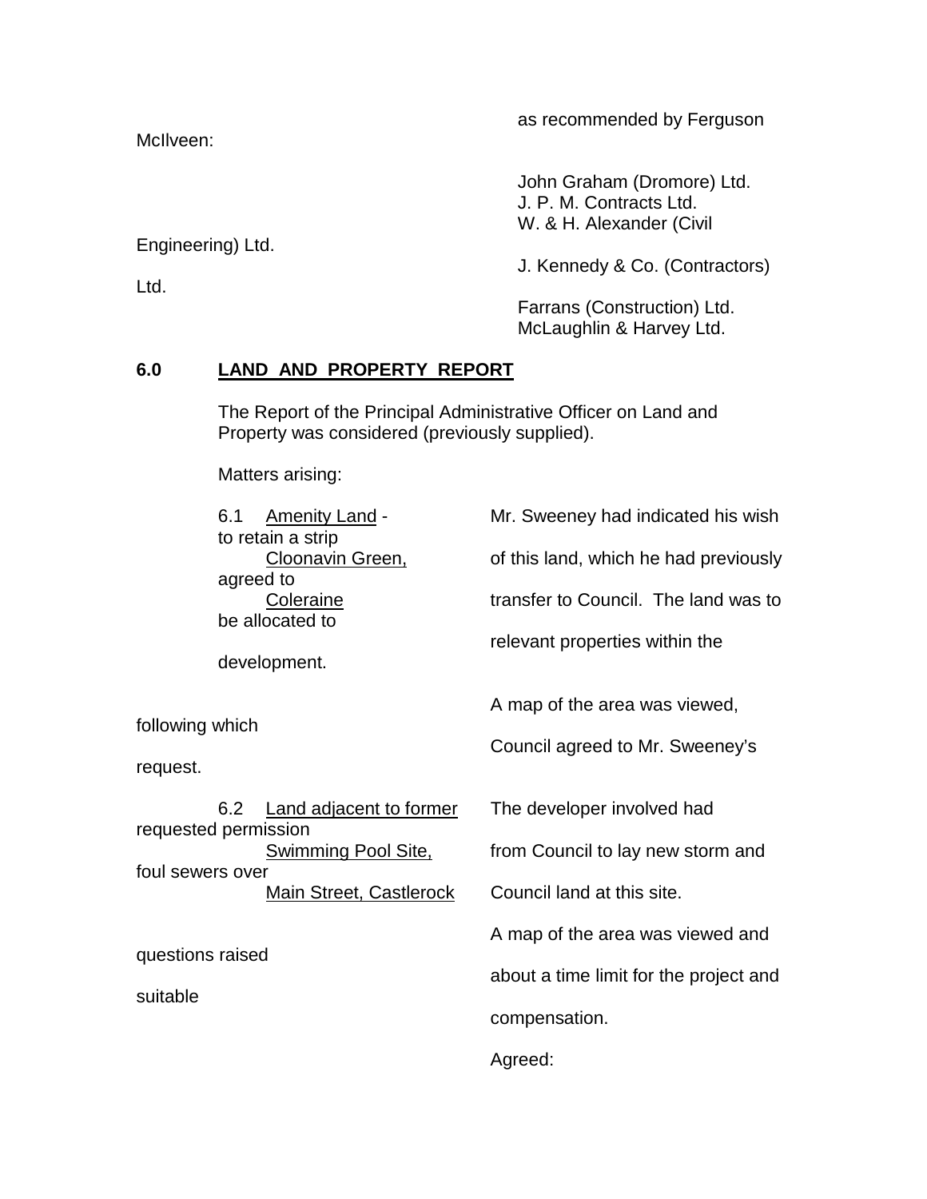McIlveen: as recommended by Ferguson

John Graham (Dromore) Ltd.
J. P. M. Contracts Ltd.
W. & H. Alexander (Civil Engineering) Ltd.
J. Kennedy & Co. (Contractors) Ltd.
Farrans (Construction) Ltd.
McLaughlin & Harvey Ltd.

## 6.0 LAND AND PROPERTY REPORT

The Report of the Principal Administrative Officer on Land and Property was considered (previously supplied).

Matters arising:

6.1 Amenity Land - Cloonavin Green, Coleraine

Mr. Sweeney had indicated his wish to retain a strip of this land, which he had previously agreed to transfer to Council. The land was to be allocated to relevant properties within the development.

A map of the area was viewed, following which Council agreed to Mr. Sweeney's request.

6.2 Land adjacent to former Swimming Pool Site, Main Street, Castlerock

The developer involved had requested permission from Council to lay new storm and foul sewers over Council land at this site.

A map of the area was viewed and questions raised about a time limit for the project and suitable compensation.

Agreed: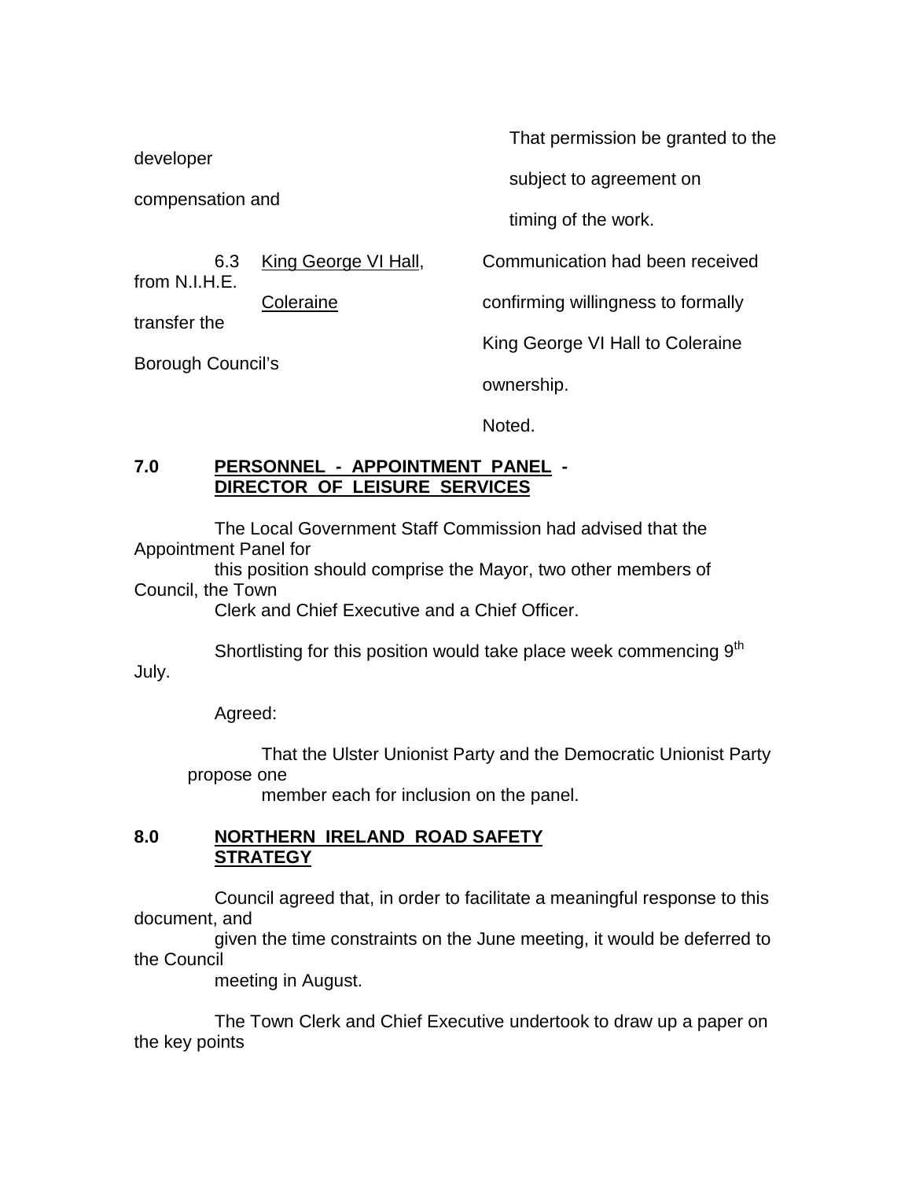That permission be granted to the developer subject to agreement on compensation and timing of the work.

6.3 King George VI Hall, Coleraine

Communication had been received from N.I.H.E. confirming willingness to formally transfer the King George VI Hall to Coleraine Borough Council's ownership.

Noted.

## 7.0 PERSONNEL - APPOINTMENT PANEL - DIRECTOR OF LEISURE SERVICES

The Local Government Staff Commission had advised that the Appointment Panel for this position should comprise the Mayor, two other members of Council, the Town Clerk and Chief Executive and a Chief Officer.

Shortlisting for this position would take place week commencing 9th July.

Agreed:

That the Ulster Unionist Party and the Democratic Unionist Party propose one member each for inclusion on the panel.

## 8.0 NORTHERN IRELAND ROAD SAFETY STRATEGY

Council agreed that, in order to facilitate a meaningful response to this document, and given the time constraints on the June meeting, it would be deferred to the Council meeting in August.

The Town Clerk and Chief Executive undertook to draw up a paper on the key points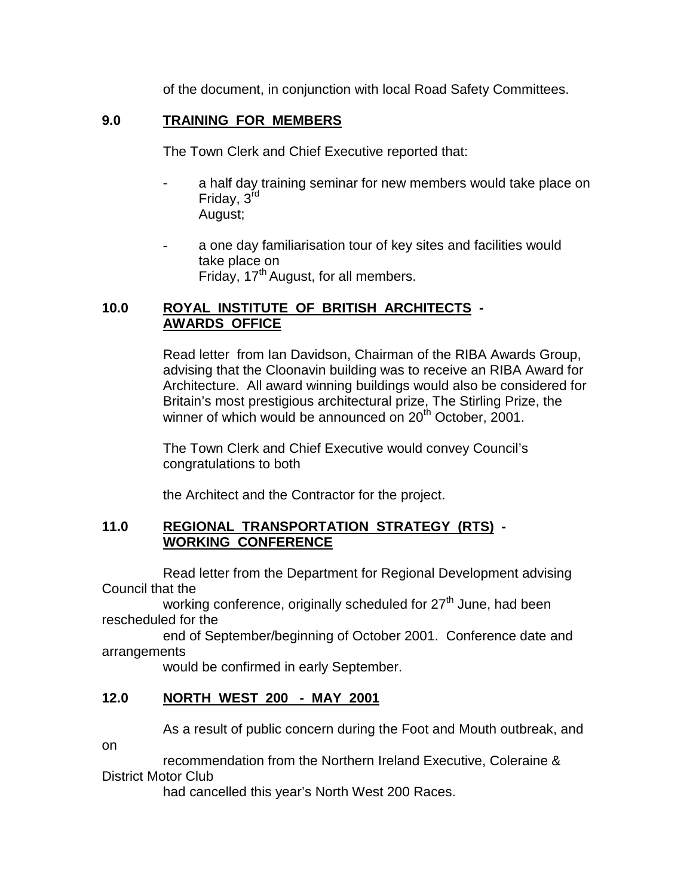of the document, in conjunction with local Road Safety Committees.

## 9.0 TRAINING FOR MEMBERS

The Town Clerk and Chief Executive reported that:

- a half day training seminar for new members would take place on Friday, 3rd August;
- a one day familiarisation tour of key sites and facilities would take place on Friday, 17th August, for all members.

## 10.0 ROYAL INSTITUTE OF BRITISH ARCHITECTS - AWARDS OFFICE

Read letter from Ian Davidson, Chairman of the RIBA Awards Group, advising that the Cloonavin building was to receive an RIBA Award for Architecture. All award winning buildings would also be considered for Britain's most prestigious architectural prize, The Stirling Prize, the winner of which would be announced on 20th October, 2001.

The Town Clerk and Chief Executive would convey Council's congratulations to both

the Architect and the Contractor for the project.

## 11.0 REGIONAL TRANSPORTATION STRATEGY (RTS) - WORKING CONFERENCE

Read letter from the Department for Regional Development advising Council that the working conference, originally scheduled for 27th June, had been rescheduled for the end of September/beginning of October 2001. Conference date and arrangements would be confirmed in early September.

## 12.0 NORTH WEST 200 - MAY 2001

As a result of public concern during the Foot and Mouth outbreak, and on recommendation from the Northern Ireland Executive, Coleraine & District Motor Club had cancelled this year's North West 200 Races.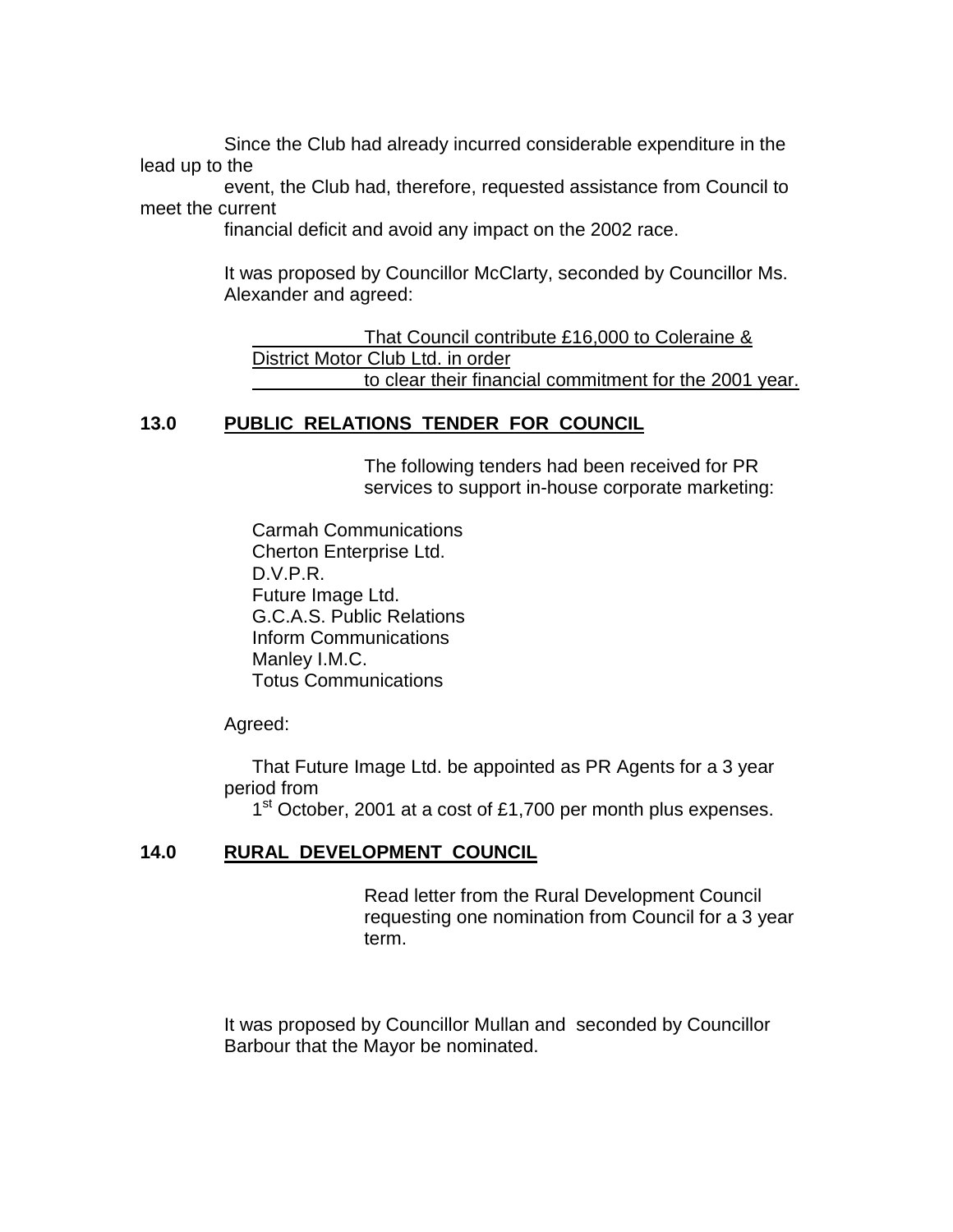Since the Club had already incurred considerable expenditure in the lead up to the event, the Club had, therefore, requested assistance from Council to meet the current financial deficit and avoid any impact on the 2002 race.

It was proposed by Councillor McClarty, seconded by Councillor Ms. Alexander and agreed:

<u>That Council contribute £16,000 to Coleraine & District Motor Club Ltd. in order to clear their financial commitment for the 2001 year.</u>

## 13.0 PUBLIC RELATIONS TENDER FOR COUNCIL

The following tenders had been received for PR services to support in-house corporate marketing:

Carmah Communications
Cherton Enterprise Ltd.
D.V.P.R.
Future Image Ltd.
G.C.A.S. Public Relations
Inform Communications
Manley I.M.C.
Totus Communications

Agreed:

That Future Image Ltd. be appointed as PR Agents for a 3 year period from 1st October, 2001 at a cost of £1,700 per month plus expenses.

## 14.0 RURAL DEVELOPMENT COUNCIL

Read letter from the Rural Development Council requesting one nomination from Council for a 3 year term.

It was proposed by Councillor Mullan and seconded by Councillor Barbour that the Mayor be nominated.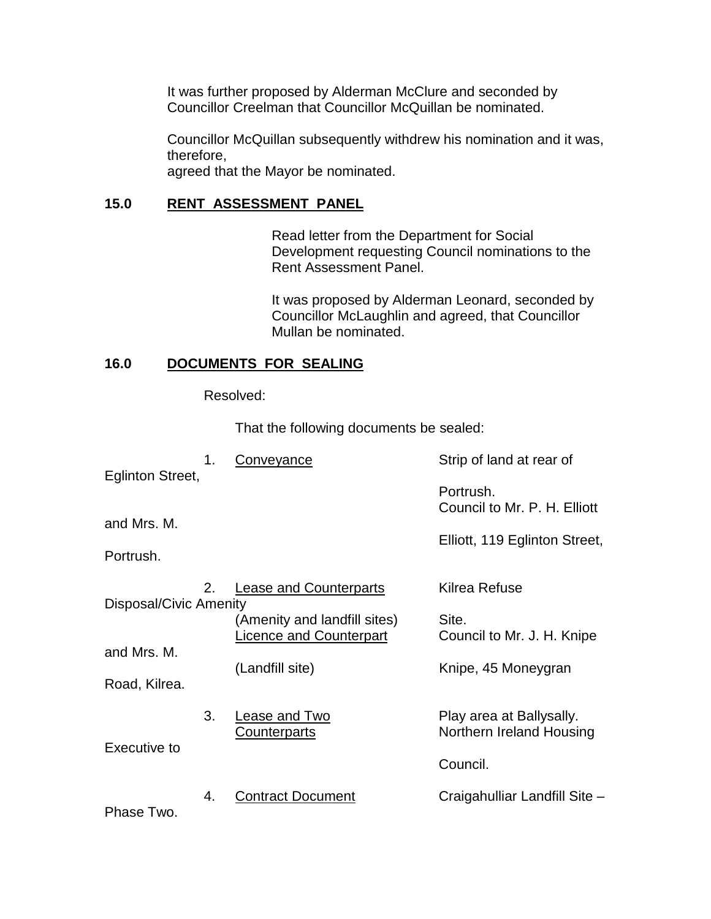It was further proposed by Alderman McClure and seconded by Councillor Creelman that Councillor McQuillan be nominated.

Councillor McQuillan subsequently withdrew his nomination and it was, therefore,
agreed that the Mayor be nominated.

## 15.0 RENT ASSESSMENT PANEL

Read letter from the Department for Social Development requesting Council nominations to the Rent Assessment Panel.

It was proposed by Alderman Leonard, seconded by Councillor McLaughlin and agreed, that Councillor Mullan be nominated.

## 16.0 DOCUMENTS FOR SEALING

Resolved:

That the following documents be sealed:

| | Document | Details |
|---|---|---|
| 1. | Conveyance | Strip of land at rear of Eglinton Street, Portrush. Council to Mr. P. H. Elliott and Mrs. M. Elliott, 119 Eglinton Street, Portrush. |
| 2. | Lease and Counterparts (Amenity and landfill sites) Licence and Counterpart (Landfill site) | Kilrea Refuse Disposal/Civic Amenity Site. Council to Mr. J. H. Knipe and Mrs. M. Knipe, 45 Moneygran Road, Kilrea. |
| 3. | Lease and Two Counterparts | Play area at Ballysally. Northern Ireland Housing Executive to Council. |
| 4. | Contract Document | Craigahulliar Landfill Site – Phase Two. |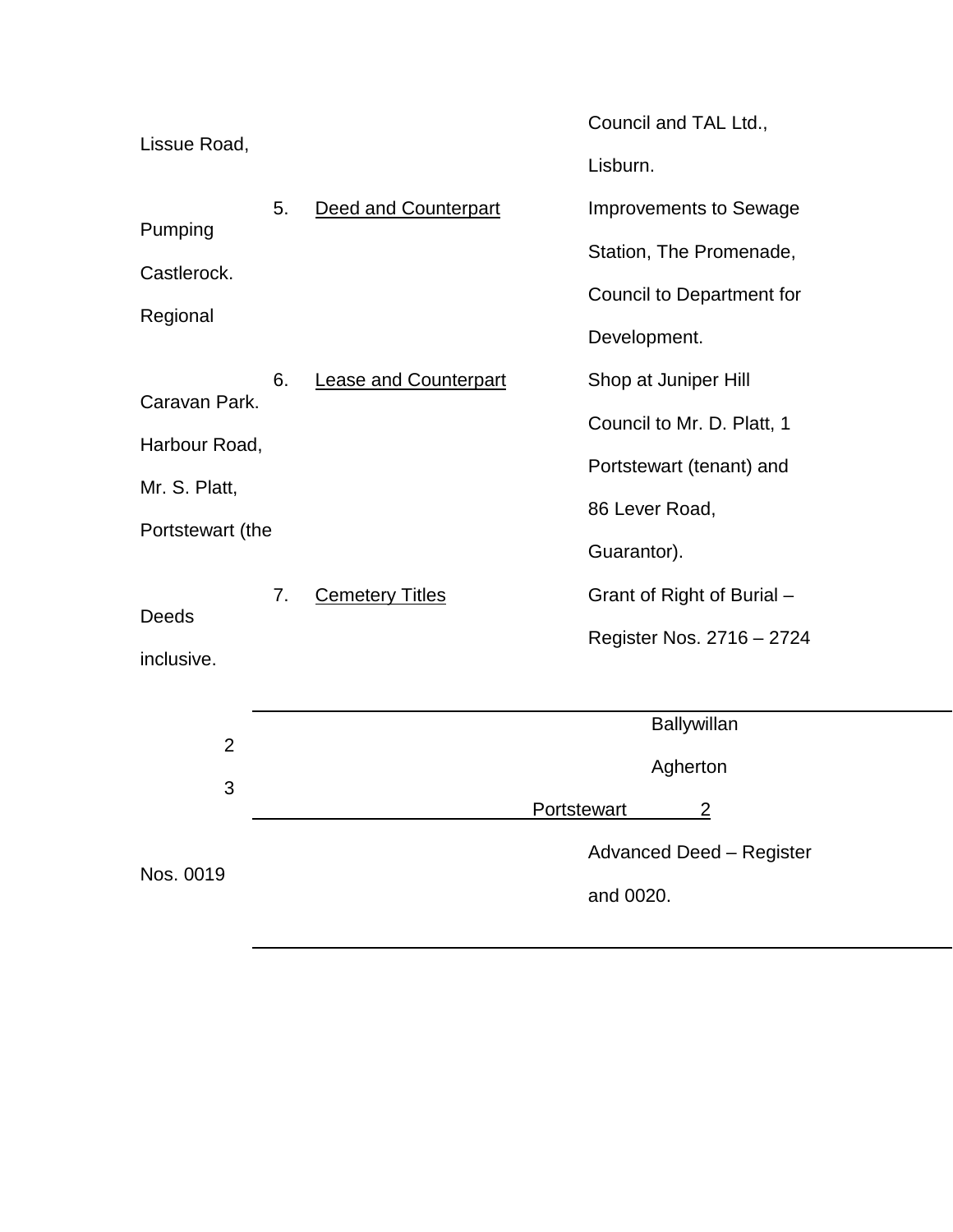Council and TAL Ltd., Lissue Road, Lisburn.

5. Deed and Counterpart — Improvements to Sewage Pumping Station, The Promenade, Castlerock. Council to Department for Regional Development.

6. Lease and Counterpart — Shop at Juniper Hill Caravan Park. Council to Mr. D. Platt, 1 Harbour Road, Portstewart (tenant) and Mr. S. Platt, 86 Lever Road, Portstewart (the Guarantor).

7. Cemetery Titles — Grant of Right of Burial – Deeds Register Nos. 2716 – 2724 inclusive.

| Cemetery | Number |
|---|---|
| Ballywillan | 2 |
| Agherton | 3 |
| Portstewart | 2 |

Advanced Deed – Register Nos. 0019 and 0020.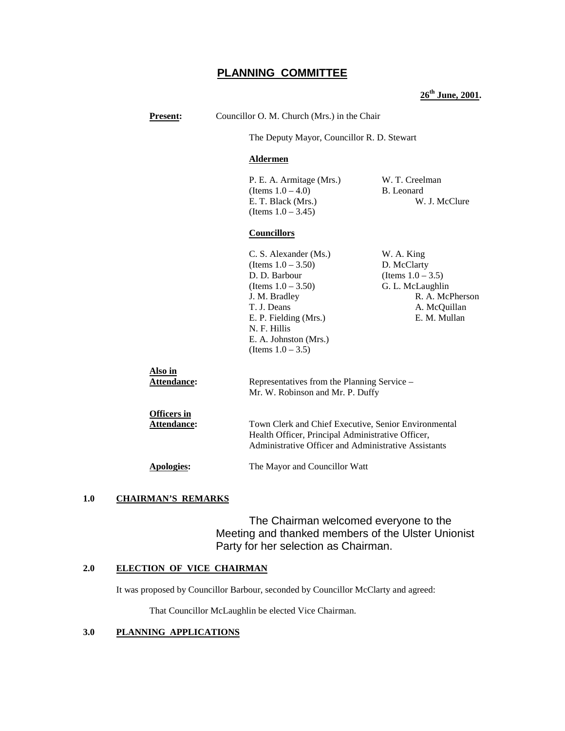# PLANNING COMMITTEE

**26th June, 2001.**

**Present:** Councillor O. M. Church (Mrs.) in the Chair

The Deputy Mayor, Councillor R. D. Stewart

**Aldermen**

P. E. A. Armitage (Mrs.) (Items 1.0 – 4.0)
E. T. Black (Mrs.) (Items 1.0 – 3.45)
W. T. Creelman
B. Leonard
W. J. McClure

**Councillors**

C. S. Alexander (Ms.) (Items 1.0 – 3.50)
D. D. Barbour (Items 1.0 – 3.50)
J. M. Bradley
T. J. Deans
E. P. Fielding (Mrs.)
N. F. Hillis
E. A. Johnston (Mrs.) (Items 1.0 – 3.5)
W. A. King
D. McClarty (Items 1.0 – 3.5)
G. L. McLaughlin
R. A. McPherson
A. McQuillan
E. M. Mullan

**Also in Attendance:** Representatives from the Planning Service – Mr. W. Robinson and Mr. P. Duffy

**Officers in Attendance:** Town Clerk and Chief Executive, Senior Environmental Health Officer, Principal Administrative Officer, Administrative Officer and Administrative Assistants

**Apologies:** The Mayor and Councillor Watt

## 1.0 CHAIRMAN'S REMARKS

The Chairman welcomed everyone to the Meeting and thanked members of the Ulster Unionist Party for her selection as Chairman.

## 2.0 ELECTION OF VICE CHAIRMAN

It was proposed by Councillor Barbour, seconded by Councillor McClarty and agreed:

That Councillor McLaughlin be elected Vice Chairman.

## 3.0 PLANNING APPLICATIONS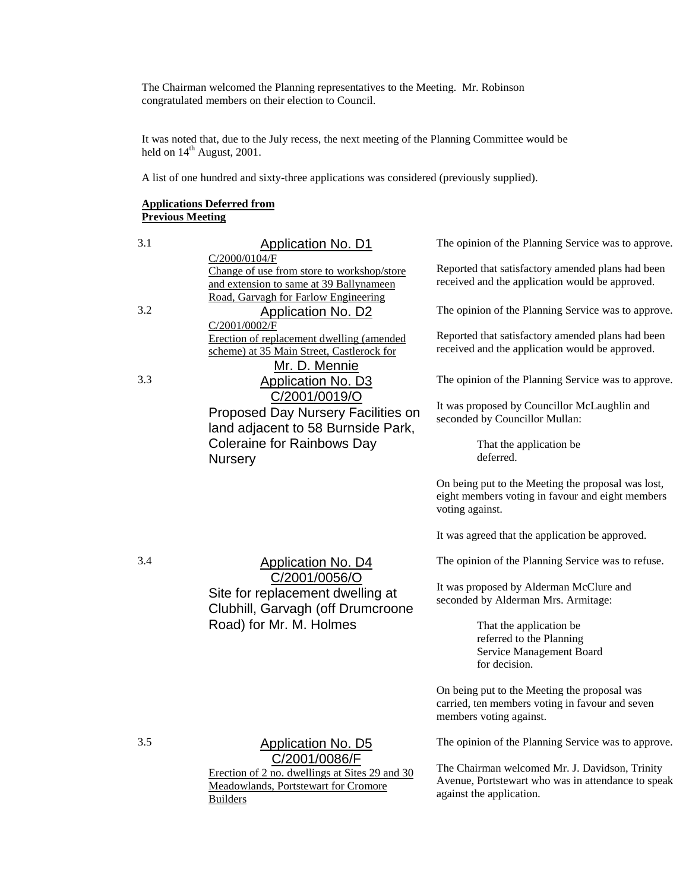The Chairman welcomed the Planning representatives to the Meeting. Mr. Robinson congratulated members on their election to Council.

It was noted that, due to the July recess, the next meeting of the Planning Committee would be held on 14th August, 2001.

A list of one hundred and sixty-three applications was considered (previously supplied).

**Applications Deferred from Previous Meeting**

3.1 **Application No. D1**
C/2000/0104/F
Change of use from store to workshop/store and extension to same at 39 Ballynameen Road, Garvagh for Farlow Engineering

The opinion of the Planning Service was to approve.

Reported that satisfactory amended plans had been received and the application would be approved.

3.2 **Application No. D2**
C/2001/0002/F
Erection of replacement dwelling (amended scheme) at 35 Main Street, Castlerock for Mr. D. Mennie

The opinion of the Planning Service was to approve.

Reported that satisfactory amended plans had been received and the application would be approved.

3.3 **Application No. D3**
C/2001/0019/O
Proposed Day Nursery Facilities on land adjacent to 58 Burnside Park, Coleraine for Rainbows Day Nursery

The opinion of the Planning Service was to approve.

It was proposed by Councillor McLaughlin and seconded by Councillor Mullan:

> That the application be deferred.

On being put to the Meeting the proposal was lost, eight members voting in favour and eight members voting against.

It was agreed that the application be approved.

3.4 **Application No. D4**
C/2001/0056/O
Site for replacement dwelling at Clubhill, Garvagh (off Drumcroone Road) for Mr. M. Holmes

The opinion of the Planning Service was to refuse.

It was proposed by Alderman McClure and seconded by Alderman Mrs. Armitage:

> That the application be referred to the Planning Service Management Board for decision.

On being put to the Meeting the proposal was carried, ten members voting in favour and seven members voting against.

3.5 **Application No. D5**
C/2001/0086/F
Erection of 2 no. dwellings at Sites 29 and 30 Meadowlands, Portstewart for Cromore Builders

The opinion of the Planning Service was to approve.

The Chairman welcomed Mr. J. Davidson, Trinity Avenue, Portstewart who was in attendance to speak against the application.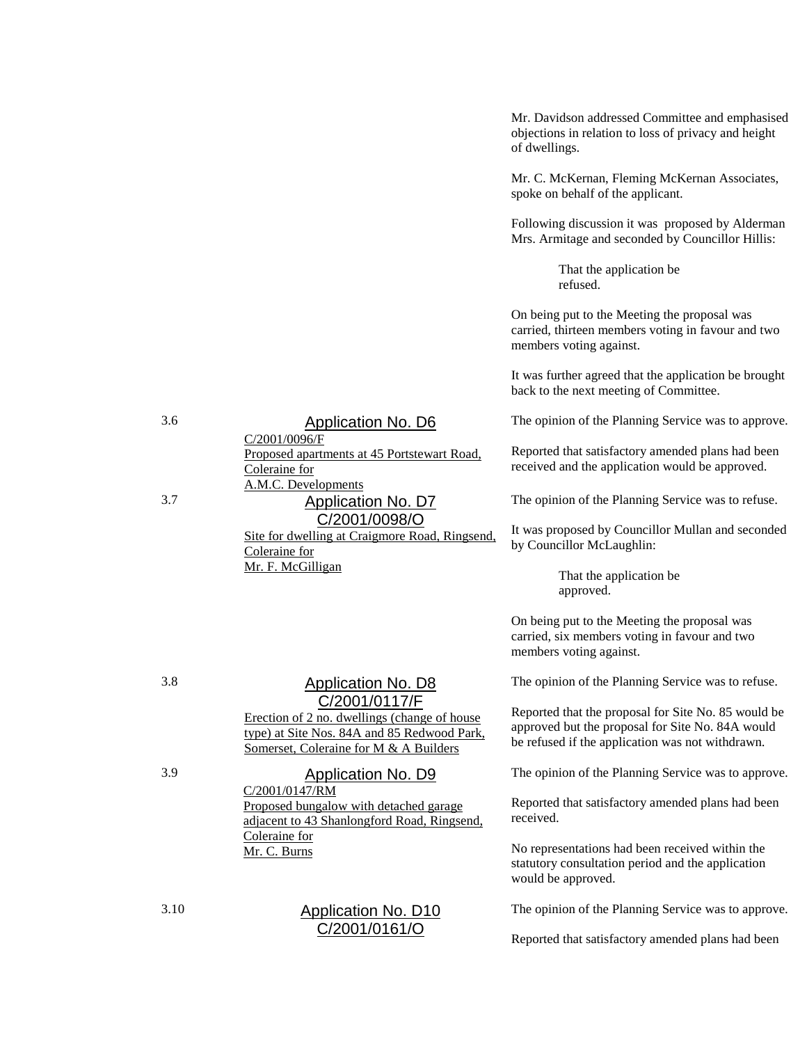Mr. Davidson addressed Committee and emphasised objections in relation to loss of privacy and height of dwellings.

Mr. C. McKernan, Fleming McKernan Associates, spoke on behalf of the applicant.

Following discussion it was proposed by Alderman Mrs. Armitage and seconded by Councillor Hillis:

> That the application be refused.

On being put to the Meeting the proposal was carried, thirteen members voting in favour and two members voting against.

It was further agreed that the application be brought back to the next meeting of Committee.

3.6 **Application No. D6**

C/2001/0096/F
Proposed apartments at 45 Portstewart Road, Coleraine for A.M.C. Developments

The opinion of the Planning Service was to approve.

Reported that satisfactory amended plans had been received and the application would be approved.

3.7 **Application No. D7**

C/2001/0098/O
Site for dwelling at Craigmore Road, Ringsend, Coleraine for Mr. F. McGilligan

The opinion of the Planning Service was to refuse.

It was proposed by Councillor Mullan and seconded by Councillor McLaughlin:

> That the application be approved.

On being put to the Meeting the proposal was carried, six members voting in favour and two members voting against.

3.8 **Application No. D8**

C/2001/0117/F
Erection of 2 no. dwellings (change of house type) at Site Nos. 84A and 85 Redwood Park, Somerset, Coleraine for M & A Builders

The opinion of the Planning Service was to refuse.

Reported that the proposal for Site No. 85 would be approved but the proposal for Site No. 84A would be refused if the application was not withdrawn.

3.9 **Application No. D9**

C/2001/0147/RM
Proposed bungalow with detached garage adjacent to 43 Shanlongford Road, Ringsend, Coleraine for Mr. C. Burns

The opinion of the Planning Service was to approve.

Reported that satisfactory amended plans had been received.

No representations had been received within the statutory consultation period and the application would be approved.

3.10 **Application No. D10**

C/2001/0161/O

The opinion of the Planning Service was to approve.

Reported that satisfactory amended plans had been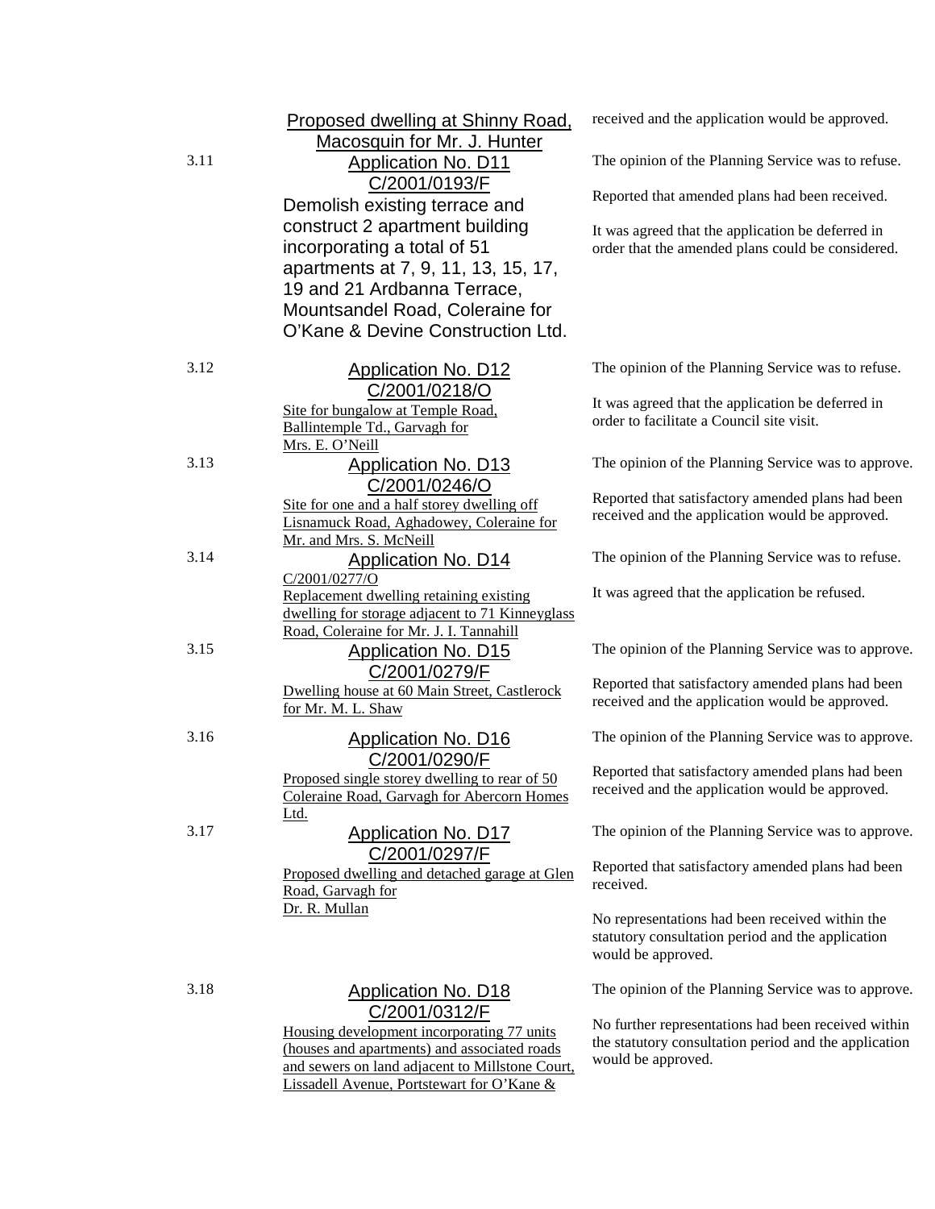Proposed dwelling at Shinny Road, Macosquin for Mr. J. Hunter

received and the application would be approved.

**3.11 Application No. D11**
**C/2001/0193/F**
Demolish existing terrace and construct 2 apartment building incorporating a total of 51 apartments at 7, 9, 11, 13, 15, 17, 19 and 21 Ardbanna Terrace, Mountsandel Road, Coleraine for O'Kane & Devine Construction Ltd.

The opinion of the Planning Service was to refuse.

Reported that amended plans had been received.

It was agreed that the application be deferred in order that the amended plans could be considered.

**3.12 Application No. D12**
**C/2001/0218/O**
Site for bungalow at Temple Road, Ballintemple Td., Garvagh for Mrs. E. O'Neill

The opinion of the Planning Service was to refuse.

It was agreed that the application be deferred in order to facilitate a Council site visit.

**3.13 Application No. D13**
**C/2001/0246/O**
Site for one and a half storey dwelling off Lisnamuck Road, Aghadowey, Coleraine for Mr. and Mrs. S. McNeill

The opinion of the Planning Service was to approve.

Reported that satisfactory amended plans had been received and the application would be approved.

**3.14 Application No. D14**
**C/2001/0277/O**
Replacement dwelling retaining existing dwelling for storage adjacent to 71 Kinneyglass Road, Coleraine for Mr. J. I. Tannahill

The opinion of the Planning Service was to refuse.

It was agreed that the application be refused.

**3.15 Application No. D15**
**C/2001/0279/F**
Dwelling house at 60 Main Street, Castlerock for Mr. M. L. Shaw

The opinion of the Planning Service was to approve.

Reported that satisfactory amended plans had been received and the application would be approved.

**3.16 Application No. D16**
**C/2001/0290/F**
Proposed single storey dwelling to rear of 50 Coleraine Road, Garvagh for Abercorn Homes Ltd.

The opinion of the Planning Service was to approve.

Reported that satisfactory amended plans had been received and the application would be approved.

**3.17 Application No. D17**
**C/2001/0297/F**
Proposed dwelling and detached garage at Glen Road, Garvagh for Dr. R. Mullan

The opinion of the Planning Service was to approve.

Reported that satisfactory amended plans had been received.

No representations had been received within the statutory consultation period and the application would be approved.

**3.18 Application No. D18**
**C/2001/0312/F**
Housing development incorporating 77 units (houses and apartments) and associated roads and sewers on land adjacent to Millstone Court, Lissadell Avenue, Portstewart for O'Kane &

The opinion of the Planning Service was to approve.

No further representations had been received within the statutory consultation period and the application would be approved.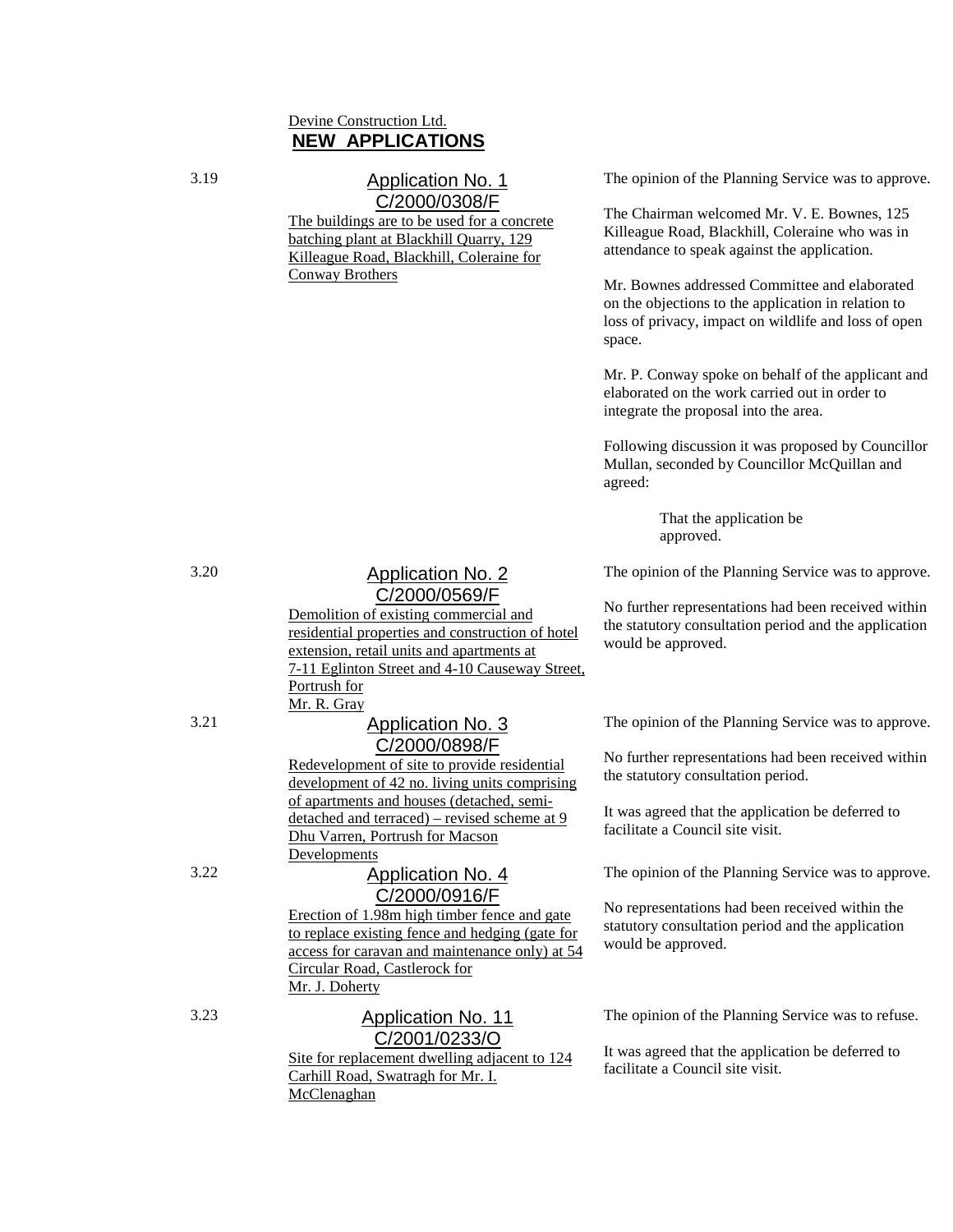Devine Construction Ltd.

## NEW APPLICATIONS

3.19 **Application No. 1**
**C/2000/0308/F**
The buildings are to be used for a concrete batching plant at Blackhill Quarry, 129 Killeague Road, Blackhill, Coleraine for Conway Brothers

The opinion of the Planning Service was to approve.

The Chairman welcomed Mr. V. E. Bownes, 125 Killeague Road, Blackhill, Coleraine who was in attendance to speak against the application.

Mr. Bownes addressed Committee and elaborated on the objections to the application in relation to loss of privacy, impact on wildlife and loss of open space.

Mr. P. Conway spoke on behalf of the applicant and elaborated on the work carried out in order to integrate the proposal into the area.

Following discussion it was proposed by Councillor Mullan, seconded by Councillor McQuillan and agreed:

> That the application be approved.

3.20 **Application No. 2**
**C/2000/0569/F**
Demolition of existing commercial and residential properties and construction of hotel extension, retail units and apartments at 7-11 Eglinton Street and 4-10 Causeway Street, Portrush for Mr. R. Gray

The opinion of the Planning Service was to approve.

No further representations had been received within the statutory consultation period and the application would be approved.

3.21 **Application No. 3**
**C/2000/0898/F**
Redevelopment of site to provide residential development of 42 no. living units comprising of apartments and houses (detached, semi-detached and terraced) – revised scheme at 9 Dhu Varren, Portrush for Macson Developments

The opinion of the Planning Service was to approve.

No further representations had been received within the statutory consultation period.

It was agreed that the application be deferred to facilitate a Council site visit.

3.22 **Application No. 4**
**C/2000/0916/F**
Erection of 1.98m high timber fence and gate to replace existing fence and hedging (gate for access for caravan and maintenance only) at 54 Circular Road, Castlerock for Mr. J. Doherty

The opinion of the Planning Service was to approve.

No representations had been received within the statutory consultation period and the application would be approved.

3.23 **Application No. 11**
**C/2001/0233/O**
Site for replacement dwelling adjacent to 124 Carhill Road, Swatragh for Mr. I. McClenaghan

The opinion of the Planning Service was to refuse.

It was agreed that the application be deferred to facilitate a Council site visit.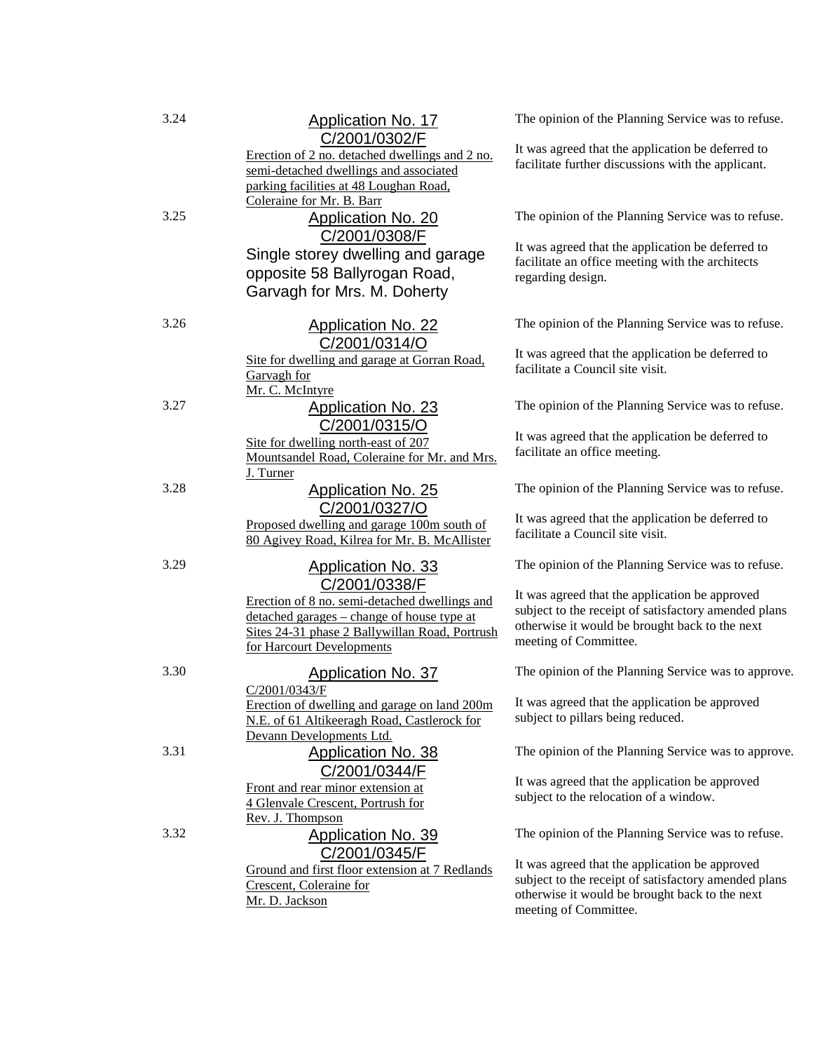| | | |
|---|---|---|
| 3.24 | Application No. 17<br>C/2001/0302/F<br>Erection of 2 no. detached dwellings and 2 no. semi-detached dwellings and associated parking facilities at 48 Loughan Road, Coleraine for Mr. B. Barr | The opinion of the Planning Service was to refuse.<br><br>It was agreed that the application be deferred to facilitate further discussions with the applicant. |
| 3.25 | Application No. 20<br>C/2001/0308/F<br>Single storey dwelling and garage opposite 58 Ballyrogan Road, Garvagh for Mrs. M. Doherty | The opinion of the Planning Service was to refuse.<br><br>It was agreed that the application be deferred to facilitate an office meeting with the architects regarding design. |
| 3.26 | Application No. 22<br>C/2001/0314/O<br>Site for dwelling and garage at Gorran Road, Garvagh for Mr. C. McIntyre | The opinion of the Planning Service was to refuse.<br><br>It was agreed that the application be deferred to facilitate a Council site visit. |
| 3.27 | Application No. 23<br>C/2001/0315/O<br>Site for dwelling north-east of 207 Mountsandel Road, Coleraine for Mr. and Mrs. J. Turner | The opinion of the Planning Service was to refuse.<br><br>It was agreed that the application be deferred to facilitate an office meeting. |
| 3.28 | Application No. 25<br>C/2001/0327/O<br>Proposed dwelling and garage 100m south of 80 Agivey Road, Kilrea for Mr. B. McAllister | The opinion of the Planning Service was to refuse.<br><br>It was agreed that the application be deferred to facilitate a Council site visit. |
| 3.29 | Application No. 33<br>C/2001/0338/F<br>Erection of 8 no. semi-detached dwellings and detached garages – change of house type at Sites 24-31 phase 2 Ballywillan Road, Portrush for Harcourt Developments | The opinion of the Planning Service was to refuse.<br><br>It was agreed that the application be approved subject to the receipt of satisfactory amended plans otherwise it would be brought back to the next meeting of Committee. |
| 3.30 | Application No. 37<br>C/2001/0343/F<br>Erection of dwelling and garage on land 200m N.E. of 61 Altikeeragh Road, Castlerock for Devann Developments Ltd. | The opinion of the Planning Service was to approve.<br><br>It was agreed that the application be approved subject to pillars being reduced. |
| 3.31 | Application No. 38<br>C/2001/0344/F<br>Front and rear minor extension at 4 Glenvale Crescent, Portrush for Rev. J. Thompson | The opinion of the Planning Service was to approve.<br><br>It was agreed that the application be approved subject to the relocation of a window. |
| 3.32 | Application No. 39<br>C/2001/0345/F<br>Ground and first floor extension at 7 Redlands Crescent, Coleraine for Mr. D. Jackson | The opinion of the Planning Service was to refuse.<br><br>It was agreed that the application be approved subject to the receipt of satisfactory amended plans otherwise it would be brought back to the next meeting of Committee. |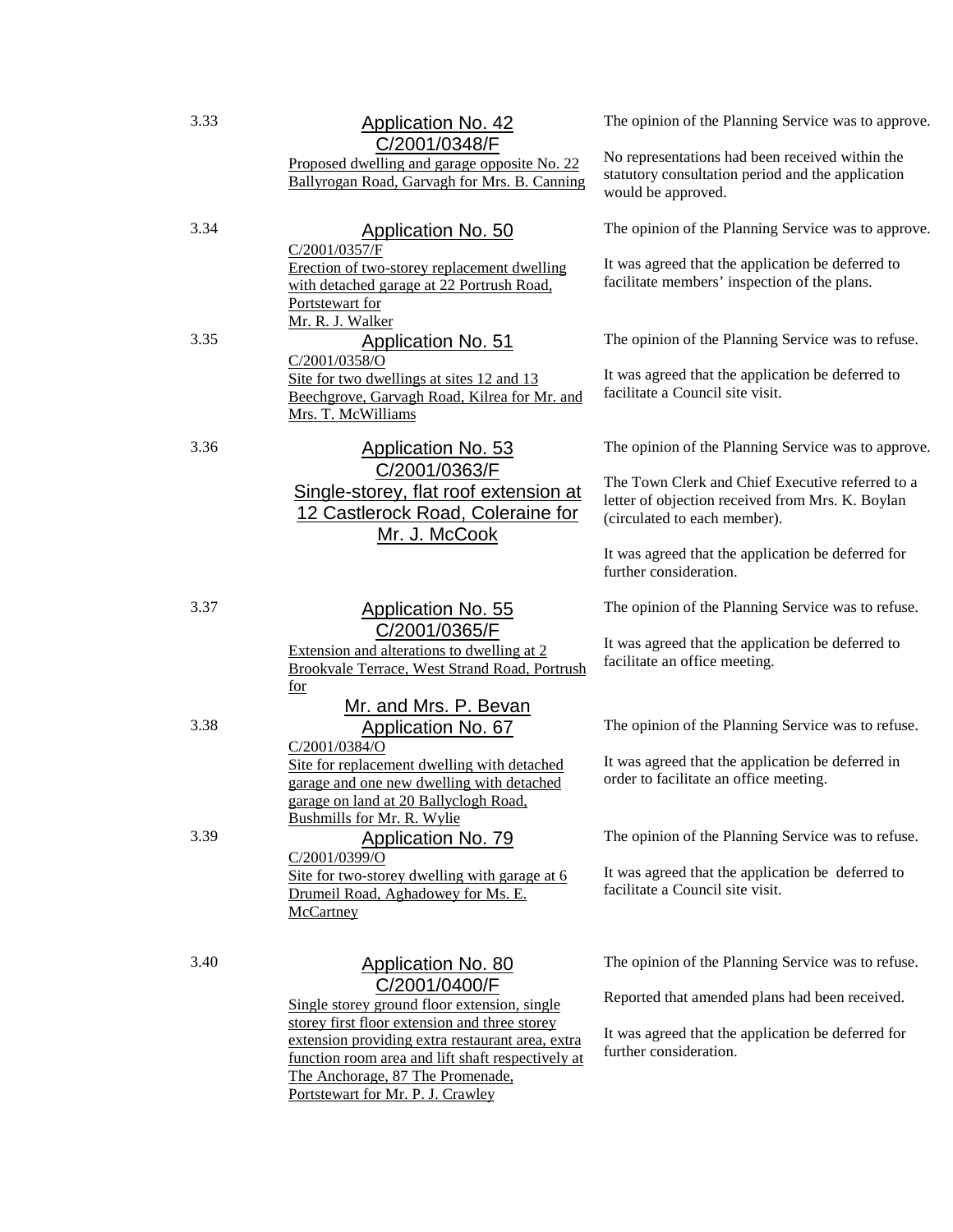3.33 **Application No. 42**
**C/2001/0348/F**
Proposed dwelling and garage opposite No. 22 Ballyrogan Road, Garvagh for Mrs. B. Canning

The opinion of the Planning Service was to approve.

No representations had been received within the statutory consultation period and the application would be approved.

3.34 **Application No. 50**
C/2001/0357/F
Erection of two-storey replacement dwelling with detached garage at 22 Portrush Road, Portstewart for Mr. R. J. Walker

The opinion of the Planning Service was to approve.

It was agreed that the application be deferred to facilitate members' inspection of the plans.

3.35 **Application No. 51**
C/2001/0358/O
Site for two dwellings at sites 12 and 13 Beechgrove, Garvagh Road, Kilrea for Mr. and Mrs. T. McWilliams

The opinion of the Planning Service was to refuse.

It was agreed that the application be deferred to facilitate a Council site visit.

3.36 **Application No. 53**
**C/2001/0363/F**
**Single-storey, flat roof extension at 12 Castlerock Road, Coleraine for Mr. J. McCook**

The opinion of the Planning Service was to approve.

The Town Clerk and Chief Executive referred to a letter of objection received from Mrs. K. Boylan (circulated to each member).

It was agreed that the application be deferred for further consideration.

3.37 **Application No. 55**
**C/2001/0365/F**
Extension and alterations to dwelling at 2 Brookvale Terrace, West Strand Road, Portrush for Mr. and Mrs. P. Bevan

The opinion of the Planning Service was to refuse.

It was agreed that the application be deferred to facilitate an office meeting.

3.38 **Application No. 67**
C/2001/0384/O
Site for replacement dwelling with detached garage and one new dwelling with detached garage on land at 20 Ballyclogh Road, Bushmills for Mr. R. Wylie

The opinion of the Planning Service was to refuse.

It was agreed that the application be deferred in order to facilitate an office meeting.

3.39 **Application No. 79**
C/2001/0399/O
Site for two-storey dwelling with garage at 6 Drumeil Road, Aghadowey for Ms. E. McCartney

The opinion of the Planning Service was to refuse.

It was agreed that the application be deferred to facilitate a Council site visit.

3.40 **Application No. 80**
**C/2001/0400/F**
Single storey ground floor extension, single storey first floor extension and three storey extension providing extra restaurant area, extra function room area and lift shaft respectively at The Anchorage, 87 The Promenade, Portstewart for Mr. P. J. Crawley

The opinion of the Planning Service was to refuse.

Reported that amended plans had been received.

It was agreed that the application be deferred for further consideration.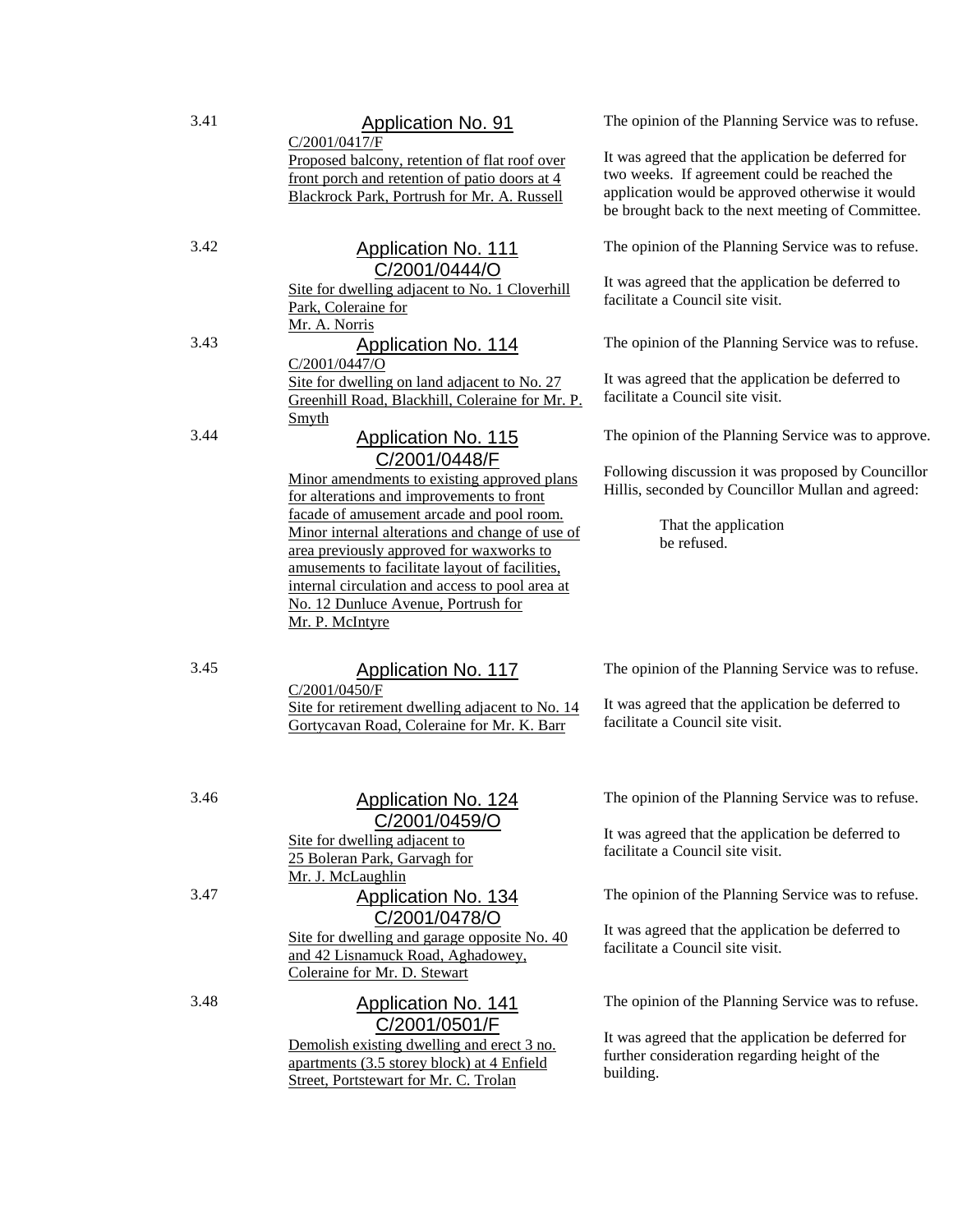3.41 **Application No. 91**
C/2001/0417/F
Proposed balcony, retention of flat roof over front porch and retention of patio doors at 4 Blackrock Park, Portrush for Mr. A. Russell

The opinion of the Planning Service was to refuse.

It was agreed that the application be deferred for two weeks. If agreement could be reached the application would be approved otherwise it would be brought back to the next meeting of Committee.

3.42 **Application No. 111**
C/2001/0444/O
Site for dwelling adjacent to No. 1 Cloverhill Park, Coleraine for Mr. A. Norris

The opinion of the Planning Service was to refuse.

It was agreed that the application be deferred to facilitate a Council site visit.

3.43 **Application No. 114**
C/2001/0447/O
Site for dwelling on land adjacent to No. 27 Greenhill Road, Blackhill, Coleraine for Mr. P. Smyth

The opinion of the Planning Service was to refuse.

It was agreed that the application be deferred to facilitate a Council site visit.

3.44 **Application No. 115**
C/2001/0448/F
Minor amendments to existing approved plans for alterations and improvements to front facade of amusement arcade and pool room. Minor internal alterations and change of use of area previously approved for waxworks to amusements to facilitate layout of facilities, internal circulation and access to pool area at No. 12 Dunluce Avenue, Portrush for Mr. P. McIntyre

The opinion of the Planning Service was to approve.

Following discussion it was proposed by Councillor Hillis, seconded by Councillor Mullan and agreed:

> That the application be refused.

3.45 **Application No. 117**
C/2001/0450/F
Site for retirement dwelling adjacent to No. 14 Gortycavan Road, Coleraine for Mr. K. Barr

The opinion of the Planning Service was to refuse.

It was agreed that the application be deferred to facilitate a Council site visit.

3.46 **Application No. 124**
C/2001/0459/O
Site for dwelling adjacent to 25 Boleran Park, Garvagh for Mr. J. McLaughlin

The opinion of the Planning Service was to refuse.

It was agreed that the application be deferred to facilitate a Council site visit.

3.47 **Application No. 134**
C/2001/0478/O
Site for dwelling and garage opposite No. 40 and 42 Lisnamuck Road, Aghadowey, Coleraine for Mr. D. Stewart

The opinion of the Planning Service was to refuse.

It was agreed that the application be deferred to facilitate a Council site visit.

3.48 **Application No. 141**
C/2001/0501/F
Demolish existing dwelling and erect 3 no. apartments (3.5 storey block) at 4 Enfield Street, Portstewart for Mr. C. Trolan

The opinion of the Planning Service was to refuse.

It was agreed that the application be deferred for further consideration regarding height of the building.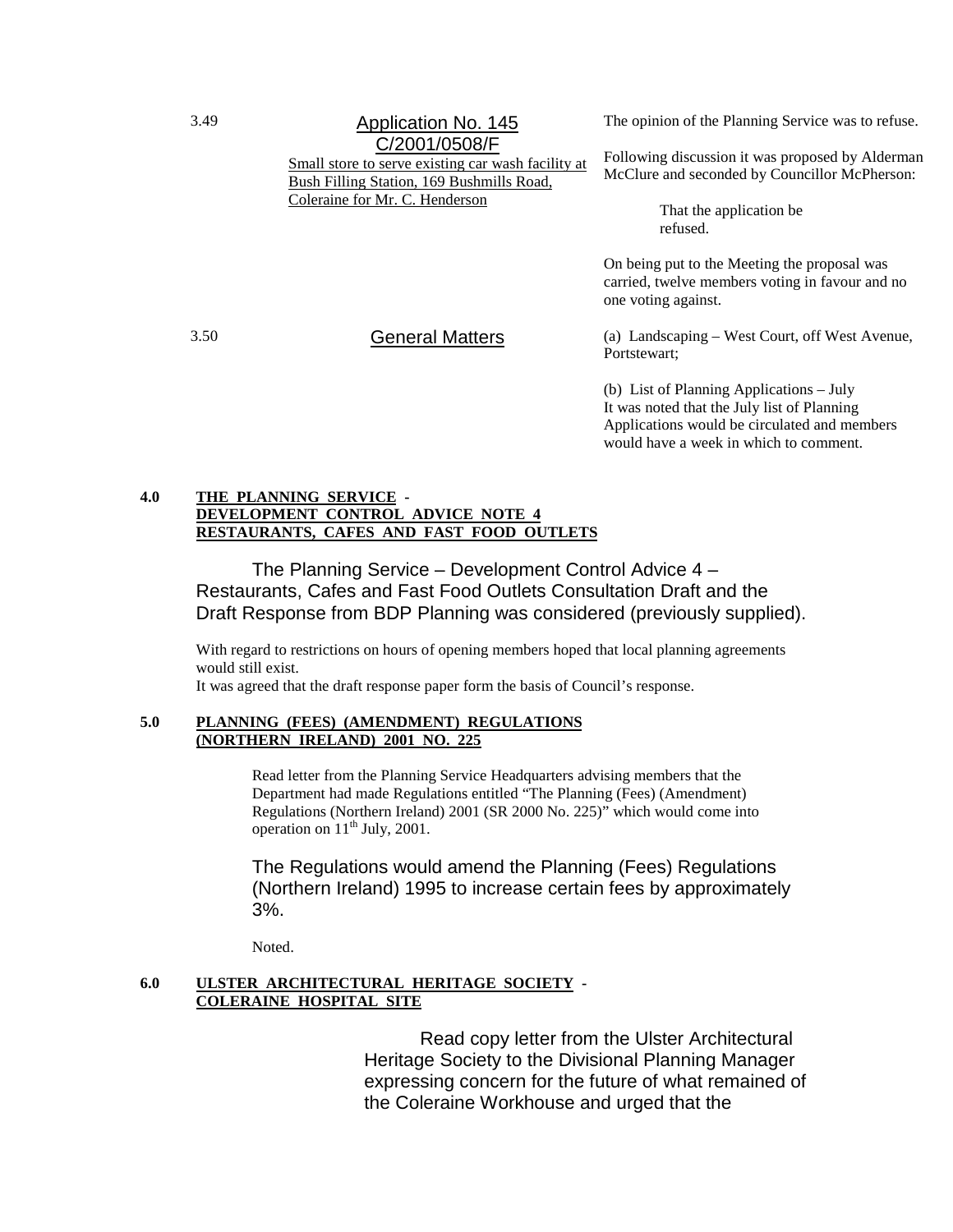3.49 **Application No. 145 C/2001/0508/F**

Small store to serve existing car wash facility at Bush Filling Station, 169 Bushmills Road, Coleraine for Mr. C. Henderson

The opinion of the Planning Service was to refuse.

Following discussion it was proposed by Alderman McClure and seconded by Councillor McPherson:

> That the application be refused.

On being put to the Meeting the proposal was carried, twelve members voting in favour and no one voting against.

3.50 **General Matters**

(a) Landscaping – West Court, off West Avenue, Portstewart;

(b) List of Planning Applications – July
It was noted that the July list of Planning Applications would be circulated and members would have a week in which to comment.

**4.0 THE PLANNING SERVICE - DEVELOPMENT CONTROL ADVICE NOTE 4 RESTAURANTS, CAFES AND FAST FOOD OUTLETS**

The Planning Service – Development Control Advice 4 – Restaurants, Cafes and Fast Food Outlets Consultation Draft and the Draft Response from BDP Planning was considered (previously supplied).

With regard to restrictions on hours of opening members hoped that local planning agreements would still exist.
It was agreed that the draft response paper form the basis of Council's response.

**5.0 PLANNING (FEES) (AMENDMENT) REGULATIONS (NORTHERN IRELAND) 2001 NO. 225**

Read letter from the Planning Service Headquarters advising members that the Department had made Regulations entitled "The Planning (Fees) (Amendment) Regulations (Northern Ireland) 2001 (SR 2000 No. 225)" which would come into operation on 11th July, 2001.

The Regulations would amend the Planning (Fees) Regulations (Northern Ireland) 1995 to increase certain fees by approximately 3%.

Noted.

**6.0 ULSTER ARCHITECTURAL HERITAGE SOCIETY - COLERAINE HOSPITAL SITE**

Read copy letter from the Ulster Architectural Heritage Society to the Divisional Planning Manager expressing concern for the future of what remained of the Coleraine Workhouse and urged that the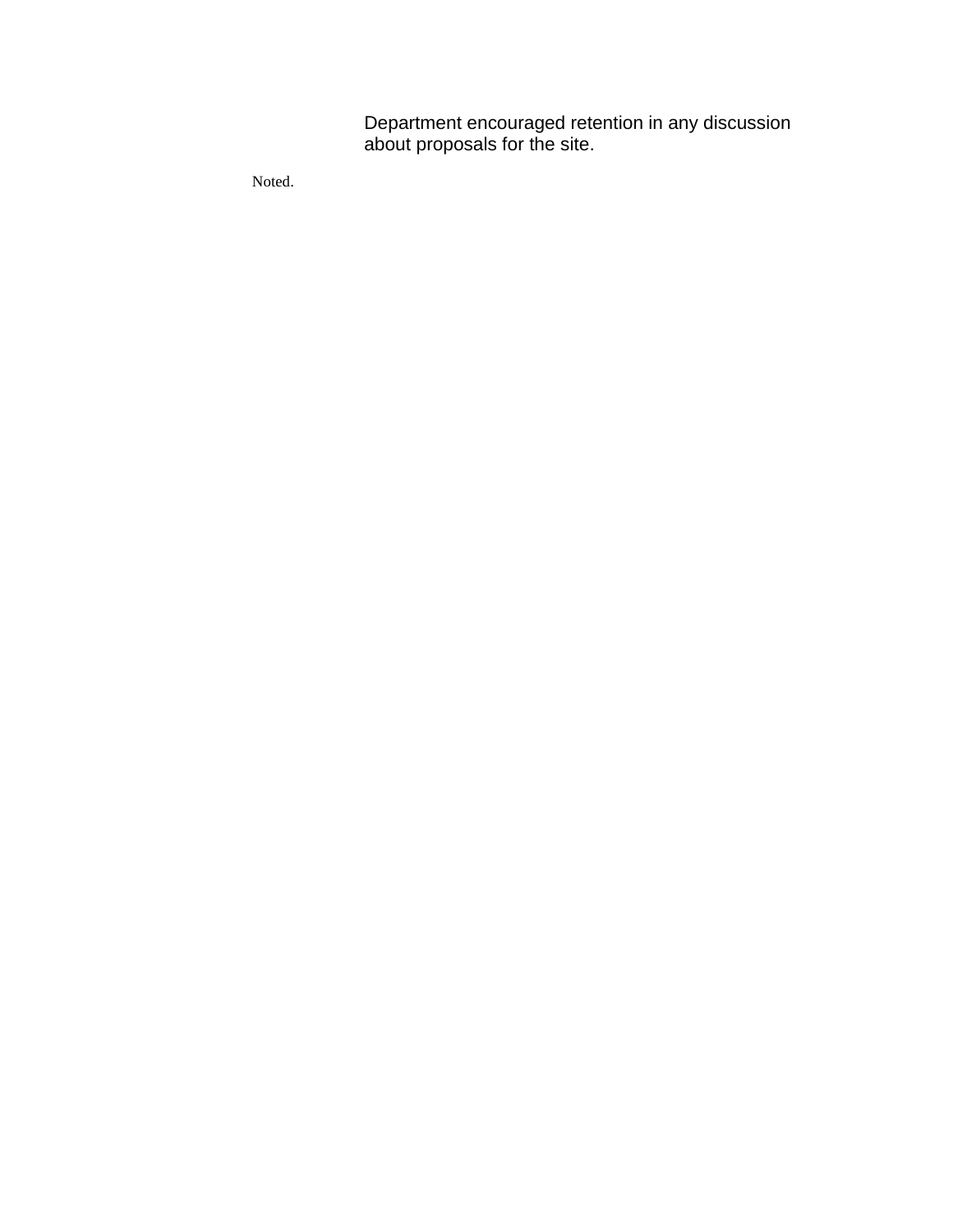Department encouraged retention in any discussion about proposals for the site.

Noted.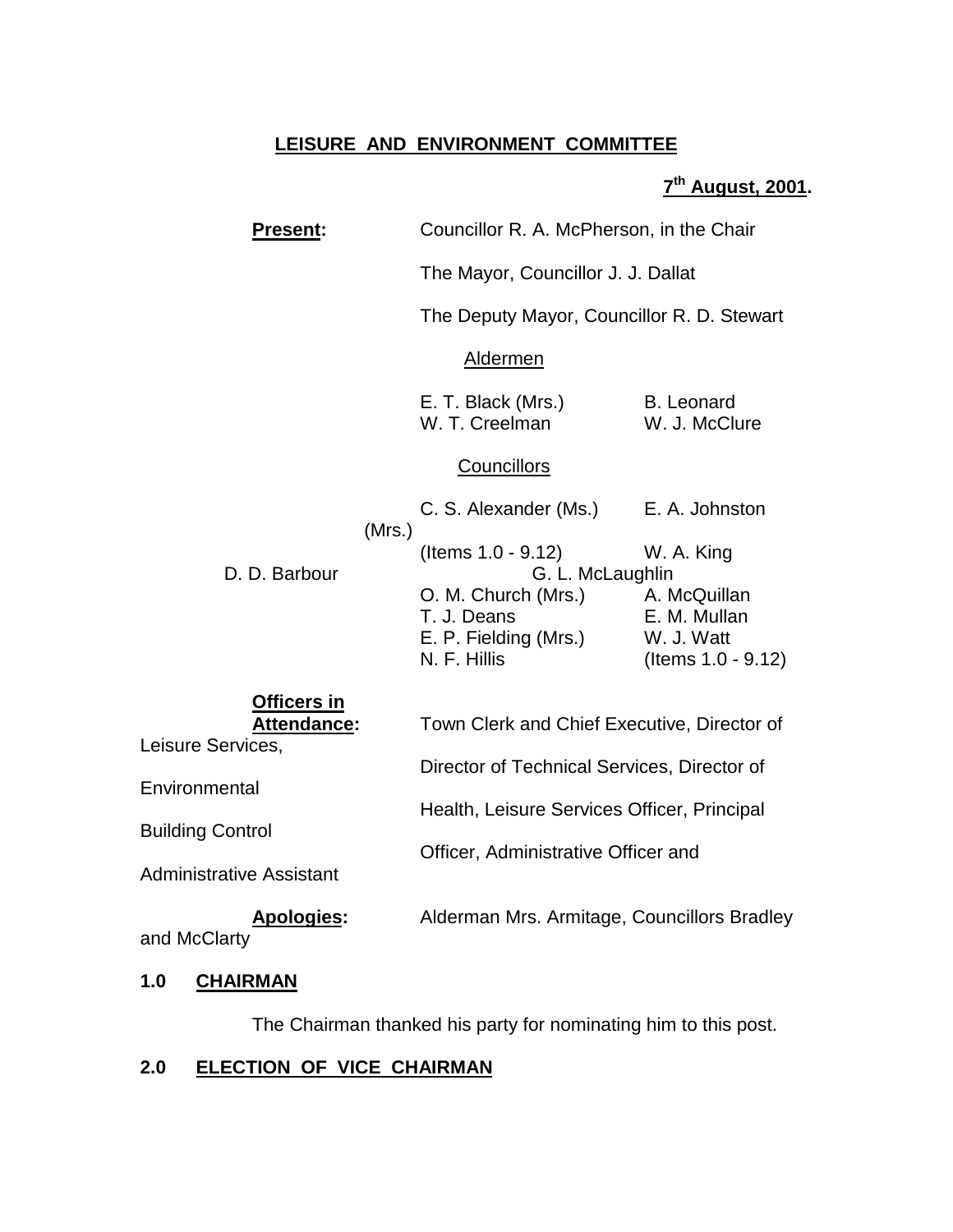**LEISURE AND ENVIRONMENT COMMITTEE**

**7th August, 2001.**

**Present:** Councillor R. A. McPherson, in the Chair

The Mayor, Councillor J. J. Dallat

The Deputy Mayor, Councillor R. D. Stewart

Aldermen

E. T. Black (Mrs.) B. Leonard
W. T. Creelman W. J. McClure

Councillors

C. S. Alexander (Ms.) E. A. Johnston (Mrs.)
(Items 1.0 - 9.12) W. A. King
D. D. Barbour G. L. McLaughlin
O. M. Church (Mrs.) A. McQuillan
T. J. Deans E. M. Mullan
E. P. Fielding (Mrs.) W. J. Watt
N. F. Hillis (Items 1.0 - 9.12)

**Officers in Attendance:** Town Clerk and Chief Executive, Director of Leisure Services, Director of Technical Services, Director of Environmental Health, Leisure Services Officer, Principal Building Control Officer, Administrative Officer and Administrative Assistant

**Apologies:** Alderman Mrs. Armitage, Councillors Bradley and McClarty

**1.0 CHAIRMAN**

The Chairman thanked his party for nominating him to this post.

**2.0 ELECTION OF VICE CHAIRMAN**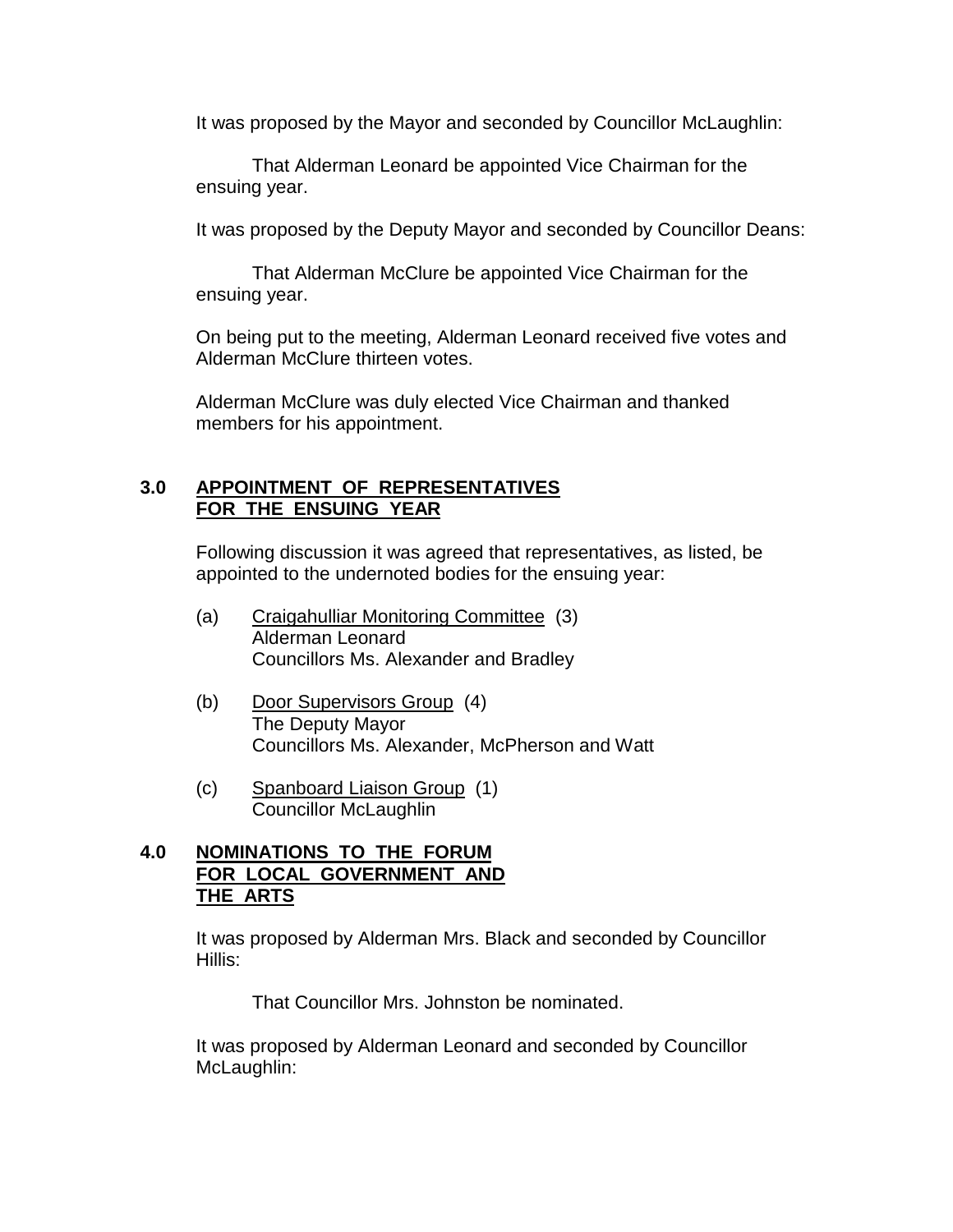It was proposed by the Mayor and seconded by Councillor McLaughlin:

That Alderman Leonard be appointed Vice Chairman for the ensuing year.

It was proposed by the Deputy Mayor and seconded by Councillor Deans:

That Alderman McClure be appointed Vice Chairman for the ensuing year.

On being put to the meeting, Alderman Leonard received five votes and Alderman McClure thirteen votes.

Alderman McClure was duly elected Vice Chairman and thanked members for his appointment.

## 3.0 APPOINTMENT OF REPRESENTATIVES FOR THE ENSUING YEAR

Following discussion it was agreed that representatives, as listed, be appointed to the undernoted bodies for the ensuing year:

(a) Craigahulliar Monitoring Committee (3)
Alderman Leonard
Councillors Ms. Alexander and Bradley

(b) Door Supervisors Group (4)
The Deputy Mayor
Councillors Ms. Alexander, McPherson and Watt

(c) Spanboard Liaison Group (1)
Councillor McLaughlin

## 4.0 NOMINATIONS TO THE FORUM FOR LOCAL GOVERNMENT AND THE ARTS

It was proposed by Alderman Mrs. Black and seconded by Councillor Hillis:

That Councillor Mrs. Johnston be nominated.

It was proposed by Alderman Leonard and seconded by Councillor McLaughlin: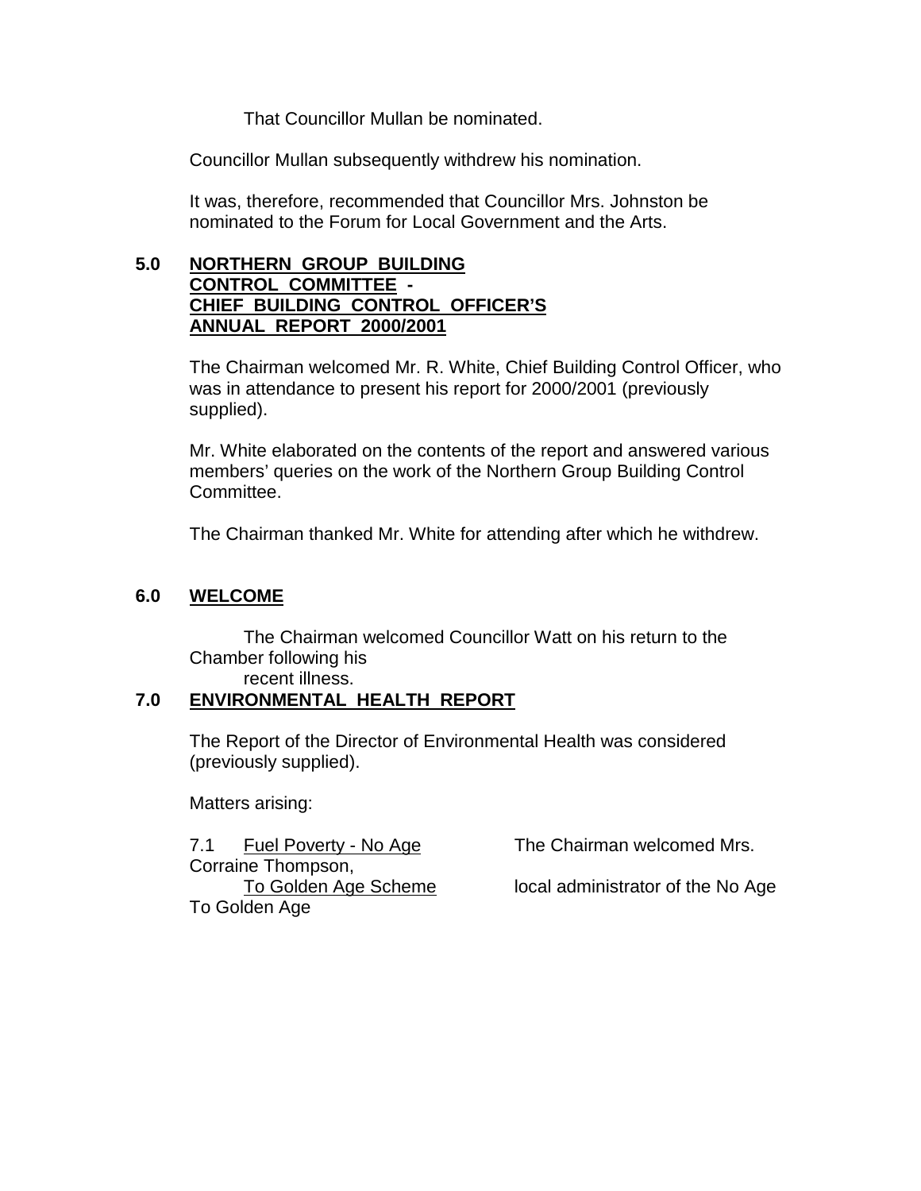That Councillor Mullan be nominated.

Councillor Mullan subsequently withdrew his nomination.

It was, therefore, recommended that Councillor Mrs. Johnston be nominated to the Forum for Local Government and the Arts.

**5.0 NORTHERN GROUP BUILDING CONTROL COMMITTEE - CHIEF BUILDING CONTROL OFFICER'S ANNUAL REPORT 2000/2001**

The Chairman welcomed Mr. R. White, Chief Building Control Officer, who was in attendance to present his report for 2000/2001 (previously supplied).

Mr. White elaborated on the contents of the report and answered various members' queries on the work of the Northern Group Building Control Committee.

The Chairman thanked Mr. White for attending after which he withdrew.

**6.0 WELCOME**

The Chairman welcomed Councillor Watt on his return to the Chamber following his recent illness.

**7.0 ENVIRONMENTAL HEALTH REPORT**

The Report of the Director of Environmental Health was considered (previously supplied).

Matters arising:

7.1 Fuel Poverty - No Age To Golden Age Scheme

The Chairman welcomed Mrs. Corraine Thompson, local administrator of the No Age To Golden Age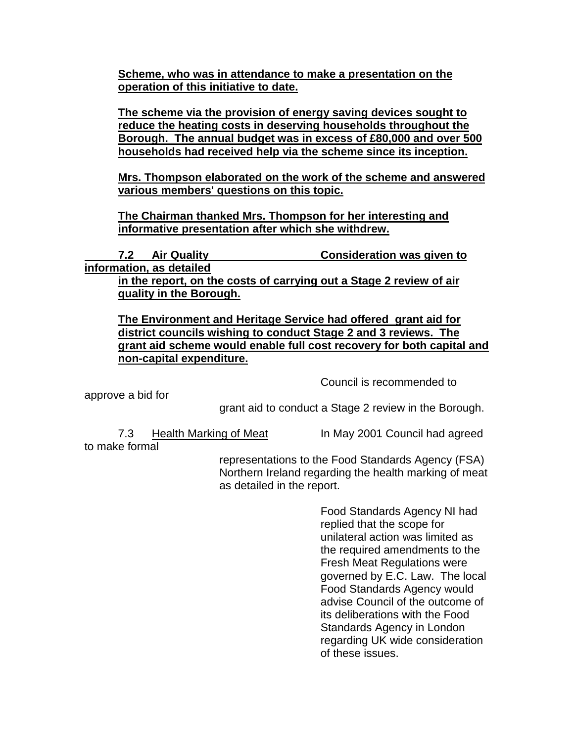**<u>Scheme, who was in attendance to make a presentation on the operation of this initiative to date.</u>**

**<u>The scheme via the provision of energy saving devices sought to reduce the heating costs in deserving households throughout the Borough. The annual budget was in excess of £80,000 and over 500 households had received help via the scheme since its inception.</u>**

**<u>Mrs. Thompson elaborated on the work of the scheme and answered various members' questions on this topic.</u>**

**<u>The Chairman thanked Mrs. Thompson for her interesting and informative presentation after which she withdrew.</u>**

**<u>7.2 Air Quality</u>** **<u>Consideration was given to information, as detailed in the report, on the costs of carrying out a Stage 2 review of air quality in the Borough.</u>**

**<u>The Environment and Heritage Service had offered grant aid for district councils wishing to conduct Stage 2 and 3 reviews. The grant aid scheme would enable full cost recovery for both capital and non-capital expenditure.</u>**

Council is recommended to approve a bid for grant aid to conduct a Stage 2 review in the Borough.

7.3 <u>Health Marking of Meat</u> In May 2001 Council had agreed to make formal representations to the Food Standards Agency (FSA) Northern Ireland regarding the health marking of meat as detailed in the report.

Food Standards Agency NI had replied that the scope for unilateral action was limited as the required amendments to the Fresh Meat Regulations were governed by E.C. Law. The local Food Standards Agency would advise Council of the outcome of its deliberations with the Food Standards Agency in London regarding UK wide consideration of these issues.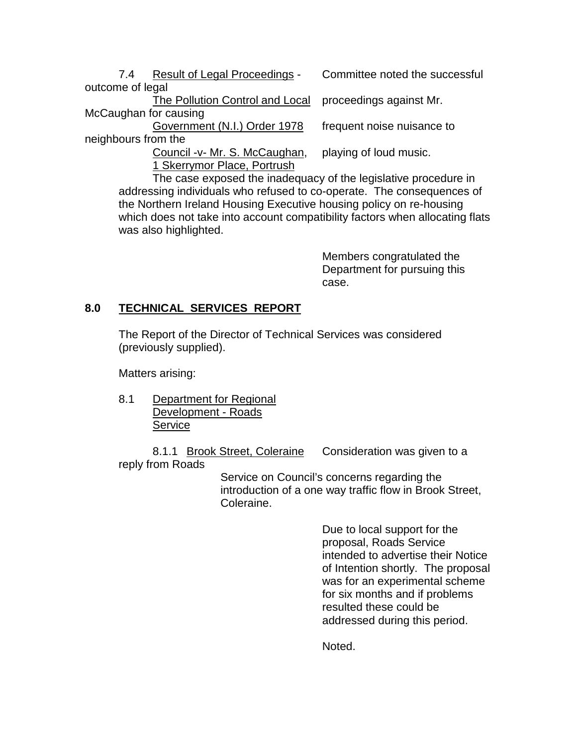7.4 Result of Legal Proceedings - The Pollution Control and Local Government (N.I.) Order 1978 Council -v- Mr. S. McCaughan, 1 Skerrymor Place, Portrush

Committee noted the successful outcome of legal proceedings against Mr. McCaughan for causing frequent noise nuisance to neighbours from the playing of loud music.

The case exposed the inadequacy of the legislative procedure in addressing individuals who refused to co-operate. The consequences of the Northern Ireland Housing Executive housing policy on re-housing which does not take into account compatibility factors when allocating flats was also highlighted.

Members congratulated the Department for pursuing this case.

## 8.0 TECHNICAL SERVICES REPORT

The Report of the Director of Technical Services was considered (previously supplied).

Matters arising:

8.1 Department for Regional Development - Roads Service

8.1.1 Brook Street, Coleraine

Consideration was given to a reply from Roads Service on Council's concerns regarding the introduction of a one way traffic flow in Brook Street, Coleraine.

Due to local support for the proposal, Roads Service intended to advertise their Notice of Intention shortly. The proposal was for an experimental scheme for six months and if problems resulted these could be addressed during this period.

Noted.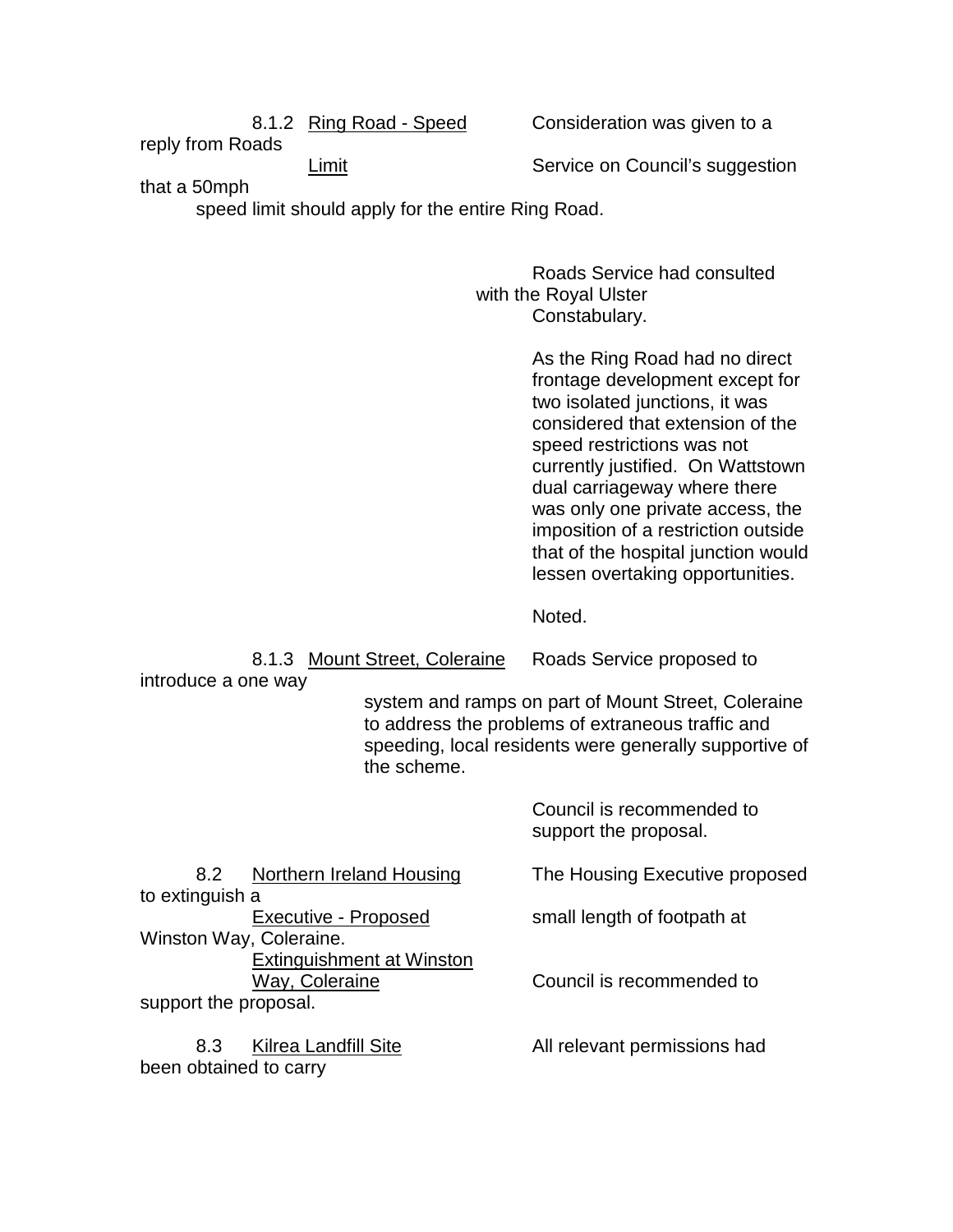8.1.2 Ring Road - Speed Limit

Consideration was given to a reply from Roads Service on Council's suggestion that a 50mph speed limit should apply for the entire Ring Road.

Roads Service had consulted with the Royal Ulster Constabulary.

As the Ring Road had no direct frontage development except for two isolated junctions, it was considered that extension of the speed restrictions was not currently justified. On Wattstown dual carriageway where there was only one private access, the imposition of a restriction outside that of the hospital junction would lessen overtaking opportunities.

Noted.

8.1.3 Mount Street, Coleraine

Roads Service proposed to introduce a one way system and ramps on part of Mount Street, Coleraine to address the problems of extraneous traffic and speeding, local residents were generally supportive of the scheme.

Council is recommended to support the proposal.

8.2 Northern Ireland Housing Executive - Proposed Extinguishment at Winston Way, Coleraine

The Housing Executive proposed to extinguish a small length of footpath at Winston Way, Coleraine.

Council is recommended to support the proposal.

8.3 Kilrea Landfill Site

All relevant permissions had been obtained to carry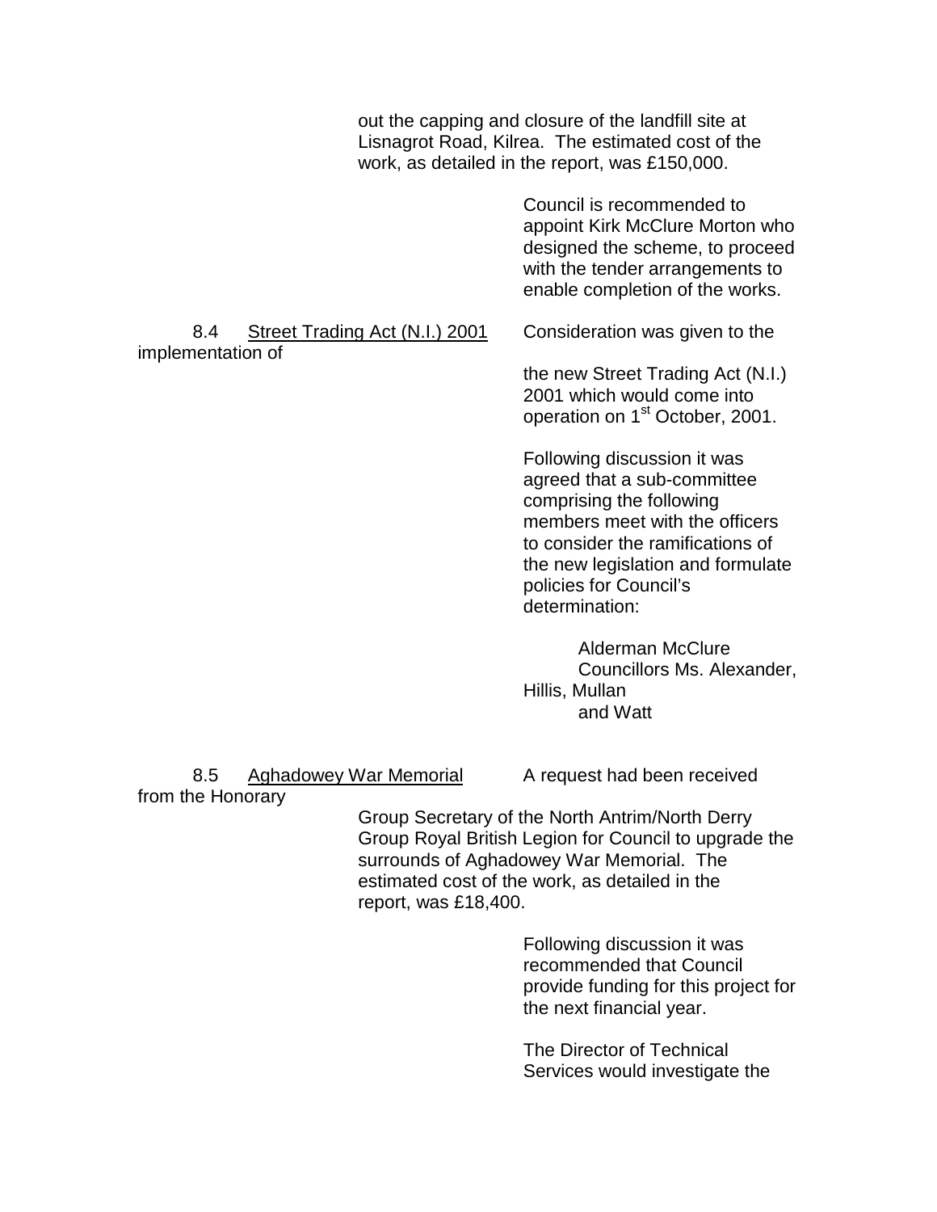out the capping and closure of the landfill site at Lisnagrot Road, Kilrea. The estimated cost of the work, as detailed in the report, was £150,000.

Council is recommended to appoint Kirk McClure Morton who designed the scheme, to proceed with the tender arrangements to enable completion of the works.

8.4 <u>Street Trading Act (N.I.) 2001</u> Consideration was given to the implementation of the new Street Trading Act (N.I.) 2001 which would come into operation on 1st October, 2001.

Following discussion it was agreed that a sub-committee comprising the following members meet with the officers to consider the ramifications of the new legislation and formulate policies for Council's determination:

Alderman McClure
Councillors Ms. Alexander, Hillis, Mullan and Watt

8.5 <u>Aghadowey War Memorial</u> A request had been received from the Honorary Group Secretary of the North Antrim/North Derry Group Royal British Legion for Council to upgrade the surrounds of Aghadowey War Memorial. The estimated cost of the work, as detailed in the report, was £18,400.

Following discussion it was recommended that Council provide funding for this project for the next financial year.

The Director of Technical Services would investigate the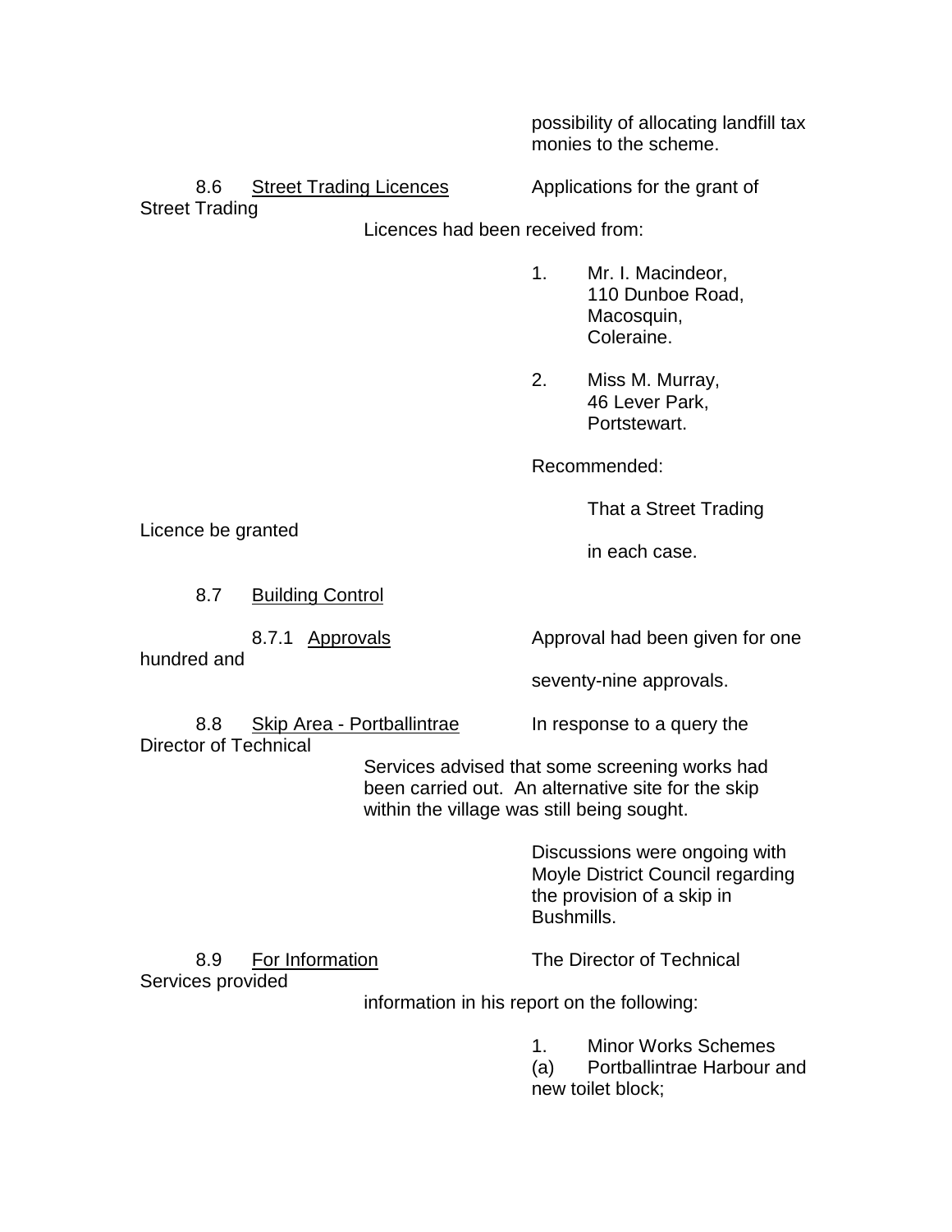possibility of allocating landfill tax monies to the scheme.

8.6 Street Trading Licences

Applications for the grant of Street Trading Licences had been received from:

1. Mr. I. Macindeor,
   110 Dunboe Road,
   Macosquin,
   Coleraine.

2. Miss M. Murray,
   46 Lever Park,
   Portstewart.

Recommended:

That a Street Trading Licence be granted in each case.

8.7 Building Control

8.7.1 Approvals

Approval had been given for one hundred and seventy-nine approvals.

8.8 Skip Area - Portballintrae

In response to a query the Director of Technical Services advised that some screening works had been carried out. An alternative site for the skip within the village was still being sought.

Discussions were ongoing with Moyle District Council regarding the provision of a skip in Bushmills.

8.9 For Information

The Director of Technical Services provided information in his report on the following:

1. Minor Works Schemes
   (a) Portballintrae Harbour and new toilet block;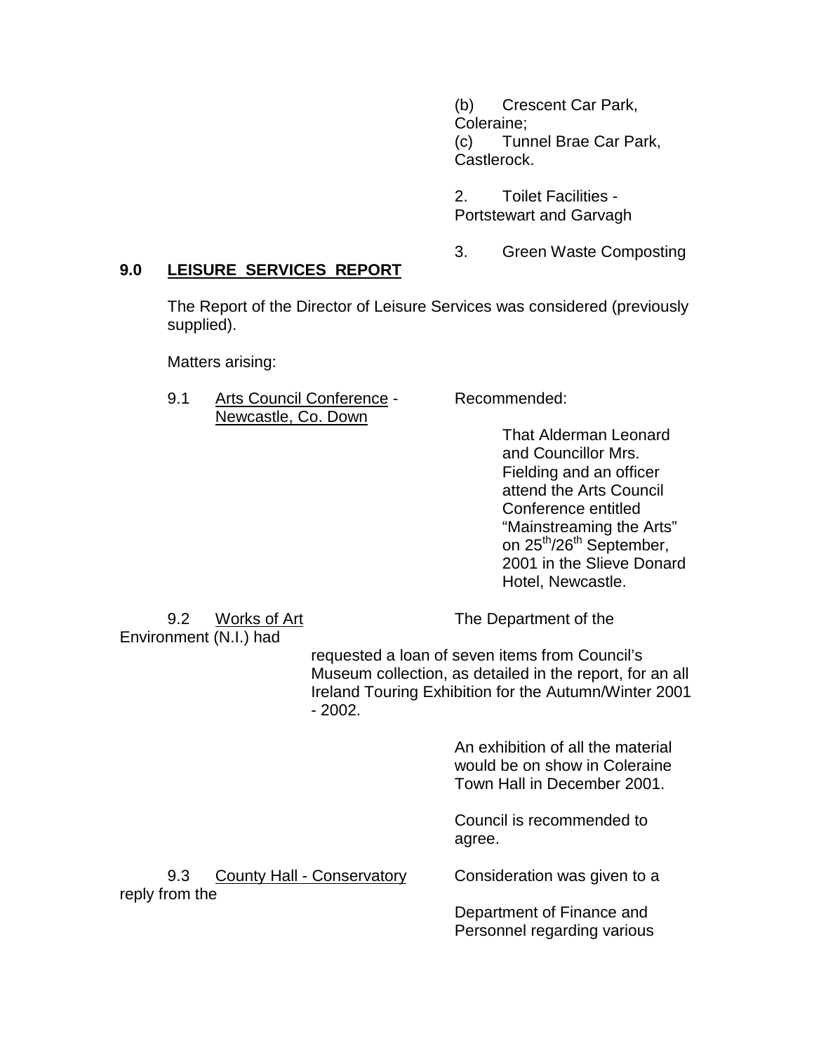(b) Crescent Car Park, Coleraine;
(c) Tunnel Brae Car Park, Castlerock.

2. Toilet Facilities - Portstewart and Garvagh

3. Green Waste Composting

## 9.0 LEISURE SERVICES REPORT

The Report of the Director of Leisure Services was considered (previously supplied).

Matters arising:

9.1 Arts Council Conference - Newcastle, Co. Down

Recommended:

That Alderman Leonard and Councillor Mrs. Fielding and an officer attend the Arts Council Conference entitled "Mainstreaming the Arts" on 25th/26th September, 2001 in the Slieve Donard Hotel, Newcastle.

9.2 Works of Art

The Department of the Environment (N.I.) had requested a loan of seven items from Council's Museum collection, as detailed in the report, for an all Ireland Touring Exhibition for the Autumn/Winter 2001 - 2002.

An exhibition of all the material would be on show in Coleraine Town Hall in December 2001.

Council is recommended to agree.

9.3 County Hall - Conservatory

Consideration was given to a reply from the Department of Finance and Personnel regarding various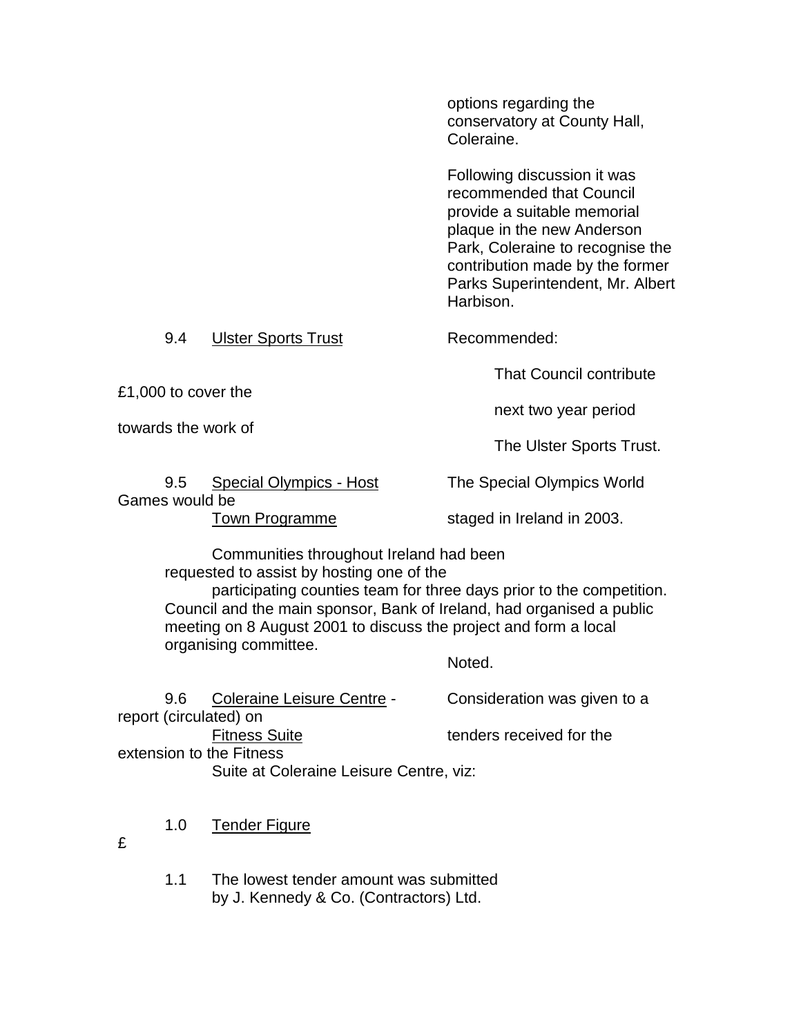options regarding the conservatory at County Hall, Coleraine.

Following discussion it was recommended that Council provide a suitable memorial plaque in the new Anderson Park, Coleraine to recognise the contribution made by the former Parks Superintendent, Mr. Albert Harbison.

9.4 Ulster Sports Trust

Recommended:

That Council contribute £1,000 to cover the next two year period towards the work of The Ulster Sports Trust.

9.5 Special Olympics - Host Town Programme

The Special Olympics World Games would be staged in Ireland in 2003.

Communities throughout Ireland had been requested to assist by hosting one of the participating counties team for three days prior to the competition. Council and the main sponsor, Bank of Ireland, had organised a public meeting on 8 August 2001 to discuss the project and form a local organising committee.

Noted.

9.6 Coleraine Leisure Centre - Fitness Suite

Consideration was given to a report (circulated) on tenders received for the extension to the Fitness Suite at Coleraine Leisure Centre, viz:

1.0 Tender Figure

£

1.1 The lowest tender amount was submitted by J. Kennedy & Co. (Contractors) Ltd.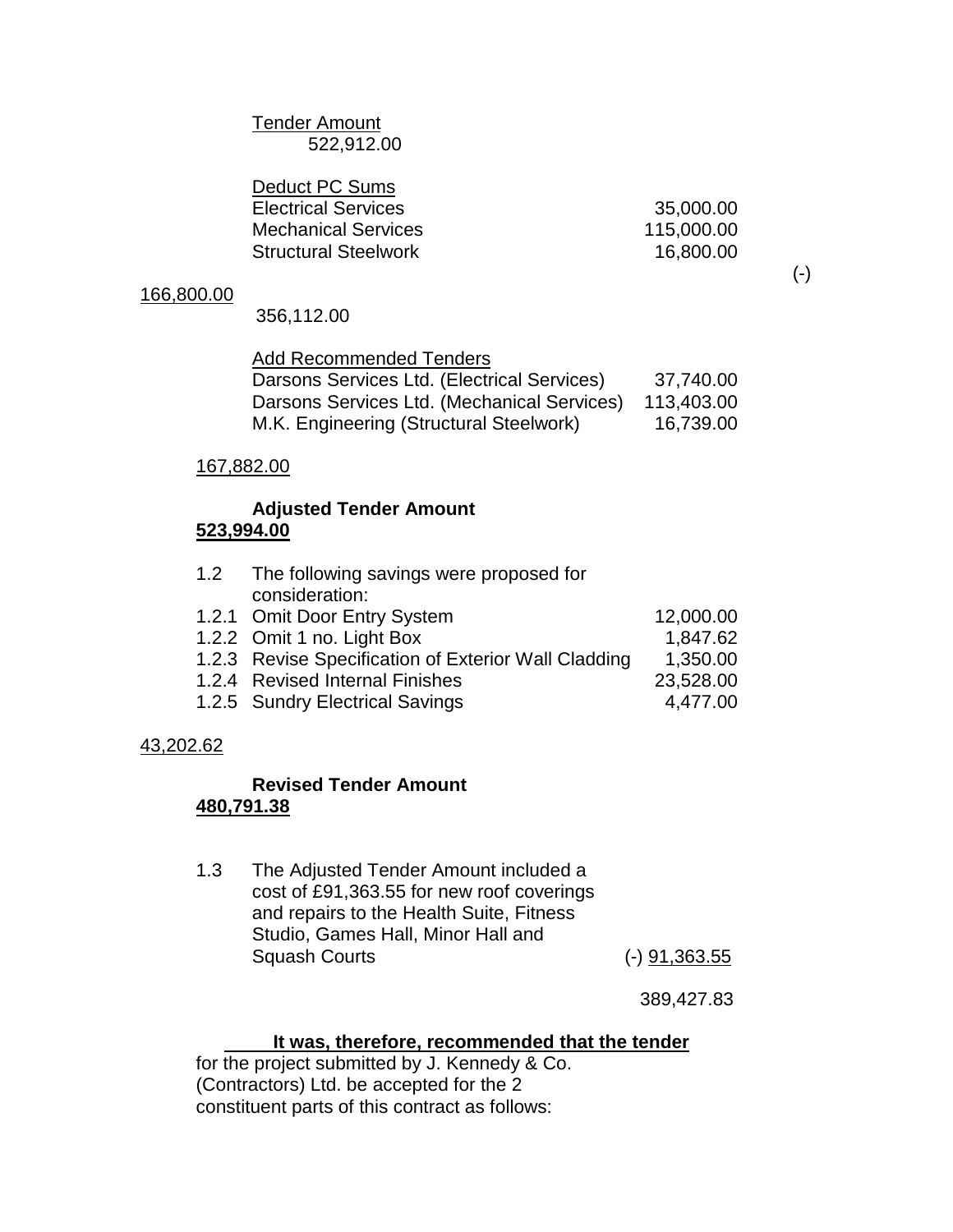<u>Tender Amount</u>
522,912.00

<u>Deduct PC Sums</u>

| | |
|---|---|
| Electrical Services | 35,000.00 |
| Mechanical Services | 115,000.00 |
| Structural Steelwork | 16,800.00 |

(-)

<u>166,800.00</u>

356,112.00

<u>Add Recommended Tenders</u>

| | |
|---|---|
| Darsons Services Ltd. (Electrical Services) | 37,740.00 |
| Darsons Services Ltd. (Mechanical Services) | 113,403.00 |
| M.K. Engineering (Structural Steelwork) | 16,739.00 |

<u>167,882.00</u>

**Adjusted Tender Amount**
**<u>523,994.00</u>**

1.2 The following savings were proposed for consideration:

| | | |
|---|---|---|
| 1.2.1 | Omit Door Entry System | 12,000.00 |
| 1.2.2 | Omit 1 no. Light Box | 1,847.62 |
| 1.2.3 | Revise Specification of Exterior Wall Cladding | 1,350.00 |
| 1.2.4 | Revised Internal Finishes | 23,528.00 |
| 1.2.5 | Sundry Electrical Savings | 4,477.00 |

<u>43,202.62</u>

**Revised Tender Amount**
**<u>480,791.38</u>**

1.3 The Adjusted Tender Amount included a cost of £91,363.55 for new roof coverings and repairs to the Health Suite, Fitness Studio, Games Hall, Minor Hall and Squash Courts (-) <u>91,363.55</u>

389,427.83

**<u>It was, therefore, recommended that the tender</u>** for the project submitted by J. Kennedy & Co. (Contractors) Ltd. be accepted for the 2 constituent parts of this contract as follows: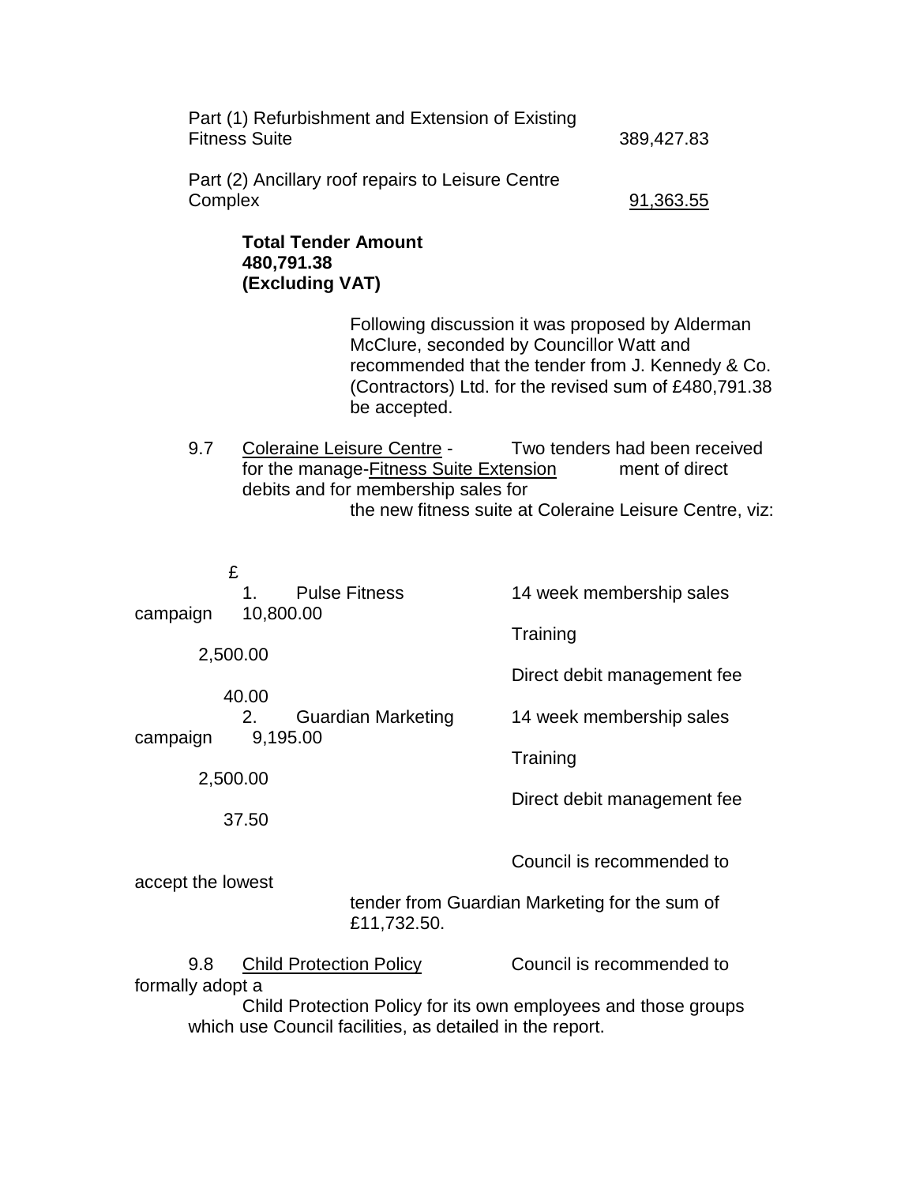| | |
|---|---|
| Part (1) Refurbishment and Extension of Existing Fitness Suite | 389,427.83 |
| Part (2) Ancillary roof repairs to Leisure Centre Complex | 91,363.55 |

**Total Tender Amount 480,791.38 (Excluding VAT)**

Following discussion it was proposed by Alderman McClure, seconded by Councillor Watt and recommended that the tender from J. Kennedy & Co. (Contractors) Ltd. for the revised sum of £480,791.38 be accepted.

9.7 Coleraine Leisure Centre - Fitness Suite Extension

Two tenders had been received for the management of direct debits and for membership sales for the new fitness suite at Coleraine Leisure Centre, viz:

| | | | £ |
|---|---|---|---|
| 1. | Pulse Fitness | 14 week membership sales campaign | 10,800.00 |
| | | Training | 2,500.00 |
| | | Direct debit management fee | 40.00 |
| 2. | Guardian Marketing | 14 week membership sales campaign | 9,195.00 |
| | | Training | 2,500.00 |
| | | Direct debit management fee | 37.50 |

Council is recommended to accept the lowest tender from Guardian Marketing for the sum of £11,732.50.

9.8 Child Protection Policy

Council is recommended to formally adopt a Child Protection Policy for its own employees and those groups which use Council facilities, as detailed in the report.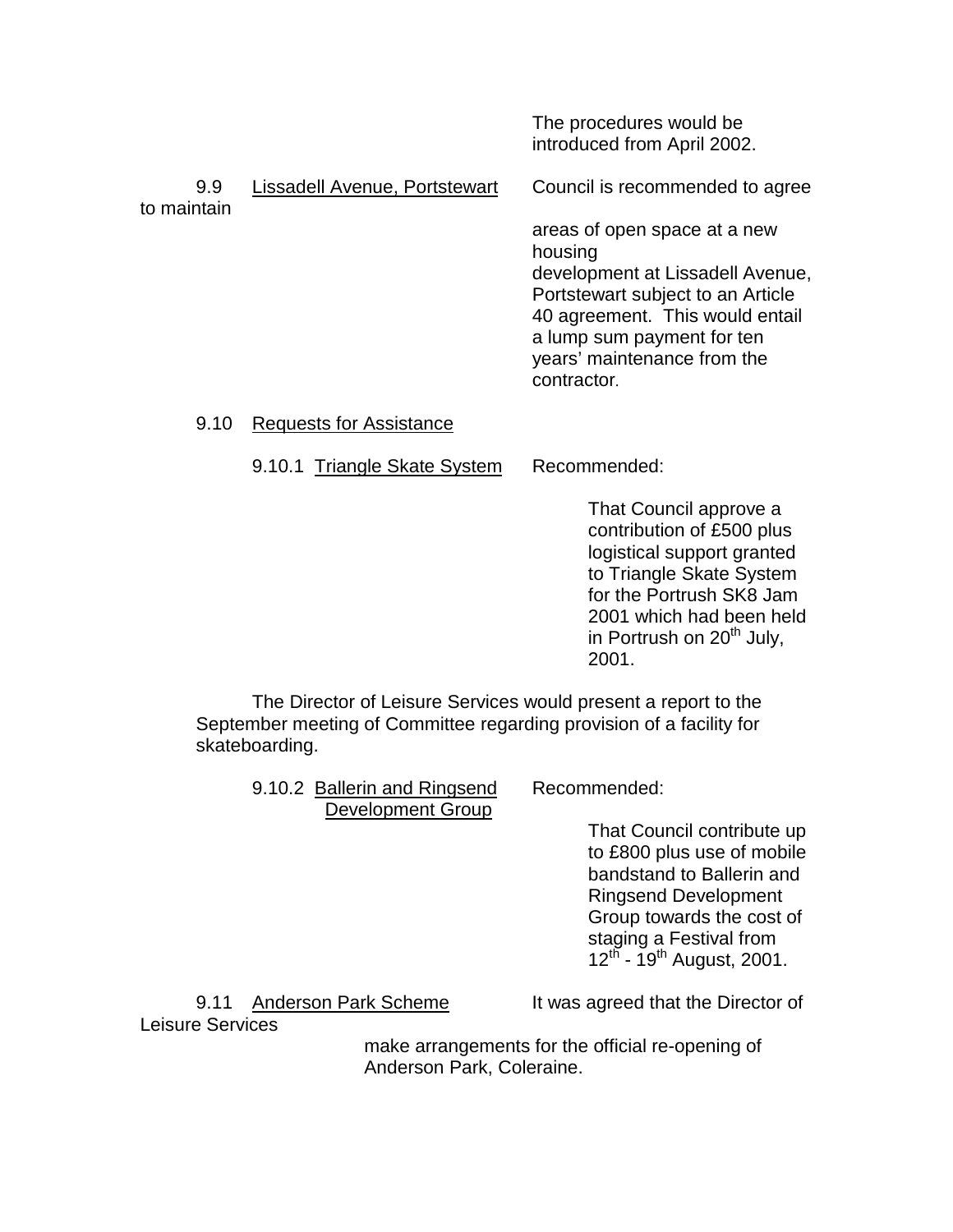The procedures would be introduced from April 2002.

9.9 Lissadell Avenue, Portstewart — Council is recommended to agree to maintain areas of open space at a new housing development at Lissadell Avenue, Portstewart subject to an Article 40 agreement. This would entail a lump sum payment for ten years' maintenance from the contractor.

9.10 Requests for Assistance

9.10.1 Triangle Skate System — Recommended:

That Council approve a contribution of £500 plus logistical support granted to Triangle Skate System for the Portrush SK8 Jam 2001 which had been held in Portrush on 20th July, 2001.

The Director of Leisure Services would present a report to the September meeting of Committee regarding provision of a facility for skateboarding.

9.10.2 Ballerin and Ringsend Development Group — Recommended:

That Council contribute up to £800 plus use of mobile bandstand to Ballerin and Ringsend Development Group towards the cost of staging a Festival from 12th - 19th August, 2001.

9.11 Anderson Park Scheme — It was agreed that the Director of Leisure Services make arrangements for the official re-opening of Anderson Park, Coleraine.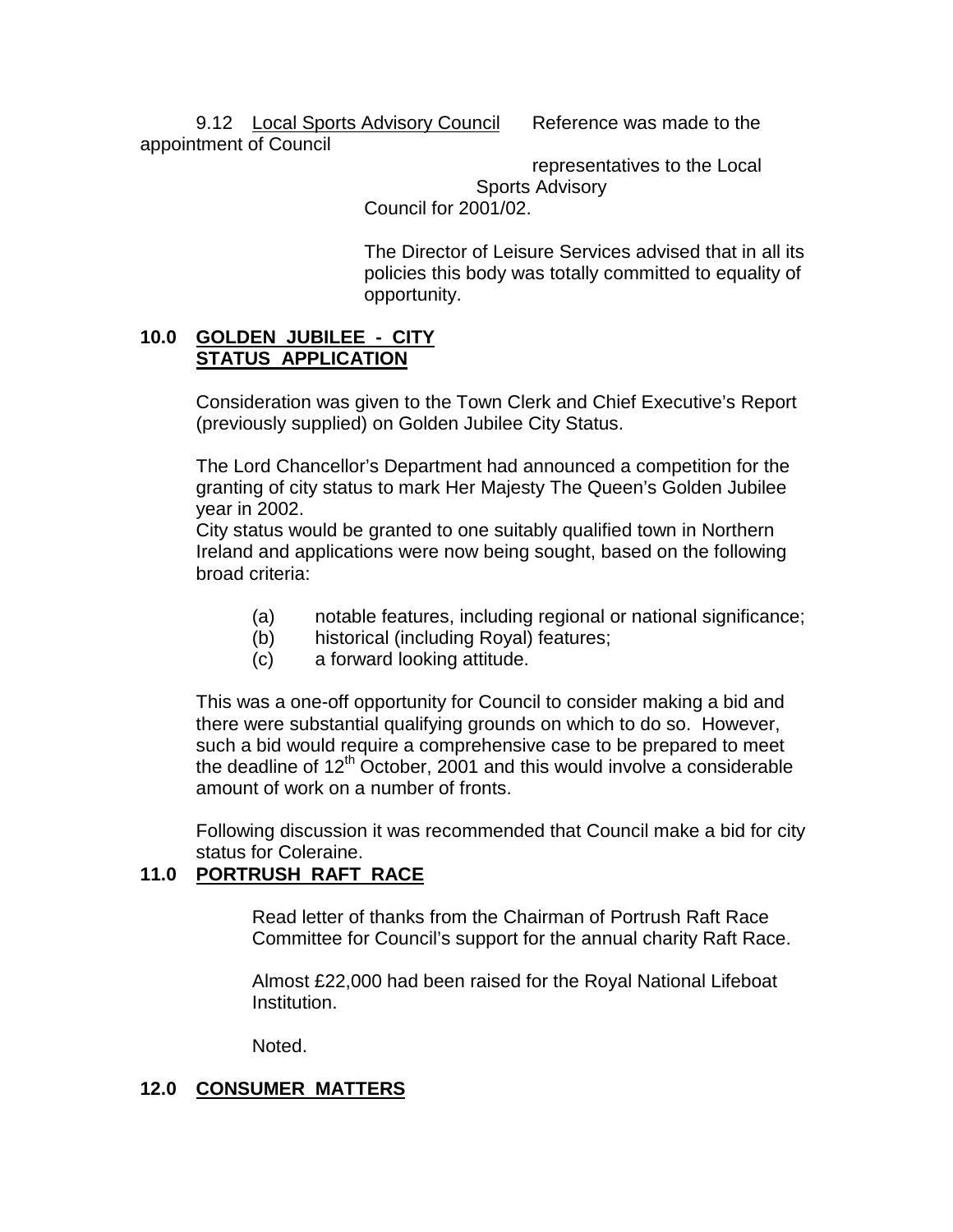9.12 Local Sports Advisory Council Reference was made to the appointment of Council representatives to the Local Sports Advisory Council for 2001/02.

The Director of Leisure Services advised that in all its policies this body was totally committed to equality of opportunity.

**10.0 GOLDEN JUBILEE - CITY STATUS APPLICATION**

Consideration was given to the Town Clerk and Chief Executive's Report (previously supplied) on Golden Jubilee City Status.

The Lord Chancellor's Department had announced a competition for the granting of city status to mark Her Majesty The Queen's Golden Jubilee year in 2002.

City status would be granted to one suitably qualified town in Northern Ireland and applications were now being sought, based on the following broad criteria:

(a) notable features, including regional or national significance;
(b) historical (including Royal) features;
(c) a forward looking attitude.

This was a one-off opportunity for Council to consider making a bid and there were substantial qualifying grounds on which to do so. However, such a bid would require a comprehensive case to be prepared to meet the deadline of 12th October, 2001 and this would involve a considerable amount of work on a number of fronts.

Following discussion it was recommended that Council make a bid for city status for Coleraine.

**11.0 PORTRUSH RAFT RACE**

Read letter of thanks from the Chairman of Portrush Raft Race Committee for Council's support for the annual charity Raft Race.

Almost £22,000 had been raised for the Royal National Lifeboat Institution.

Noted.

**12.0 CONSUMER MATTERS**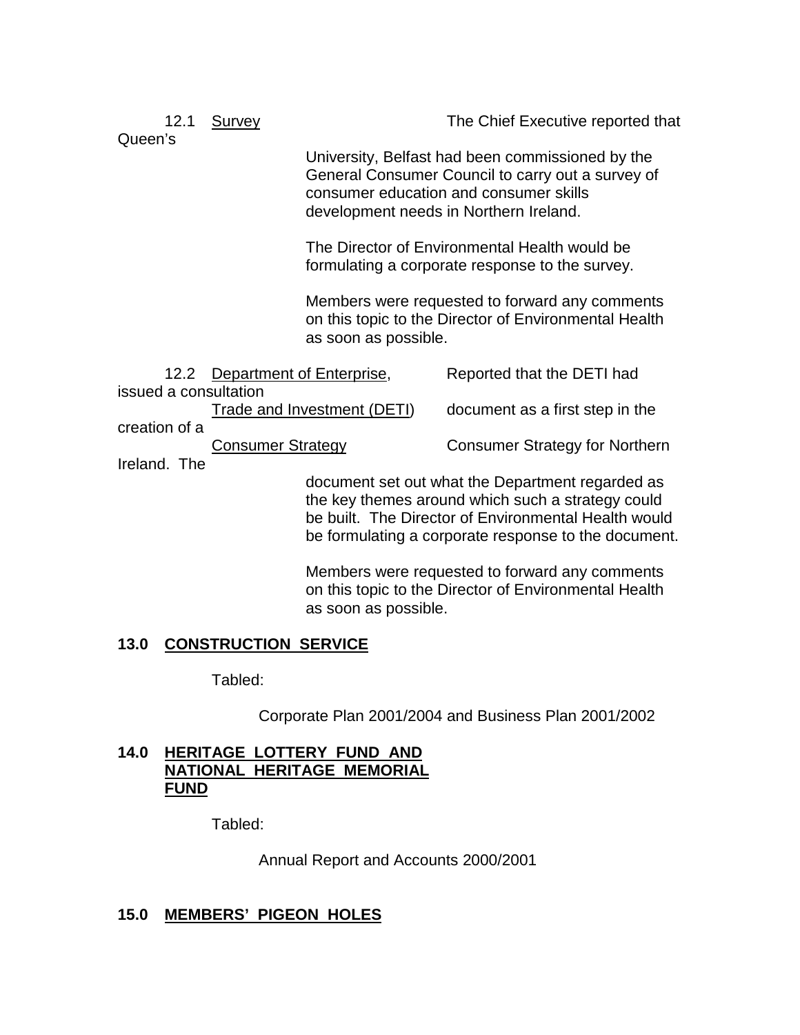12.1 Survey

The Chief Executive reported that Queen's University, Belfast had been commissioned by the General Consumer Council to carry out a survey of consumer education and consumer skills development needs in Northern Ireland.

The Director of Environmental Health would be formulating a corporate response to the survey.

Members were requested to forward any comments on this topic to the Director of Environmental Health as soon as possible.

12.2 Department of Enterprise, Trade and Investment (DETI) Consumer Strategy

Reported that the DETI had issued a consultation document as a first step in the creation of a Consumer Strategy for Northern Ireland. The document set out what the Department regarded as the key themes around which such a strategy could be built. The Director of Environmental Health would be formulating a corporate response to the document.

Members were requested to forward any comments on this topic to the Director of Environmental Health as soon as possible.

## 13.0 CONSTRUCTION SERVICE

Tabled:

Corporate Plan 2001/2004 and Business Plan 2001/2002

## 14.0 HERITAGE LOTTERY FUND AND NATIONAL HERITAGE MEMORIAL FUND

Tabled:

Annual Report and Accounts 2000/2001

## 15.0 MEMBERS' PIGEON HOLES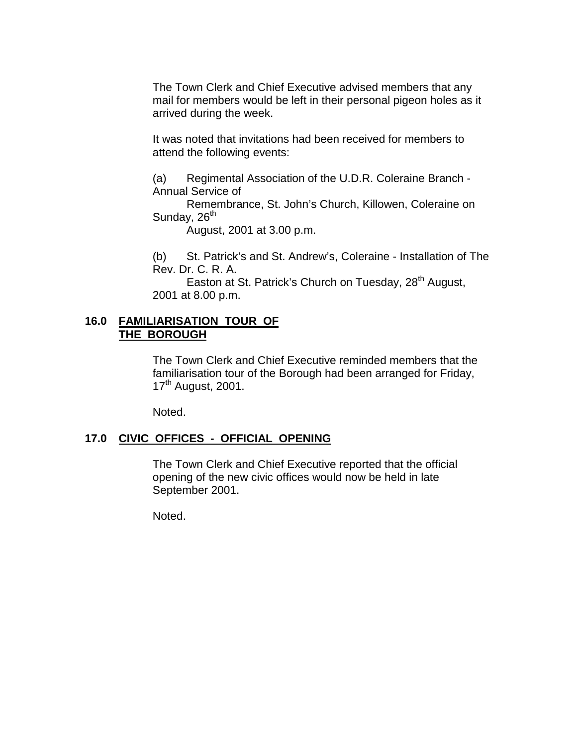The Town Clerk and Chief Executive advised members that any mail for members would be left in their personal pigeon holes as it arrived during the week.

It was noted that invitations had been received for members to attend the following events:

(a) Regimental Association of the U.D.R. Coleraine Branch - Annual Service of Remembrance, St. John's Church, Killowen, Coleraine on Sunday, 26th August, 2001 at 3.00 p.m.

(b) St. Patrick's and St. Andrew's, Coleraine - Installation of The Rev. Dr. C. R. A. Easton at St. Patrick's Church on Tuesday, 28th August, 2001 at 8.00 p.m.

## 16.0 FAMILIARISATION TOUR OF THE BOROUGH

The Town Clerk and Chief Executive reminded members that the familiarisation tour of the Borough had been arranged for Friday, 17th August, 2001.

Noted.

## 17.0 CIVIC OFFICES - OFFICIAL OPENING

The Town Clerk and Chief Executive reported that the official opening of the new civic offices would now be held in late September 2001.

Noted.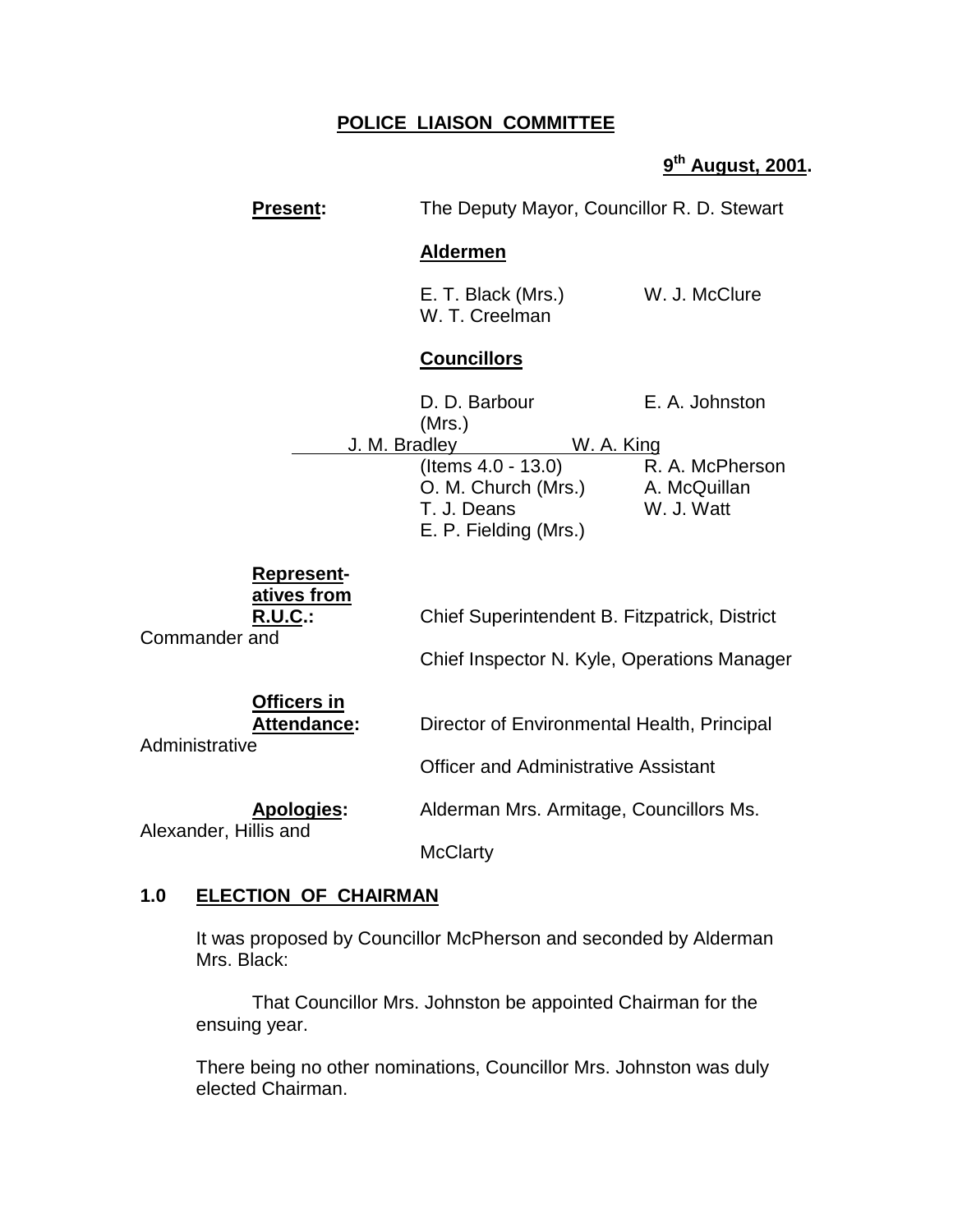**POLICE LIAISON COMMITTEE**

**9th August, 2001.**

**Present:** The Deputy Mayor, Councillor R. D. Stewart

**Aldermen**

E. T. Black (Mrs.) W. J. McClure
W. T. Creelman

**Councillors**

D. D. Barbour E. A. Johnston (Mrs.)
J. M. Bradley W. A. King
(Items 4.0 - 13.0) R. A. McPherson
O. M. Church (Mrs.) A. McQuillan
T. J. Deans W. J. Watt
E. P. Fielding (Mrs.)

**Representatives from R.U.C.:** Chief Superintendent B. Fitzpatrick, District Commander and Chief Inspector N. Kyle, Operations Manager

**Officers in Attendance:** Director of Environmental Health, Principal Administrative Officer and Administrative Assistant

**Apologies:** Alderman Mrs. Armitage, Councillors Ms. Alexander, Hillis and McClarty

## 1.0 ELECTION OF CHAIRMAN

It was proposed by Councillor McPherson and seconded by Alderman Mrs. Black:

That Councillor Mrs. Johnston be appointed Chairman for the ensuing year.

There being no other nominations, Councillor Mrs. Johnston was duly elected Chairman.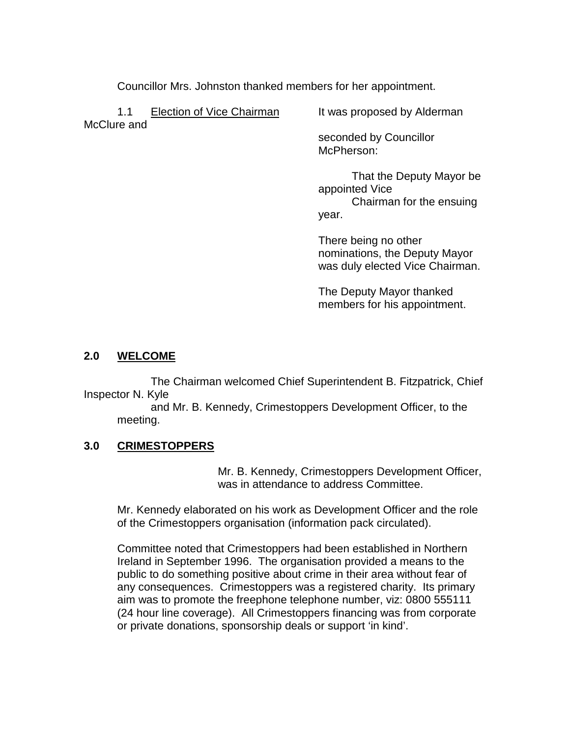Councillor Mrs. Johnston thanked members for her appointment.

1.1 Election of Vice Chairman

It was proposed by Alderman McClure and seconded by Councillor McPherson:

That the Deputy Mayor be appointed Vice Chairman for the ensuing year.

There being no other nominations, the Deputy Mayor was duly elected Vice Chairman.

The Deputy Mayor thanked members for his appointment.

## 2.0 WELCOME

The Chairman welcomed Chief Superintendent B. Fitzpatrick, Chief Inspector N. Kyle and Mr. B. Kennedy, Crimestoppers Development Officer, to the meeting.

## 3.0 CRIMESTOPPERS

Mr. B. Kennedy, Crimestoppers Development Officer, was in attendance to address Committee.

Mr. Kennedy elaborated on his work as Development Officer and the role of the Crimestoppers organisation (information pack circulated).

Committee noted that Crimestoppers had been established in Northern Ireland in September 1996. The organisation provided a means to the public to do something positive about crime in their area without fear of any consequences. Crimestoppers was a registered charity. Its primary aim was to promote the freephone telephone number, viz: 0800 555111 (24 hour line coverage). All Crimestoppers financing was from corporate or private donations, sponsorship deals or support 'in kind'.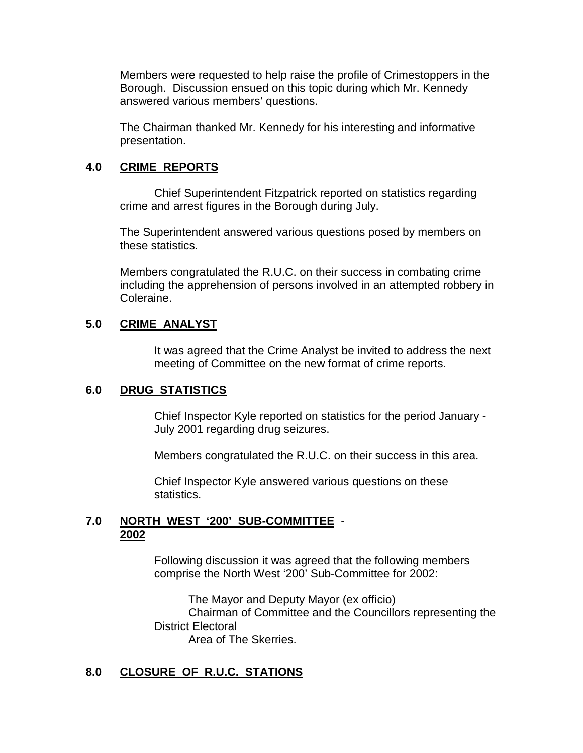Members were requested to help raise the profile of Crimestoppers in the Borough. Discussion ensued on this topic during which Mr. Kennedy answered various members' questions.

The Chairman thanked Mr. Kennedy for his interesting and informative presentation.

## 4.0 CRIME REPORTS

Chief Superintendent Fitzpatrick reported on statistics regarding crime and arrest figures in the Borough during July.

The Superintendent answered various questions posed by members on these statistics.

Members congratulated the R.U.C. on their success in combating crime including the apprehension of persons involved in an attempted robbery in Coleraine.

## 5.0 CRIME ANALYST

It was agreed that the Crime Analyst be invited to address the next meeting of Committee on the new format of crime reports.

## 6.0 DRUG STATISTICS

Chief Inspector Kyle reported on statistics for the period January - July 2001 regarding drug seizures.

Members congratulated the R.U.C. on their success in this area.

Chief Inspector Kyle answered various questions on these statistics.

## 7.0 NORTH WEST '200' SUB-COMMITTEE - 2002

Following discussion it was agreed that the following members comprise the North West '200' Sub-Committee for 2002:

The Mayor and Deputy Mayor (ex officio)
Chairman of Committee and the Councillors representing the District Electoral
Area of The Skerries.

## 8.0 CLOSURE OF R.U.C. STATIONS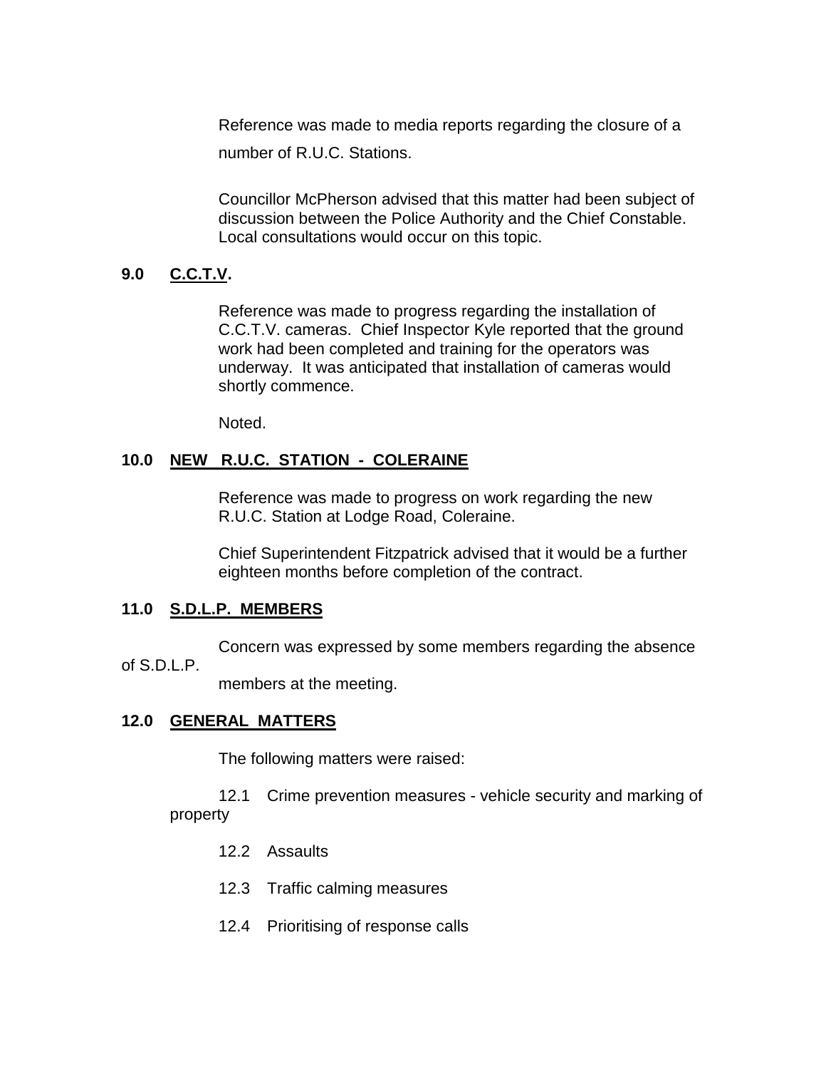Reference was made to media reports regarding the closure of a number of R.U.C. Stations.

Councillor McPherson advised that this matter had been subject of discussion between the Police Authority and the Chief Constable. Local consultations would occur on this topic.

## 9.0 C.C.T.V.

Reference was made to progress regarding the installation of C.C.T.V. cameras. Chief Inspector Kyle reported that the ground work had been completed and training for the operators was underway. It was anticipated that installation of cameras would shortly commence.

Noted.

## 10.0 NEW R.U.C. STATION - COLERAINE

Reference was made to progress on work regarding the new R.U.C. Station at Lodge Road, Coleraine.

Chief Superintendent Fitzpatrick advised that it would be a further eighteen months before completion of the contract.

## 11.0 S.D.L.P. MEMBERS

Concern was expressed by some members regarding the absence of S.D.L.P. members at the meeting.

## 12.0 GENERAL MATTERS

The following matters were raised:

12.1 Crime prevention measures - vehicle security and marking of property

12.2 Assaults

12.3 Traffic calming measures

12.4 Prioritising of response calls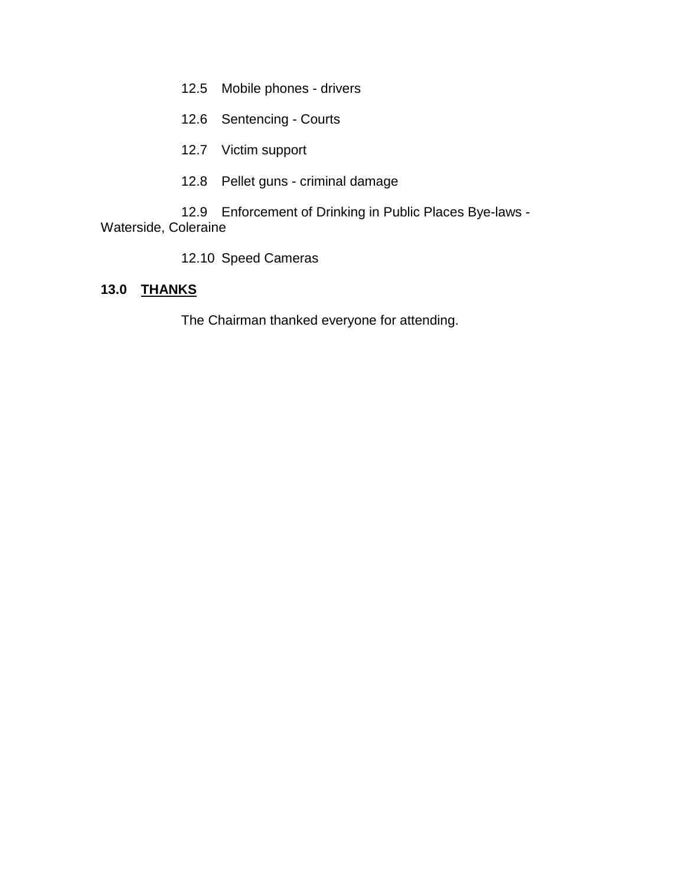12.5 Mobile phones - drivers

12.6 Sentencing - Courts

12.7 Victim support

12.8 Pellet guns - criminal damage

12.9 Enforcement of Drinking in Public Places Bye-laws - Waterside, Coleraine

12.10 Speed Cameras

**13.0 <u>THANKS</u>**

The Chairman thanked everyone for attending.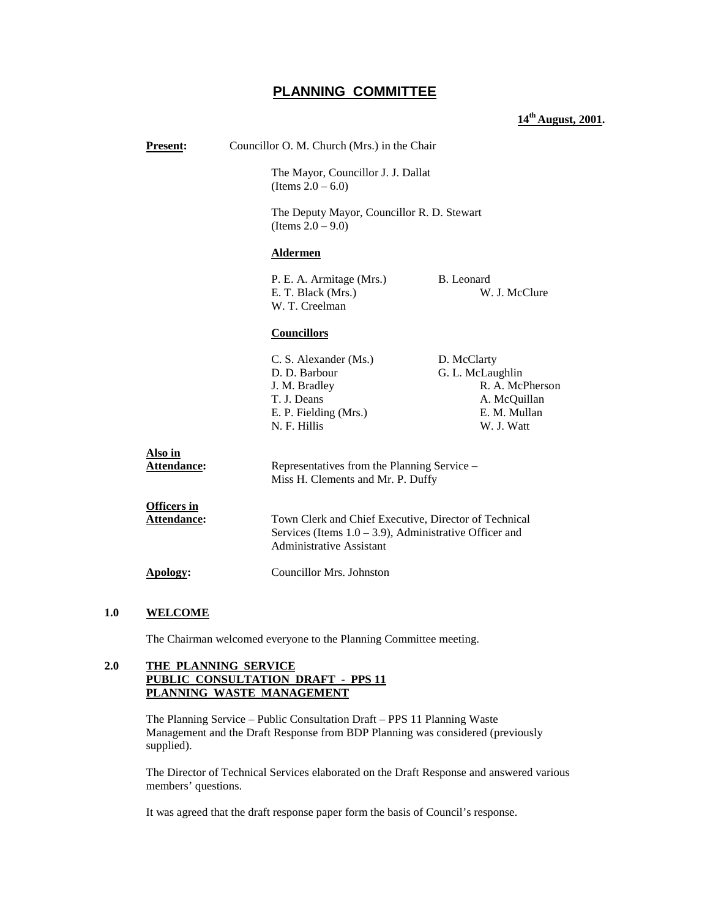# PLANNING COMMITTEE

**14th August, 2001.**

**Present:** Councillor O. M. Church (Mrs.) in the Chair

The Mayor, Councillor J. J. Dallat (Items 2.0 – 6.0)

The Deputy Mayor, Councillor R. D. Stewart (Items 2.0 – 9.0)

**Aldermen**

P. E. A. Armitage (Mrs.)
B. Leonard
E. T. Black (Mrs.)
W. J. McClure
W. T. Creelman

**Councillors**

C. S. Alexander (Ms.)
D. McClarty
D. D. Barbour
G. L. McLaughlin
J. M. Bradley
R. A. McPherson
T. J. Deans
A. McQuillan
E. P. Fielding (Mrs.)
E. M. Mullan
N. F. Hillis
W. J. Watt

**Also in Attendance:** Representatives from the Planning Service – Miss H. Clements and Mr. P. Duffy

**Officers in Attendance:** Town Clerk and Chief Executive, Director of Technical Services (Items 1.0 – 3.9), Administrative Officer and Administrative Assistant

**Apology:** Councillor Mrs. Johnston

## 1.0 WELCOME

The Chairman welcomed everyone to the Planning Committee meeting.

## 2.0 THE PLANNING SERVICE PUBLIC CONSULTATION DRAFT - PPS 11 PLANNING WASTE MANAGEMENT

The Planning Service – Public Consultation Draft – PPS 11 Planning Waste Management and the Draft Response from BDP Planning was considered (previously supplied).

The Director of Technical Services elaborated on the Draft Response and answered various members' questions.

It was agreed that the draft response paper form the basis of Council's response.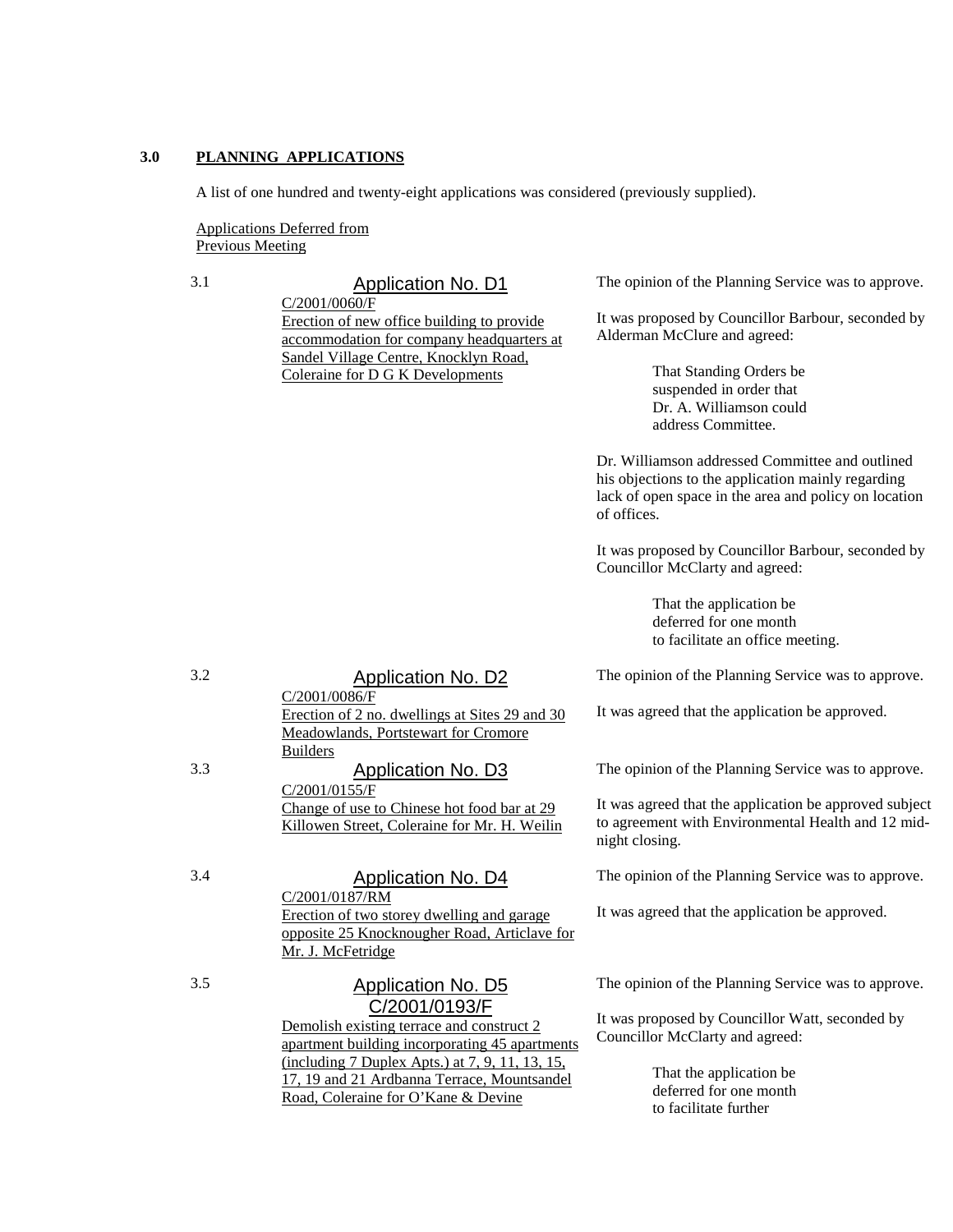## 3.0 PLANNING APPLICATIONS

A list of one hundred and twenty-eight applications was considered (previously supplied).

Applications Deferred from Previous Meeting

**3.1 Application No. D1**

C/2001/0060/F
Erection of new office building to provide accommodation for company headquarters at Sandel Village Centre, Knocklyn Road, Coleraine for D G K Developments

The opinion of the Planning Service was to approve.

It was proposed by Councillor Barbour, seconded by Alderman McClure and agreed:

> That Standing Orders be suspended in order that Dr. A. Williamson could address Committee.

Dr. Williamson addressed Committee and outlined his objections to the application mainly regarding lack of open space in the area and policy on location of offices.

It was proposed by Councillor Barbour, seconded by Councillor McClarty and agreed:

> That the application be deferred for one month to facilitate an office meeting.

**3.2 Application No. D2**

C/2001/0086/F
Erection of 2 no. dwellings at Sites 29 and 30 Meadowlands, Portstewart for Cromore Builders

The opinion of the Planning Service was to approve.

It was agreed that the application be approved.

**3.3 Application No. D3**

C/2001/0155/F
Change of use to Chinese hot food bar at 29 Killowen Street, Coleraine for Mr. H. Weilin

The opinion of the Planning Service was to approve.

It was agreed that the application be approved subject to agreement with Environmental Health and 12 mid-night closing.

**3.4 Application No. D4**

C/2001/0187/RM
Erection of two storey dwelling and garage opposite 25 Knocknougher Road, Articlave for Mr. J. McFetridge

The opinion of the Planning Service was to approve.

It was agreed that the application be approved.

**3.5 Application No. D5**

C/2001/0193/F
Demolish existing terrace and construct 2 apartment building incorporating 45 apartments (including 7 Duplex Apts.) at 7, 9, 11, 13, 15, 17, 19 and 21 Ardbanna Terrace, Mountsandel Road, Coleraine for O'Kane & Devine

The opinion of the Planning Service was to approve.

It was proposed by Councillor Watt, seconded by Councillor McClarty and agreed:

> That the application be deferred for one month to facilitate further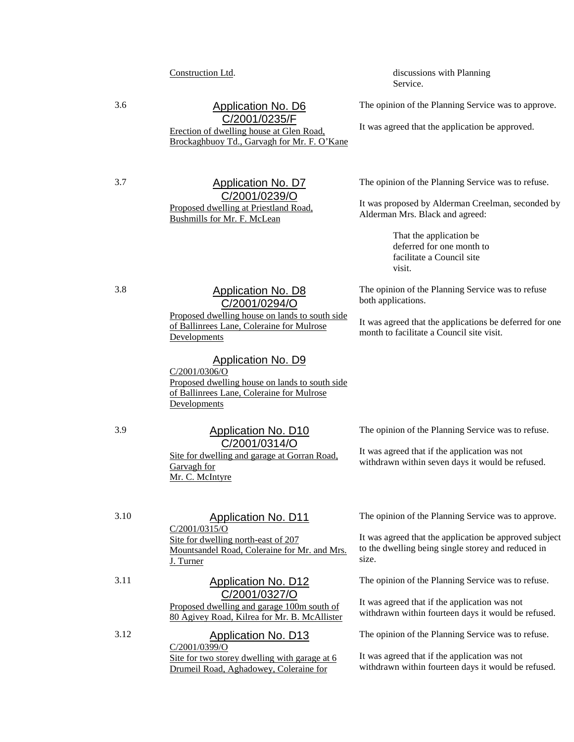| | | |
|---|---|---|
| | Construction Ltd. | discussions with Planning Service. |
| 3.6 | Application No. D6<br>C/2001/0235/F<br>Erection of dwelling house at Glen Road, Brockaghbuoy Td., Garvagh for Mr. F. O'Kane | The opinion of the Planning Service was to approve.<br><br>It was agreed that the application be approved. |
| 3.7 | Application No. D7<br>C/2001/0239/O<br>Proposed dwelling at Priestland Road, Bushmills for Mr. F. McLean | The opinion of the Planning Service was to refuse.<br><br>It was proposed by Alderman Creelman, seconded by Alderman Mrs. Black and agreed:<br><br>That the application be deferred for one month to facilitate a Council site visit. |
| 3.8 | Application No. D8<br>C/2001/0294/O<br>Proposed dwelling house on lands to south side of Ballinrees Lane, Coleraine for Mulrose Developments<br><br>Application No. D9<br>C/2001/0306/O<br>Proposed dwelling house on lands to south side of Ballinrees Lane, Coleraine for Mulrose Developments | The opinion of the Planning Service was to refuse both applications.<br><br>It was agreed that the applications be deferred for one month to facilitate a Council site visit. |
| 3.9 | Application No. D10<br>C/2001/0314/O<br>Site for dwelling and garage at Gorran Road, Garvagh for Mr. C. McIntyre | The opinion of the Planning Service was to refuse.<br><br>It was agreed that if the application was not withdrawn within seven days it would be refused. |
| 3.10 | Application No. D11<br>C/2001/0315/O<br>Site for dwelling north-east of 207 Mountsandel Road, Coleraine for Mr. and Mrs. J. Turner | The opinion of the Planning Service was to approve.<br><br>It was agreed that the application be approved subject to the dwelling being single storey and reduced in size. |
| 3.11 | Application No. D12<br>C/2001/0327/O<br>Proposed dwelling and garage 100m south of 80 Agivey Road, Kilrea for Mr. B. McAllister | The opinion of the Planning Service was to refuse.<br><br>It was agreed that if the application was not withdrawn within fourteen days it would be refused. |
| 3.12 | Application No. D13<br>C/2001/0399/O<br>Site for two storey dwelling with garage at 6 Drumeil Road, Aghadowey, Coleraine for | The opinion of the Planning Service was to refuse.<br><br>It was agreed that if the application was not withdrawn within fourteen days it would be refused. |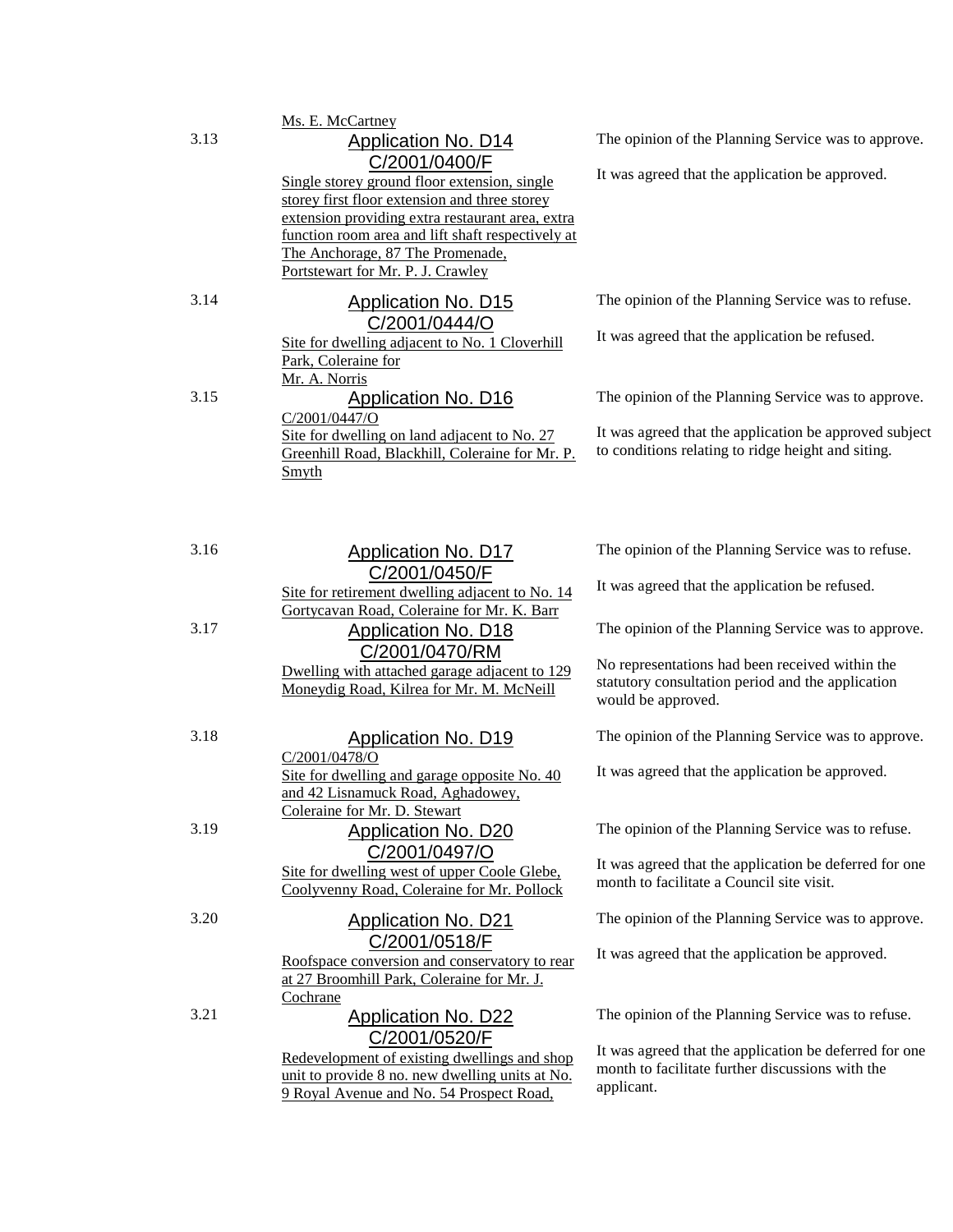Ms. E. McCartney

3.13 **Application No. D14**
C/2001/0400/F
Single storey ground floor extension, single storey first floor extension and three storey extension providing extra restaurant area, extra function room area and lift shaft respectively at The Anchorage, 87 The Promenade, Portstewart for Mr. P. J. Crawley

The opinion of the Planning Service was to approve.

It was agreed that the application be approved.

3.14 **Application No. D15**
C/2001/0444/O
Site for dwelling adjacent to No. 1 Cloverhill Park, Coleraine for Mr. A. Norris

The opinion of the Planning Service was to refuse.

It was agreed that the application be refused.

3.15 **Application No. D16**
C/2001/0447/O
Site for dwelling on land adjacent to No. 27 Greenhill Road, Blackhill, Coleraine for Mr. P. Smyth

The opinion of the Planning Service was to approve.

It was agreed that the application be approved subject to conditions relating to ridge height and siting.

3.16 **Application No. D17**
C/2001/0450/F
Site for retirement dwelling adjacent to No. 14 Gortycavan Road, Coleraine for Mr. K. Barr

The opinion of the Planning Service was to refuse.

It was agreed that the application be refused.

3.17 **Application No. D18**
C/2001/0470/RM
Dwelling with attached garage adjacent to 129 Moneydig Road, Kilrea for Mr. M. McNeill

The opinion of the Planning Service was to approve.

No representations had been received within the statutory consultation period and the application would be approved.

3.18 **Application No. D19**
C/2001/0478/O
Site for dwelling and garage opposite No. 40 and 42 Lisnamuck Road, Aghadowey, Coleraine for Mr. D. Stewart

The opinion of the Planning Service was to approve.

It was agreed that the application be approved.

3.19 **Application No. D20**
C/2001/0497/O
Site for dwelling west of upper Coole Glebe, Coolyvenny Road, Coleraine for Mr. Pollock

The opinion of the Planning Service was to refuse.

It was agreed that the application be deferred for one month to facilitate a Council site visit.

3.20 **Application No. D21**
C/2001/0518/F
Roofspace conversion and conservatory to rear at 27 Broomhill Park, Coleraine for Mr. J. Cochrane

The opinion of the Planning Service was to approve.

It was agreed that the application be approved.

3.21 **Application No. D22**
C/2001/0520/F
Redevelopment of existing dwellings and shop unit to provide 8 no. new dwelling units at No. 9 Royal Avenue and No. 54 Prospect Road,

The opinion of the Planning Service was to refuse.

It was agreed that the application be deferred for one month to facilitate further discussions with the applicant.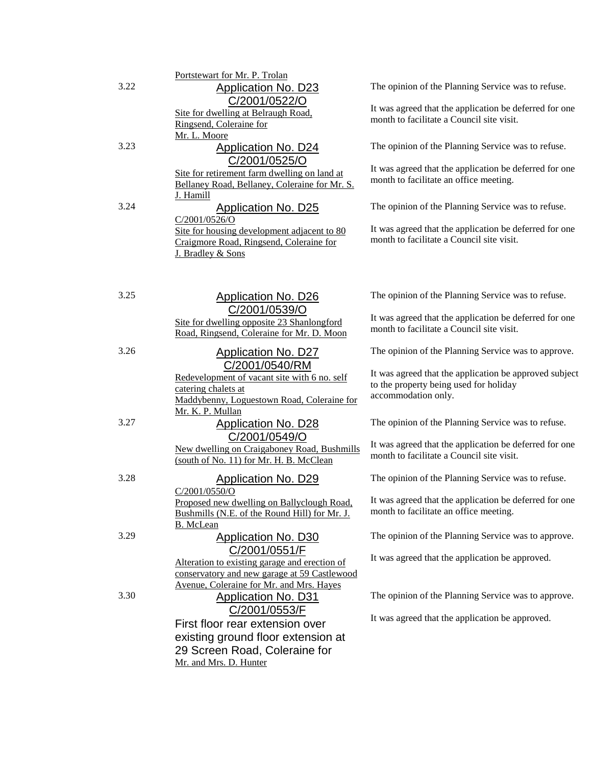Portstewart for Mr. P. Trolan

| | | |
|---|---|---|
| 3.22 | Application No. D23<br>C/2001/0522/O<br>Site for dwelling at Belraugh Road, Ringsend, Coleraine for Mr. L. Moore | The opinion of the Planning Service was to refuse.<br><br>It was agreed that the application be deferred for one month to facilitate a Council site visit. |
| 3.23 | Application No. D24<br>C/2001/0525/O<br>Site for retirement farm dwelling on land at Bellaney Road, Bellaney, Coleraine for Mr. S. J. Hamill | The opinion of the Planning Service was to refuse.<br><br>It was agreed that the application be deferred for one month to facilitate an office meeting. |
| 3.24 | Application No. D25<br>C/2001/0526/O<br>Site for housing development adjacent to 80 Craigmore Road, Ringsend, Coleraine for J. Bradley & Sons | The opinion of the Planning Service was to refuse.<br><br>It was agreed that the application be deferred for one month to facilitate a Council site visit. |
| 3.25 | Application No. D26<br>C/2001/0539/O<br>Site for dwelling opposite 23 Shanlongford Road, Ringsend, Coleraine for Mr. D. Moon | The opinion of the Planning Service was to refuse.<br><br>It was agreed that the application be deferred for one month to facilitate a Council site visit. |
| 3.26 | Application No. D27<br>C/2001/0540/RM<br>Redevelopment of vacant site with 6 no. self catering chalets at Maddybenny, Loguestown Road, Coleraine for Mr. K. P. Mullan | The opinion of the Planning Service was to approve.<br><br>It was agreed that the application be approved subject to the property being used for holiday accommodation only. |
| 3.27 | Application No. D28<br>C/2001/0549/O<br>New dwelling on Craigaboney Road, Bushmills (south of No. 11) for Mr. H. B. McClean | The opinion of the Planning Service was to refuse.<br><br>It was agreed that the application be deferred for one month to facilitate a Council site visit. |
| 3.28 | Application No. D29<br>C/2001/0550/O<br>Proposed new dwelling on Ballyclough Road, Bushmills (N.E. of the Round Hill) for Mr. J. B. McLean | The opinion of the Planning Service was to refuse.<br><br>It was agreed that the application be deferred for one month to facilitate an office meeting. |
| 3.29 | Application No. D30<br>C/2001/0551/F<br>Alteration to existing garage and erection of conservatory and new garage at 59 Castlewood Avenue, Coleraine for Mr. and Mrs. Hayes | The opinion of the Planning Service was to approve.<br><br>It was agreed that the application be approved. |
| 3.30 | Application No. D31<br>C/2001/0553/F<br>First floor rear extension over existing ground floor extension at 29 Screen Road, Coleraine for Mr. and Mrs. D. Hunter | The opinion of the Planning Service was to approve.<br><br>It was agreed that the application be approved. |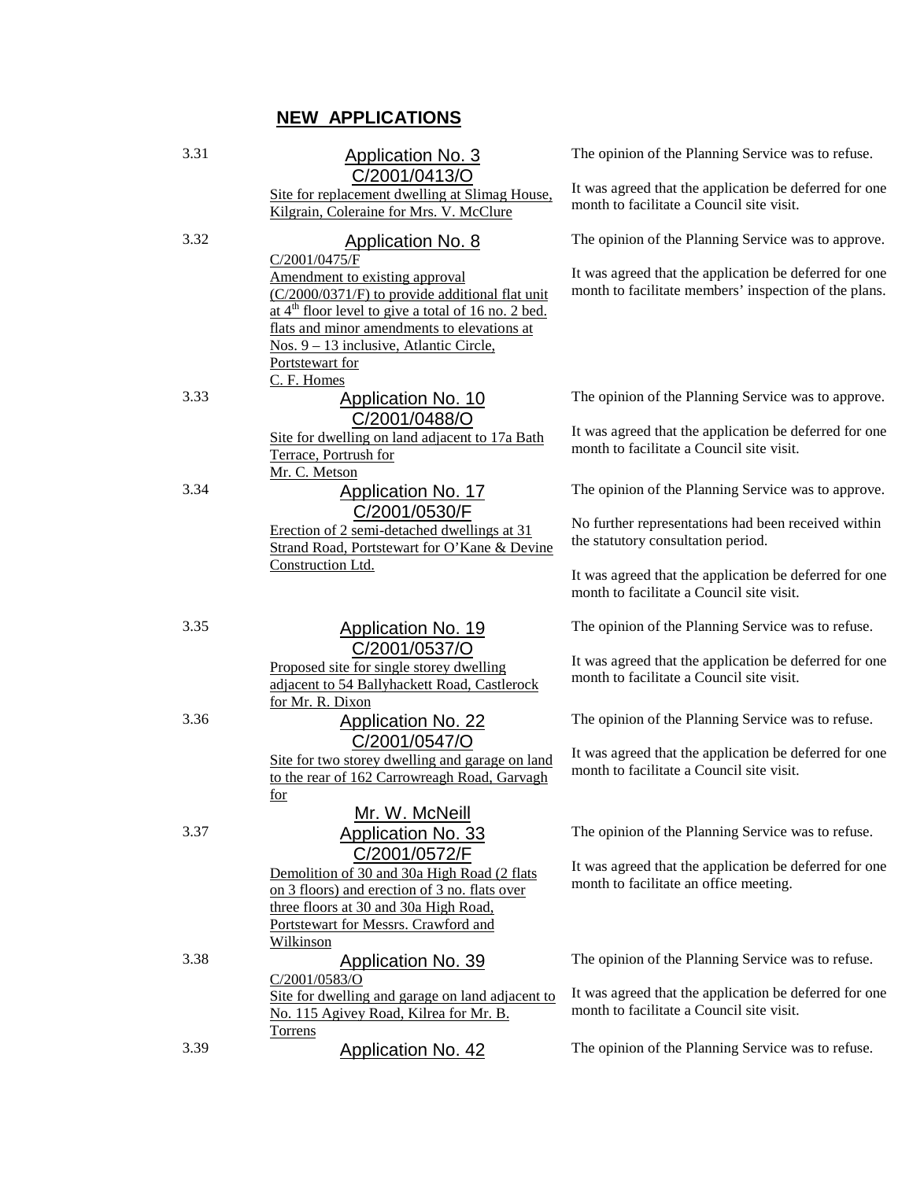## NEW APPLICATIONS

| | | |
|---|---|---|
| 3.31 | Application No. 3<br>C/2001/0413/O<br>Site for replacement dwelling at Slimag House, Kilgrain, Coleraine for Mrs. V. McClure | The opinion of the Planning Service was to refuse.<br><br>It was agreed that the application be deferred for one month to facilitate a Council site visit. |
| 3.32 | Application No. 8<br>C/2001/0475/F<br>Amendment to existing approval (C/2000/0371/F) to provide additional flat unit at 4th floor level to give a total of 16 no. 2 bed. flats and minor amendments to elevations at Nos. 9 – 13 inclusive, Atlantic Circle, Portstewart for C. F. Homes | The opinion of the Planning Service was to approve.<br><br>It was agreed that the application be deferred for one month to facilitate members' inspection of the plans. |
| 3.33 | Application No. 10<br>C/2001/0488/O<br>Site for dwelling on land adjacent to 17a Bath Terrace, Portrush for Mr. C. Metson | The opinion of the Planning Service was to approve.<br><br>It was agreed that the application be deferred for one month to facilitate a Council site visit. |
| 3.34 | Application No. 17<br>C/2001/0530/F<br>Erection of 2 semi-detached dwellings at 31 Strand Road, Portstewart for O'Kane & Devine Construction Ltd. | The opinion of the Planning Service was to approve.<br><br>No further representations had been received within the statutory consultation period.<br><br>It was agreed that the application be deferred for one month to facilitate a Council site visit. |
| 3.35 | Application No. 19<br>C/2001/0537/O<br>Proposed site for single storey dwelling adjacent to 54 Ballyhackett Road, Castlerock for Mr. R. Dixon | The opinion of the Planning Service was to refuse.<br><br>It was agreed that the application be deferred for one month to facilitate a Council site visit. |
| 3.36 | Application No. 22<br>C/2001/0547/O<br>Site for two storey dwelling and garage on land to the rear of 162 Carrowreagh Road, Garvagh for Mr. W. McNeill | The opinion of the Planning Service was to refuse.<br><br>It was agreed that the application be deferred for one month to facilitate a Council site visit. |
| 3.37 | Application No. 33<br>C/2001/0572/F<br>Demolition of 30 and 30a High Road (2 flats on 3 floors) and erection of 3 no. flats over three floors at 30 and 30a High Road, Portstewart for Messrs. Crawford and Wilkinson | The opinion of the Planning Service was to refuse.<br><br>It was agreed that the application be deferred for one month to facilitate an office meeting. |
| 3.38 | Application No. 39<br>C/2001/0583/O<br>Site for dwelling and garage on land adjacent to No. 115 Agivey Road, Kilrea for Mr. B. Torrens | The opinion of the Planning Service was to refuse.<br><br>It was agreed that the application be deferred for one month to facilitate a Council site visit. |
| 3.39 | Application No. 42 | The opinion of the Planning Service was to refuse. |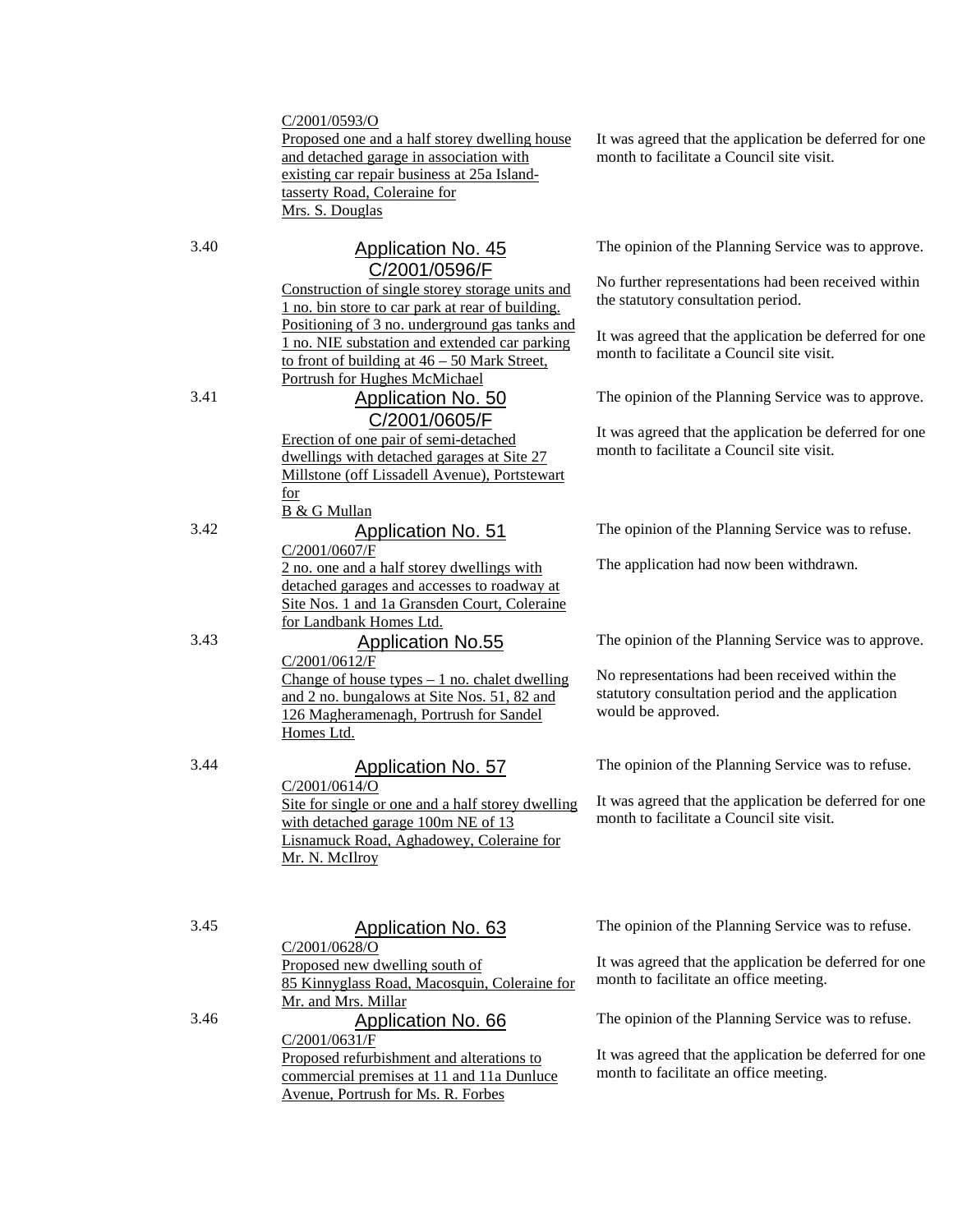| | | |
|---|---|---|
| | C/2001/0593/O<br>Proposed one and a half storey dwelling house and detached garage in association with existing car repair business at 25a Island-tasserty Road, Coleraine for Mrs. S. Douglas | It was agreed that the application be deferred for one month to facilitate a Council site visit. |
| 3.40 | **Application No. 45**<br>**C/2001/0596/F**<br>Construction of single storey storage units and 1 no. bin store to car park at rear of building. Positioning of 3 no. underground gas tanks and 1 no. NIE substation and extended car parking to front of building at 46 – 50 Mark Street, Portrush for Hughes McMichael | The opinion of the Planning Service was to approve.<br><br>No further representations had been received within the statutory consultation period.<br><br>It was agreed that the application be deferred for one month to facilitate a Council site visit. |
| 3.41 | **Application No. 50**<br>**C/2001/0605/F**<br>Erection of one pair of semi-detached dwellings with detached garages at Site 27 Millstone (off Lissadell Avenue), Portstewart for B & G Mullan | The opinion of the Planning Service was to approve.<br><br>It was agreed that the application be deferred for one month to facilitate a Council site visit. |
| 3.42 | **Application No. 51**<br>C/2001/0607/F<br>2 no. one and a half storey dwellings with detached garages and accesses to roadway at Site Nos. 1 and 1a Gransden Court, Coleraine for Landbank Homes Ltd. | The opinion of the Planning Service was to refuse.<br><br>The application had now been withdrawn. |
| 3.43 | **Application No.55**<br>C/2001/0612/F<br>Change of house types – 1 no. chalet dwelling and 2 no. bungalows at Site Nos. 51, 82 and 126 Magheramenagh, Portrush for Sandel Homes Ltd. | The opinion of the Planning Service was to approve.<br><br>No representations had been received within the statutory consultation period and the application would be approved. |
| 3.44 | **Application No. 57**<br>C/2001/0614/O<br>Site for single or one and a half storey dwelling with detached garage 100m NE of 13 Lisnamuck Road, Aghadowey, Coleraine for Mr. N. McIlroy | The opinion of the Planning Service was to refuse.<br><br>It was agreed that the application be deferred for one month to facilitate a Council site visit. |
| 3.45 | **Application No. 63**<br>C/2001/0628/O<br>Proposed new dwelling south of 85 Kinnyglass Road, Macosquin, Coleraine for Mr. and Mrs. Millar | The opinion of the Planning Service was to refuse.<br><br>It was agreed that the application be deferred for one month to facilitate an office meeting. |
| 3.46 | **Application No. 66**<br>C/2001/0631/F<br>Proposed refurbishment and alterations to commercial premises at 11 and 11a Dunluce Avenue, Portrush for Ms. R. Forbes | The opinion of the Planning Service was to refuse.<br><br>It was agreed that the application be deferred for one month to facilitate an office meeting. |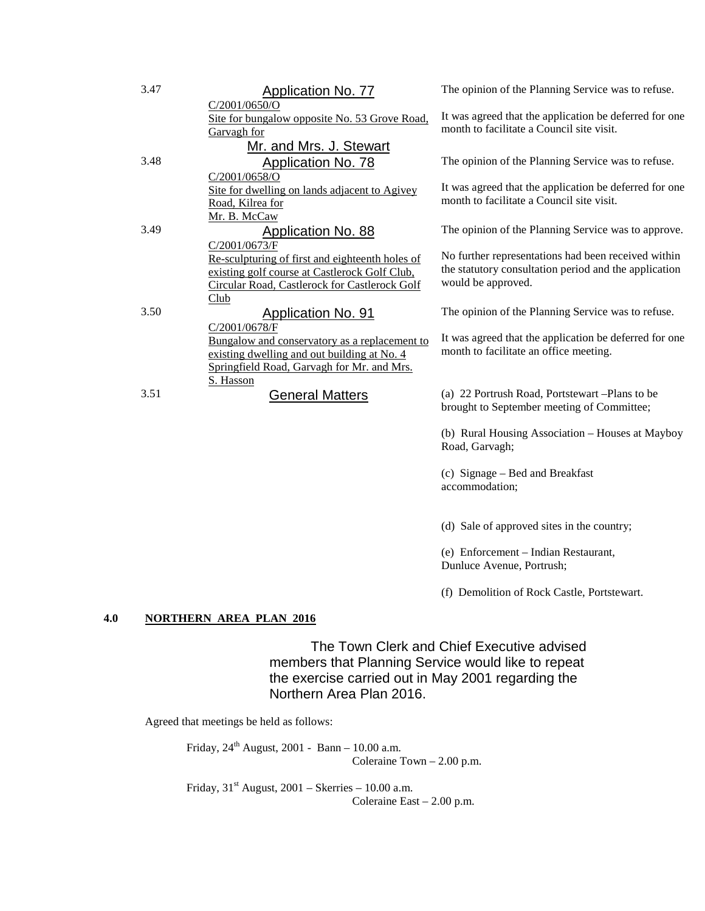| | | |
|---|---|---|
| 3.47 | Application No. 77<br>C/2001/0650/O<br>Site for bungalow opposite No. 53 Grove Road, Garvagh for<br>Mr. and Mrs. J. Stewart | The opinion of the Planning Service was to refuse.<br><br>It was agreed that the application be deferred for one month to facilitate a Council site visit. |
| 3.48 | Application No. 78<br>C/2001/0658/O<br>Site for dwelling on lands adjacent to Agivey Road, Kilrea for<br>Mr. B. McCaw | The opinion of the Planning Service was to refuse.<br><br>It was agreed that the application be deferred for one month to facilitate a Council site visit. |
| 3.49 | Application No. 88<br>C/2001/0673/F<br>Re-sculpturing of first and eighteenth holes of existing golf course at Castlerock Golf Club, Circular Road, Castlerock for Castlerock Golf Club | The opinion of the Planning Service was to approve.<br><br>No further representations had been received within the statutory consultation period and the application would be approved. |
| 3.50 | Application No. 91<br>C/2001/0678/F<br>Bungalow and conservatory as a replacement to existing dwelling and out building at No. 4 Springfield Road, Garvagh for Mr. and Mrs. S. Hasson | The opinion of the Planning Service was to refuse.<br><br>It was agreed that the application be deferred for one month to facilitate an office meeting. |
| 3.51 | General Matters | (a) 22 Portrush Road, Portstewart –Plans to be brought to September meeting of Committee;<br><br>(b) Rural Housing Association – Houses at Mayboy Road, Garvagh;<br><br>(c) Signage – Bed and Breakfast accommodation;<br><br>(d) Sale of approved sites in the country;<br><br>(e) Enforcement – Indian Restaurant, Dunluce Avenue, Portrush;<br><br>(f) Demolition of Rock Castle, Portstewart. |

## 4.0 NORTHERN AREA PLAN 2016

The Town Clerk and Chief Executive advised members that Planning Service would like to repeat the exercise carried out in May 2001 regarding the Northern Area Plan 2016.

Agreed that meetings be held as follows:

Friday, 24th August, 2001 - Bann – 10.00 a.m.
Coleraine Town – 2.00 p.m.

Friday, 31st August, 2001 – Skerries – 10.00 a.m.
Coleraine East – 2.00 p.m.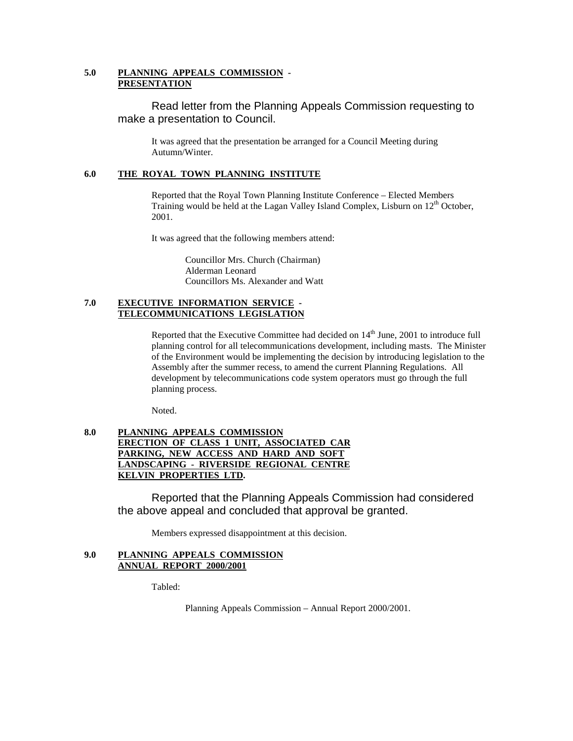**5.0 PLANNING APPEALS COMMISSION - PRESENTATION**

Read letter from the Planning Appeals Commission requesting to make a presentation to Council.

It was agreed that the presentation be arranged for a Council Meeting during Autumn/Winter.

**6.0 THE ROYAL TOWN PLANNING INSTITUTE**

Reported that the Royal Town Planning Institute Conference – Elected Members Training would be held at the Lagan Valley Island Complex, Lisburn on 12th October, 2001.

It was agreed that the following members attend:

Councillor Mrs. Church (Chairman)
Alderman Leonard
Councillors Ms. Alexander and Watt

**7.0 EXECUTIVE INFORMATION SERVICE - TELECOMMUNICATIONS LEGISLATION**

Reported that the Executive Committee had decided on 14th June, 2001 to introduce full planning control for all telecommunications development, including masts. The Minister of the Environment would be implementing the decision by introducing legislation to the Assembly after the summer recess, to amend the current Planning Regulations. All development by telecommunications code system operators must go through the full planning process.

Noted.

**8.0 PLANNING APPEALS COMMISSION ERECTION OF CLASS 1 UNIT, ASSOCIATED CAR PARKING, NEW ACCESS AND HARD AND SOFT LANDSCAPING - RIVERSIDE REGIONAL CENTRE KELVIN PROPERTIES LTD.**

Reported that the Planning Appeals Commission had considered the above appeal and concluded that approval be granted.

Members expressed disappointment at this decision.

**9.0 PLANNING APPEALS COMMISSION ANNUAL REPORT 2000/2001**

Tabled:

Planning Appeals Commission – Annual Report 2000/2001.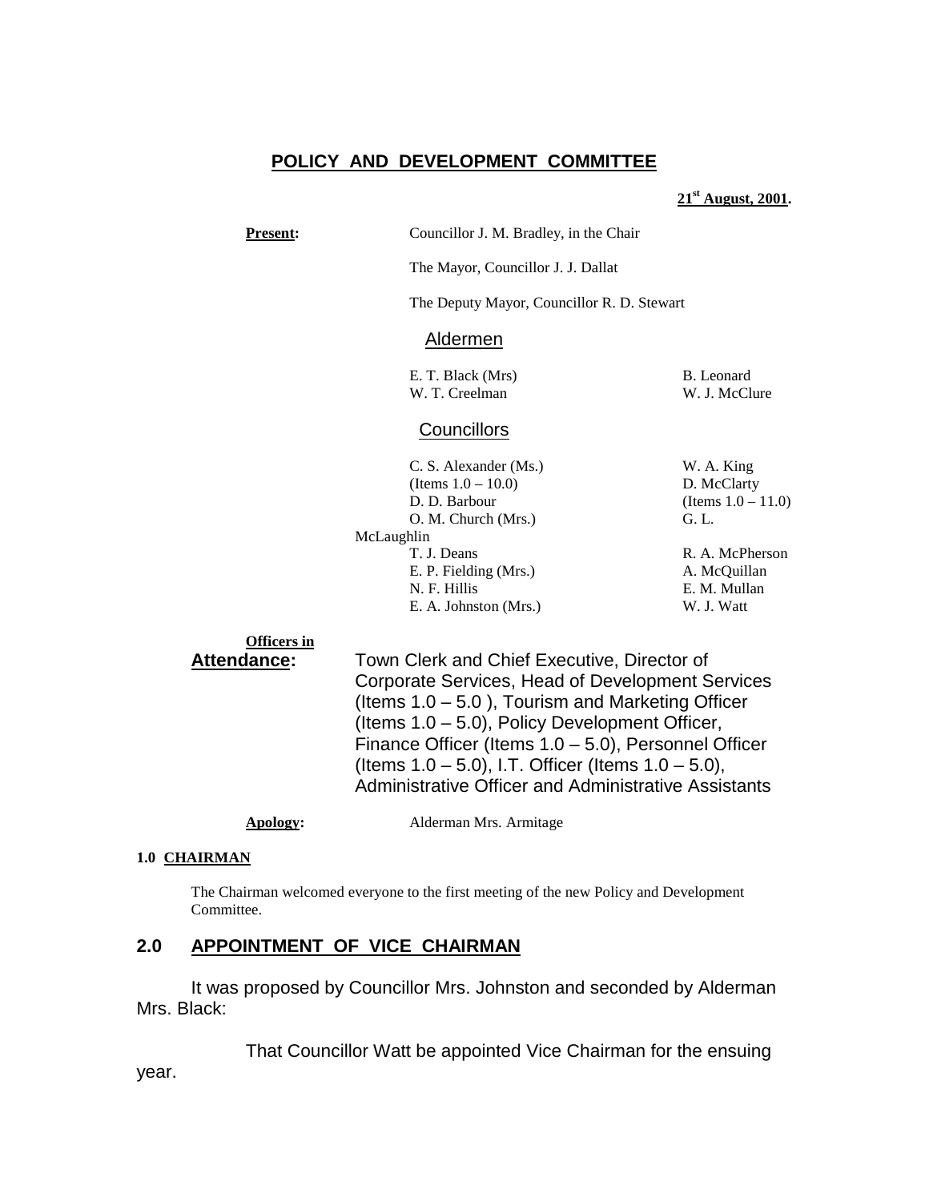## POLICY AND DEVELOPMENT COMMITTEE

**21st August, 2001.**

**Present:** Councillor J. M. Bradley, in the Chair

The Mayor, Councillor J. J. Dallat

The Deputy Mayor, Councillor R. D. Stewart

Aldermen

E. T. Black (Mrs) | B. Leonard
W. T. Creelman | W. J. McClure

Councillors

C. S. Alexander (Ms.) (Items 1.0 – 10.0)
D. D. Barbour
O. M. Church (Mrs.)
T. J. Deans
E. P. Fielding (Mrs.)
N. F. Hillis
E. A. Johnston (Mrs.)
W. A. King
D. McClarty (Items 1.0 – 11.0)
G. L. McLaughlin
R. A. McPherson
A. McQuillan
E. M. Mullan
W. J. Watt

**Officers in Attendance:** Town Clerk and Chief Executive, Director of Corporate Services, Head of Development Services (Items 1.0 – 5.0 ), Tourism and Marketing Officer (Items 1.0 – 5.0), Policy Development Officer, Finance Officer (Items 1.0 – 5.0), Personnel Officer (Items 1.0 – 5.0), I.T. Officer (Items 1.0 – 5.0), Administrative Officer and Administrative Assistants

**Apology:** Alderman Mrs. Armitage

### 1.0 CHAIRMAN

The Chairman welcomed everyone to the first meeting of the new Policy and Development Committee.

### 2.0 APPOINTMENT OF VICE CHAIRMAN

It was proposed by Councillor Mrs. Johnston and seconded by Alderman Mrs. Black:

That Councillor Watt be appointed Vice Chairman for the ensuing year.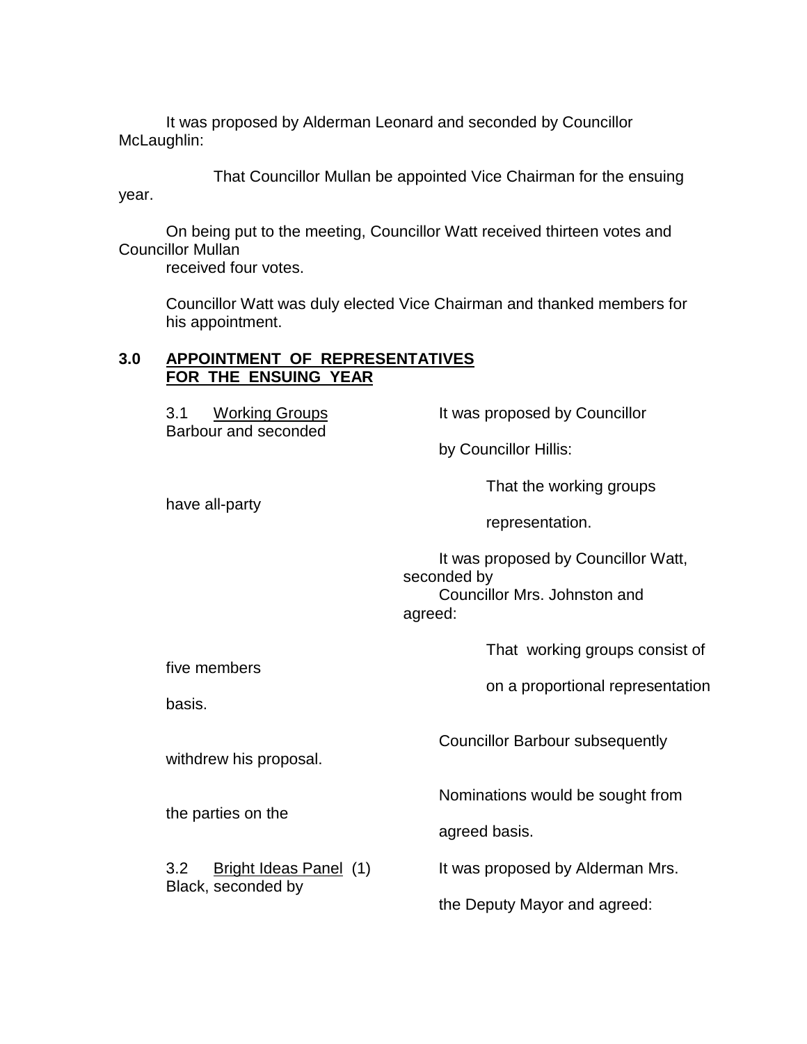It was proposed by Alderman Leonard and seconded by Councillor McLaughlin:

That Councillor Mullan be appointed Vice Chairman for the ensuing year.

On being put to the meeting, Councillor Watt received thirteen votes and Councillor Mullan received four votes.

Councillor Watt was duly elected Vice Chairman and thanked members for his appointment.

## 3.0 APPOINTMENT OF REPRESENTATIVES FOR THE ENSUING YEAR

3.1 Working Groups

It was proposed by Councillor Barbour and seconded by Councillor Hillis:

That the working groups have all-party representation.

It was proposed by Councillor Watt, seconded by Councillor Mrs. Johnston and agreed:

That working groups consist of five members on a proportional representation basis.

Councillor Barbour subsequently withdrew his proposal.

Nominations would be sought from the parties on the agreed basis.

3.2 Bright Ideas Panel (1)

It was proposed by Alderman Mrs. Black, seconded by the Deputy Mayor and agreed: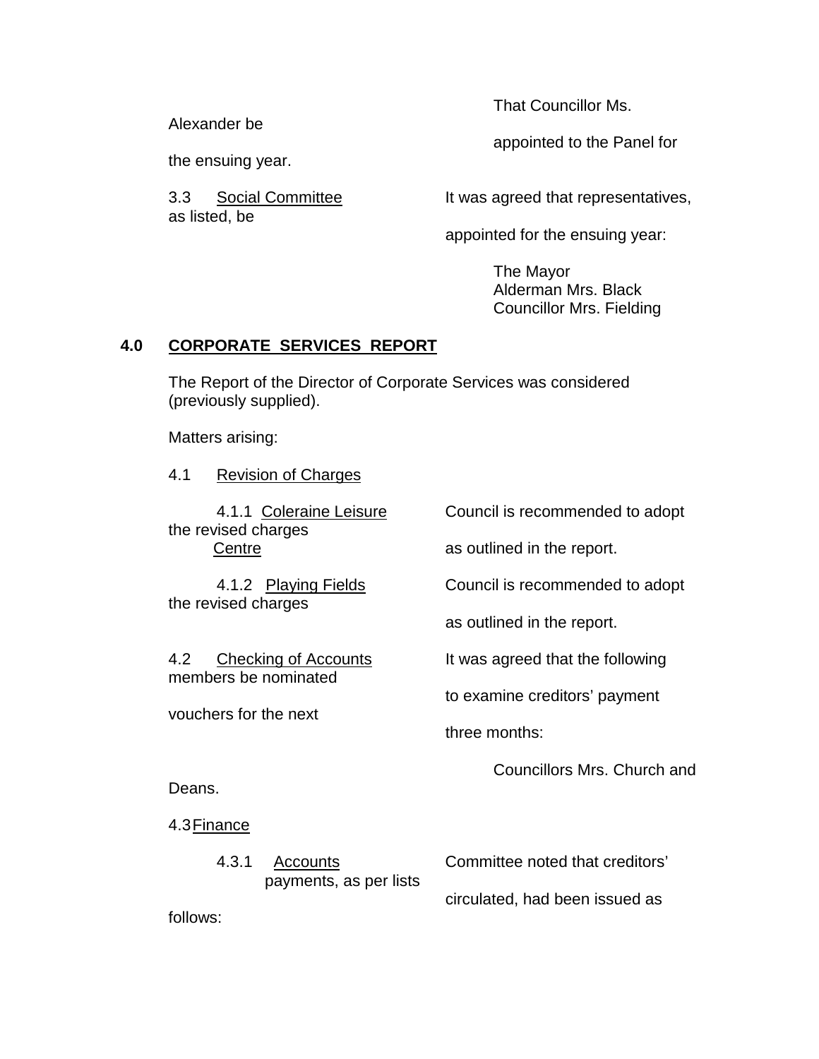That Councillor Ms. Alexander be appointed to the Panel for the ensuing year.

3.3 Social Committee — It was agreed that representatives, as listed, be appointed for the ensuing year:

The Mayor
Alderman Mrs. Black
Councillor Mrs. Fielding

## 4.0 CORPORATE SERVICES REPORT

The Report of the Director of Corporate Services was considered (previously supplied).

Matters arising:

4.1 Revision of Charges

4.1.1 Coleraine Leisure Centre — Council is recommended to adopt the revised charges as outlined in the report.

4.1.2 Playing Fields — Council is recommended to adopt the revised charges as outlined in the report.

4.2 Checking of Accounts — It was agreed that the following members be nominated to examine creditors' payment vouchers for the next three months:

Councillors Mrs. Church and Deans.

4.3 Finance

4.3.1 Accounts — Committee noted that creditors' payments, as per lists circulated, had been issued as follows: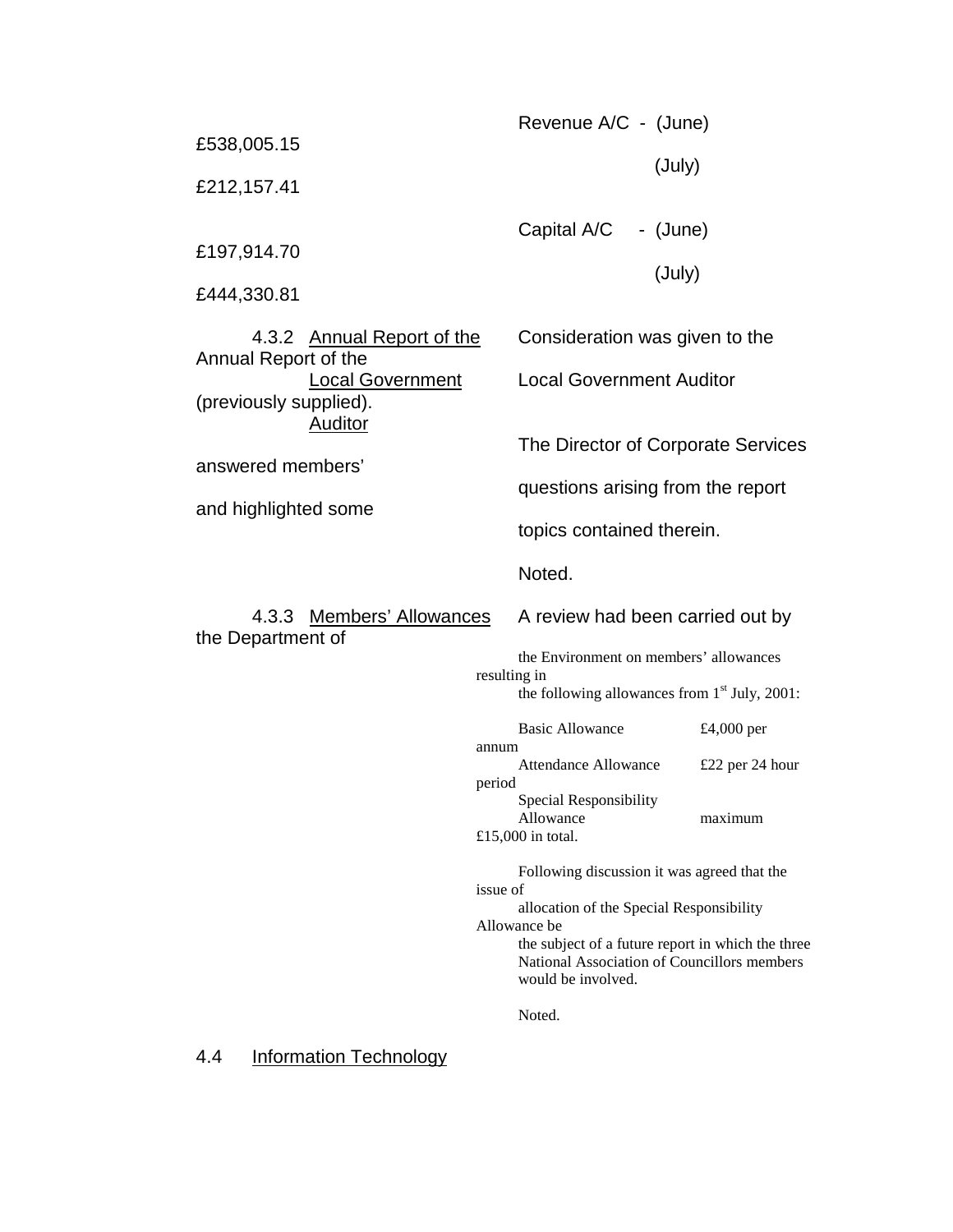Revenue A/C - (June) £538,005.15

(July) £212,157.41

Capital A/C - (June) £197,914.70

(July) £444,330.81

4.3.2 Annual Report of the Local Government Auditor

Consideration was given to the Annual Report of the Local Government Auditor (previously supplied).

The Director of Corporate Services answered members' questions arising from the report and highlighted some topics contained therein.

Noted.

4.3.3 Members' Allowances

A review had been carried out by the Department of the Environment on members' allowances resulting in the following allowances from 1st July, 2001:

| | |
|---|---|
| Basic Allowance | £4,000 per annum |
| Attendance Allowance | £22 per 24 hour period |
| Special Responsibility Allowance | maximum £15,000 in total. |

Following discussion it was agreed that the issue of allocation of the Special Responsibility Allowance be the subject of a future report in which the three National Association of Councillors members would be involved.

Noted.

4.4 Information Technology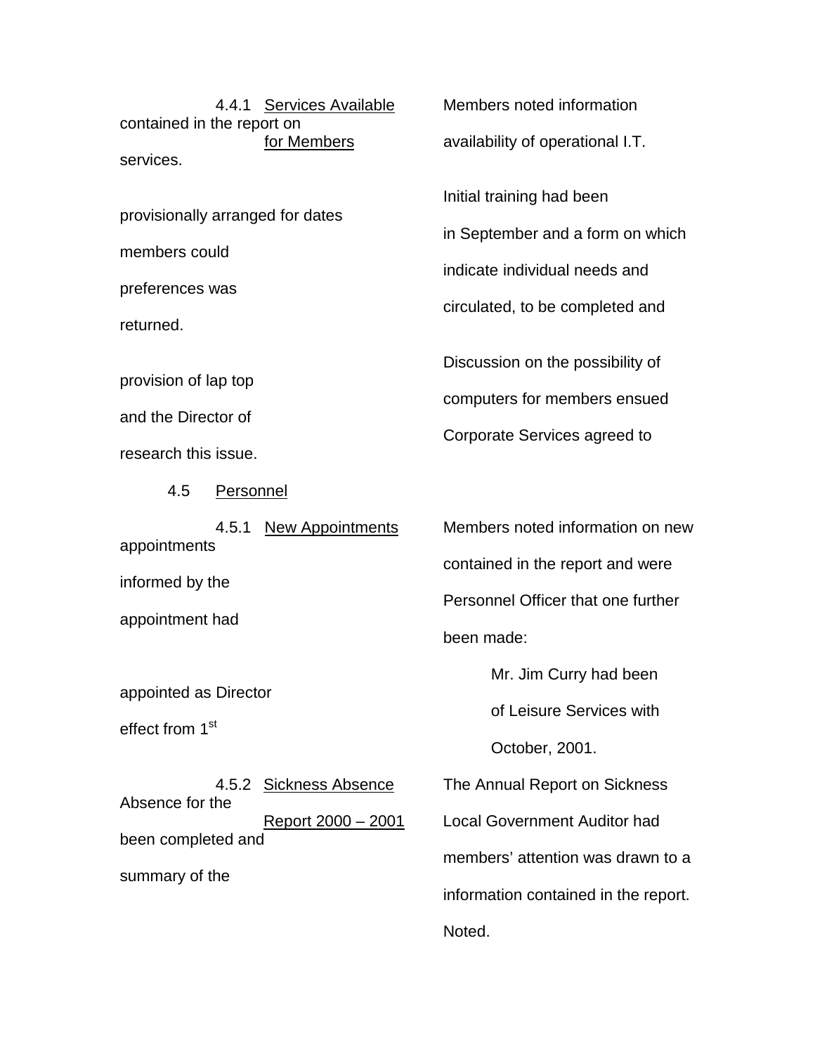4.4.1 Services Available for Members

Members noted information contained in the report on availability of operational I.T. services.

Initial training had been provisionally arranged for dates in September and a form on which members could indicate individual needs and preferences was circulated, to be completed and returned.

Discussion on the possibility of provision of lap top computers for members ensued and the Director of Corporate Services agreed to research this issue.

4.5 Personnel

4.5.1 New Appointments

Members noted information on new appointments contained in the report and were informed by the Personnel Officer that one further appointment had been made:

Mr. Jim Curry had been appointed as Director of Leisure Services with effect from 1st October, 2001.

4.5.2 Sickness Absence Report 2000 – 2001

The Annual Report on Sickness Absence for the Local Government Auditor had been completed and members' attention was drawn to a summary of the information contained in the report.

Noted.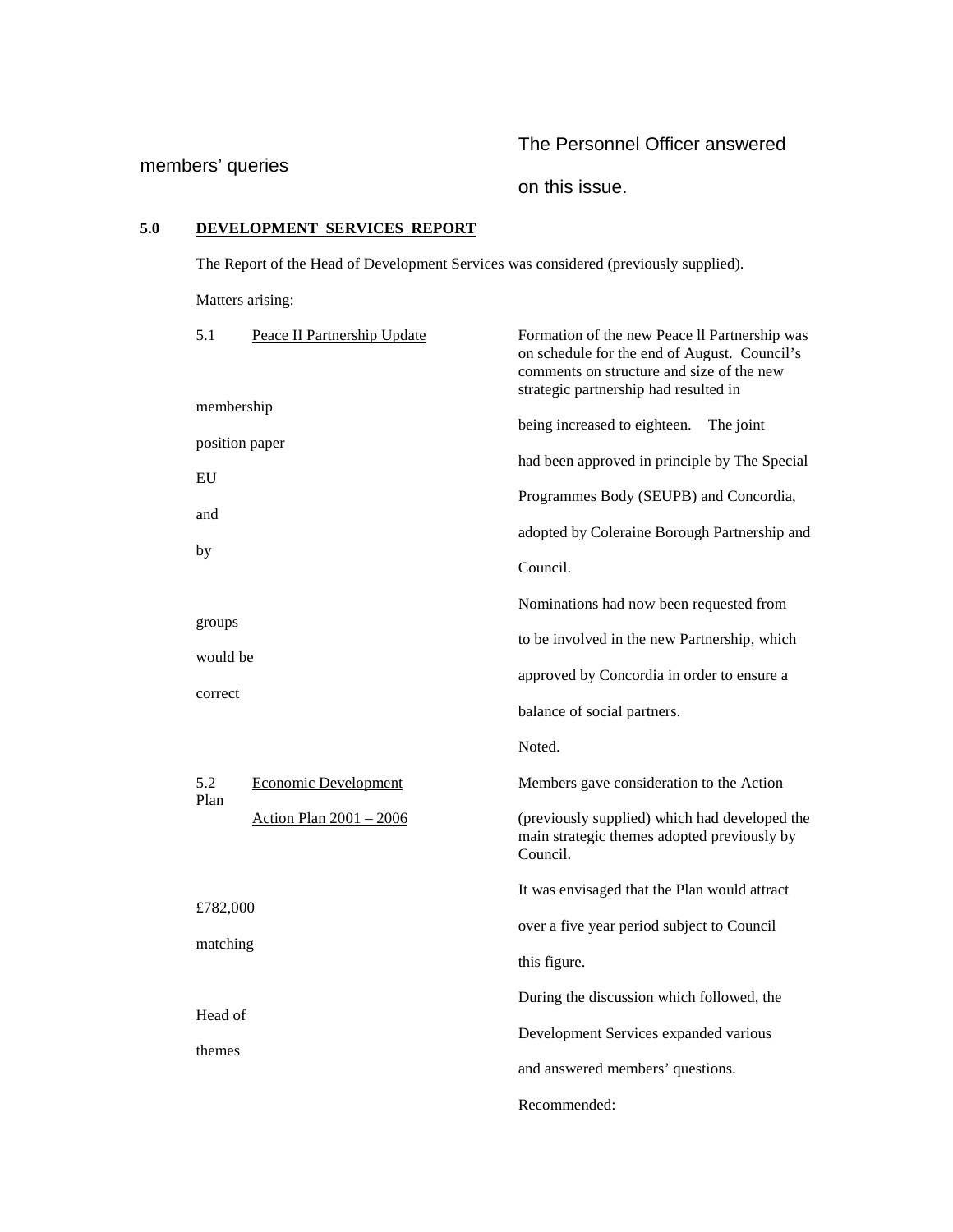The Personnel Officer answered members' queries on this issue.

## 5.0 DEVELOPMENT SERVICES REPORT

The Report of the Head of Development Services was considered (previously supplied).

Matters arising:

5.1 Peace II Partnership Update

Formation of the new Peace ll Partnership was on schedule for the end of August. Council's comments on structure and size of the new strategic partnership had resulted in membership being increased to eighteen. The joint position paper had been approved in principle by The Special EU Programmes Body (SEUPB) and Concordia, and adopted by Coleraine Borough Partnership and by Council.

Nominations had now been requested from groups to be involved in the new Partnership, which would be approved by Concordia in order to ensure a correct balance of social partners.

Noted.

5.2 Economic Development Plan Action Plan 2001 – 2006

Members gave consideration to the Action Plan (previously supplied) which had developed the main strategic themes adopted previously by Council.

It was envisaged that the Plan would attract £782,000 over a five year period subject to Council matching this figure.

During the discussion which followed, the Head of Development Services expanded various themes and answered members' questions.

Recommended: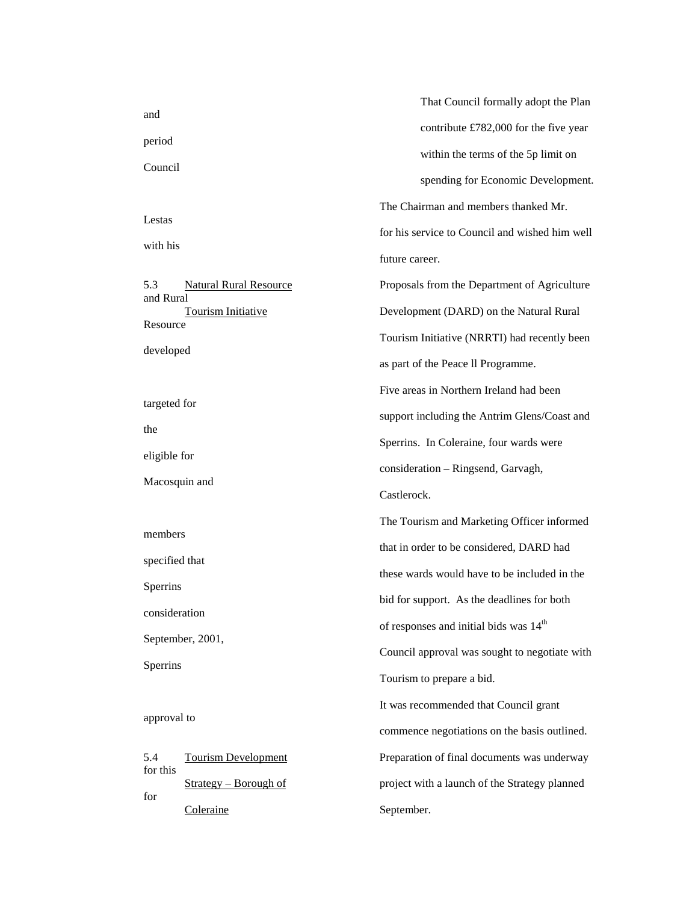That Council formally adopt the Plan and contribute £782,000 for the five year period within the terms of the 5p limit on Council spending for Economic Development.

The Chairman and members thanked Mr. Lestas for his service to Council and wished him well with his future career.

5.3 Natural Rural Resource Tourism Initiative

Proposals from the Department of Agriculture and Rural Development (DARD) on the Natural Rural Resource Tourism Initiative (NRRTI) had recently been developed as part of the Peace ll Programme.

Five areas in Northern Ireland had been targeted for support including the Antrim Glens/Coast and the Sperrins. In Coleraine, four wards were eligible for consideration – Ringsend, Garvagh, Macosquin and Castlerock.

The Tourism and Marketing Officer informed members that in order to be considered, DARD had specified that these wards would have to be included in the Sperrins bid for support. As the deadlines for both consideration of responses and initial bids was 14th September, 2001, Council approval was sought to negotiate with Sperrins Tourism to prepare a bid.

It was recommended that Council grant approval to commence negotiations on the basis outlined.

5.4 Tourism Development Strategy – Borough of Coleraine

Preparation of final documents was underway for this project with a launch of the Strategy planned for September.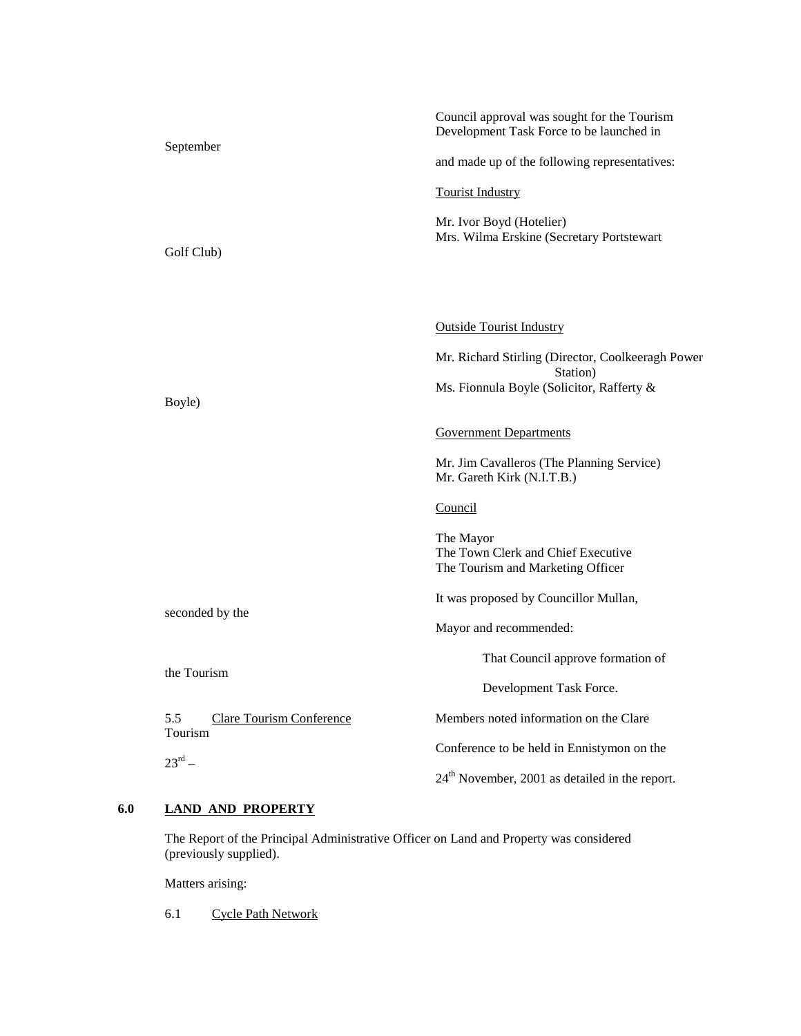Council approval was sought for the Tourism Development Task Force to be launched in September and made up of the following representatives:

Tourist Industry

Mr. Ivor Boyd (Hotelier)
Mrs. Wilma Erskine (Secretary Portstewart Golf Club)

Outside Tourist Industry

Mr. Richard Stirling (Director, Coolkeeragh Power Station)
Ms. Fionnula Boyle (Solicitor, Rafferty & Boyle)

Government Departments

Mr. Jim Cavalleros (The Planning Service)
Mr. Gareth Kirk (N.I.T.B.)

Council

The Mayor
The Town Clerk and Chief Executive
The Tourism and Marketing Officer

It was proposed by Councillor Mullan, seconded by the Mayor and recommended:

> That Council approve formation of the Tourism Development Task Force.

5.5 Clare Tourism Conference

Members noted information on the Clare Tourism Conference to be held in Ennistymon on the 23rd – 24th November, 2001 as detailed in the report.

**6.0 LAND AND PROPERTY**

The Report of the Principal Administrative Officer on Land and Property was considered (previously supplied).

Matters arising:

6.1 Cycle Path Network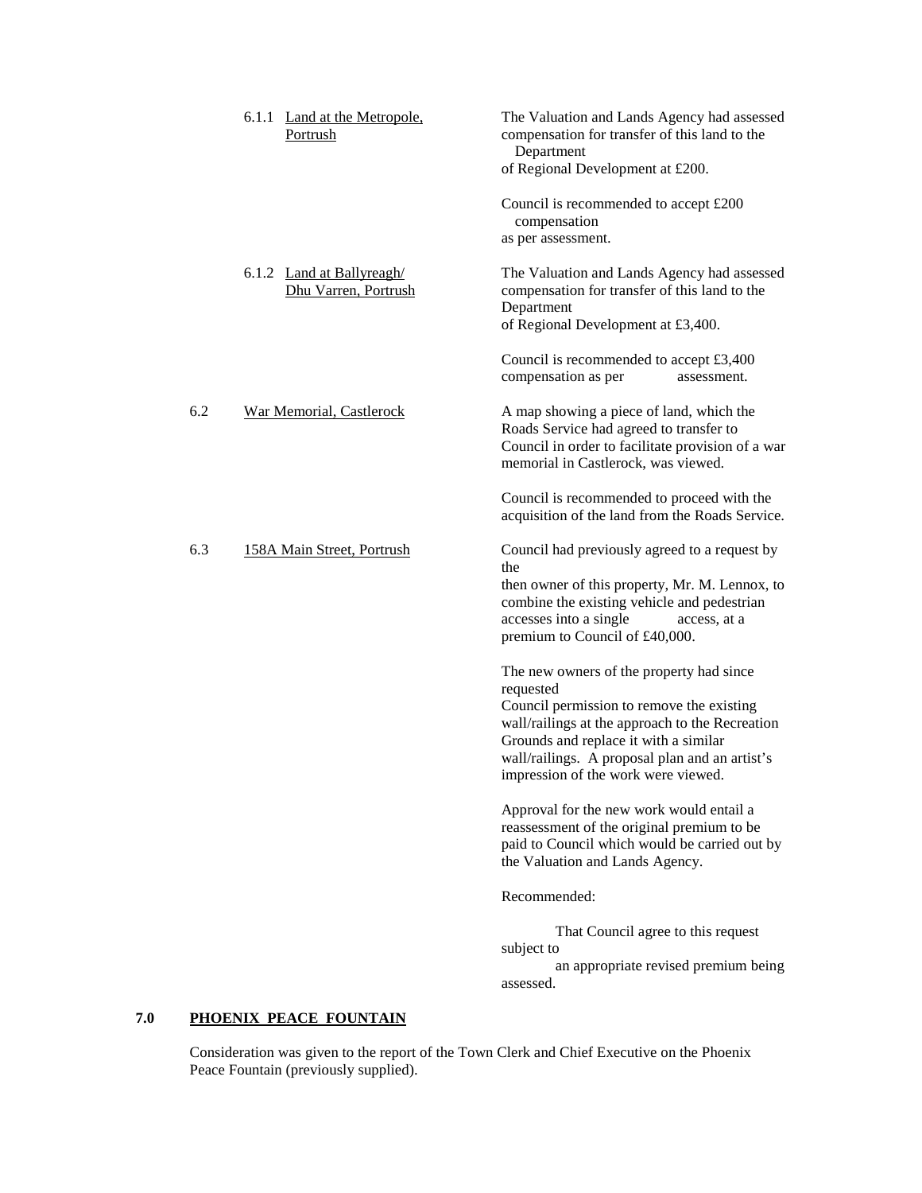6.1.1 Land at the Metropole, Portrush

The Valuation and Lands Agency had assessed compensation for transfer of this land to the Department of Regional Development at £200.

Council is recommended to accept £200 compensation as per assessment.

6.1.2 Land at Ballyreagh/ Dhu Varren, Portrush

The Valuation and Lands Agency had assessed compensation for transfer of this land to the Department of Regional Development at £3,400.

Council is recommended to accept £3,400 compensation as per assessment.

6.2 War Memorial, Castlerock

A map showing a piece of land, which the Roads Service had agreed to transfer to Council in order to facilitate provision of a war memorial in Castlerock, was viewed.

Council is recommended to proceed with the acquisition of the land from the Roads Service.

6.3 158A Main Street, Portrush

Council had previously agreed to a request by the then owner of this property, Mr. M. Lennox, to combine the existing vehicle and pedestrian accesses into a single access, at a premium to Council of £40,000.

The new owners of the property had since requested Council permission to remove the existing wall/railings at the approach to the Recreation Grounds and replace it with a similar wall/railings. A proposal plan and an artist's impression of the work were viewed.

Approval for the new work would entail a reassessment of the original premium to be paid to Council which would be carried out by the Valuation and Lands Agency.

Recommended:

That Council agree to this request subject to an appropriate revised premium being assessed.

## 7.0 PHOENIX PEACE FOUNTAIN

Consideration was given to the report of the Town Clerk and Chief Executive on the Phoenix Peace Fountain (previously supplied).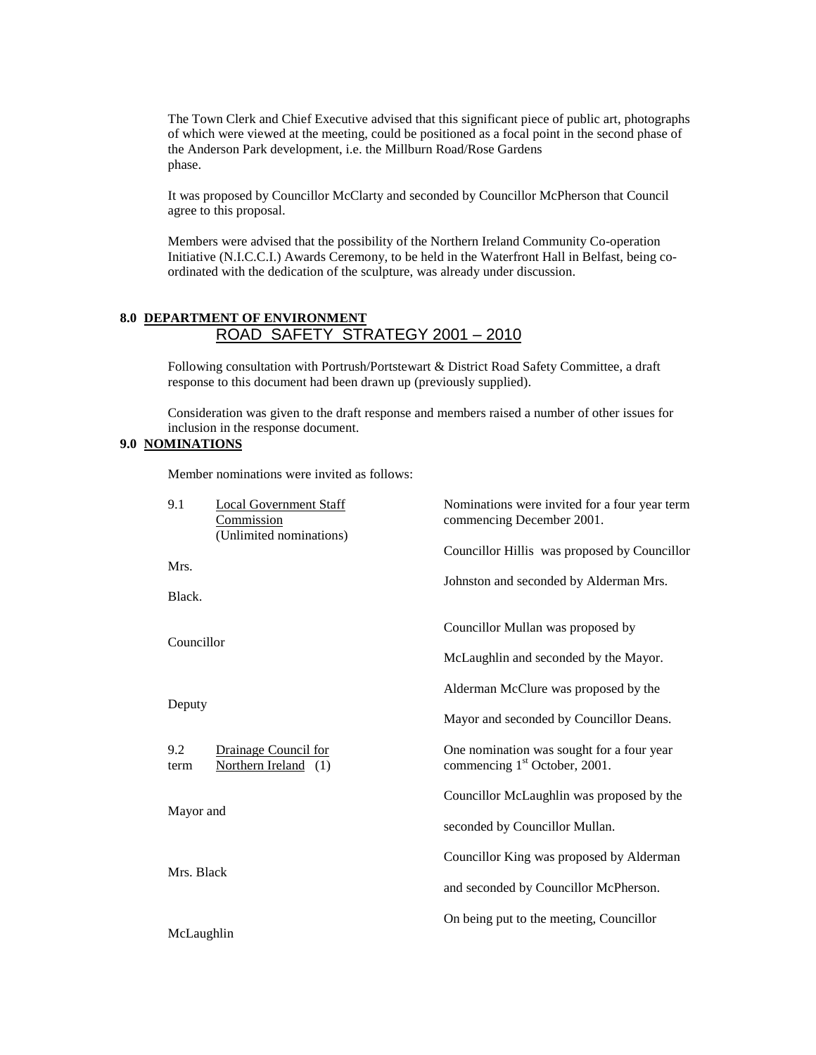The Town Clerk and Chief Executive advised that this significant piece of public art, photographs of which were viewed at the meeting, could be positioned as a focal point in the second phase of the Anderson Park development, i.e. the Millburn Road/Rose Gardens phase.

It was proposed by Councillor McClarty and seconded by Councillor McPherson that Council agree to this proposal.

Members were advised that the possibility of the Northern Ireland Community Co-operation Initiative (N.I.C.C.I.) Awards Ceremony, to be held in the Waterfront Hall in Belfast, being co-ordinated with the dedication of the sculpture, was already under discussion.

## 8.0 DEPARTMENT OF ENVIRONMENT ROAD SAFETY STRATEGY 2001 – 2010

Following consultation with Portrush/Portstewart & District Road Safety Committee, a draft response to this document had been drawn up (previously supplied).

Consideration was given to the draft response and members raised a number of other issues for inclusion in the response document.

## 9.0 NOMINATIONS

Member nominations were invited as follows:

9.1 Local Government Staff Commission (Unlimited nominations)

Nominations were invited for a four year term commencing December 2001.

Councillor Hillis was proposed by Councillor Johnston and seconded by Alderman Mrs. Black.

Councillor Mullan was proposed by Councillor McLaughlin and seconded by the Mayor.

Alderman McClure was proposed by the Deputy Mayor and seconded by Councillor Deans.

9.2 Drainage Council for Northern Ireland (1)

One nomination was sought for a four year term commencing 1st October, 2001.

Councillor McLaughlin was proposed by the Mayor and seconded by Councillor Mullan.

Councillor King was proposed by Alderman Mrs. Black and seconded by Councillor McPherson.

On being put to the meeting, Councillor McLaughlin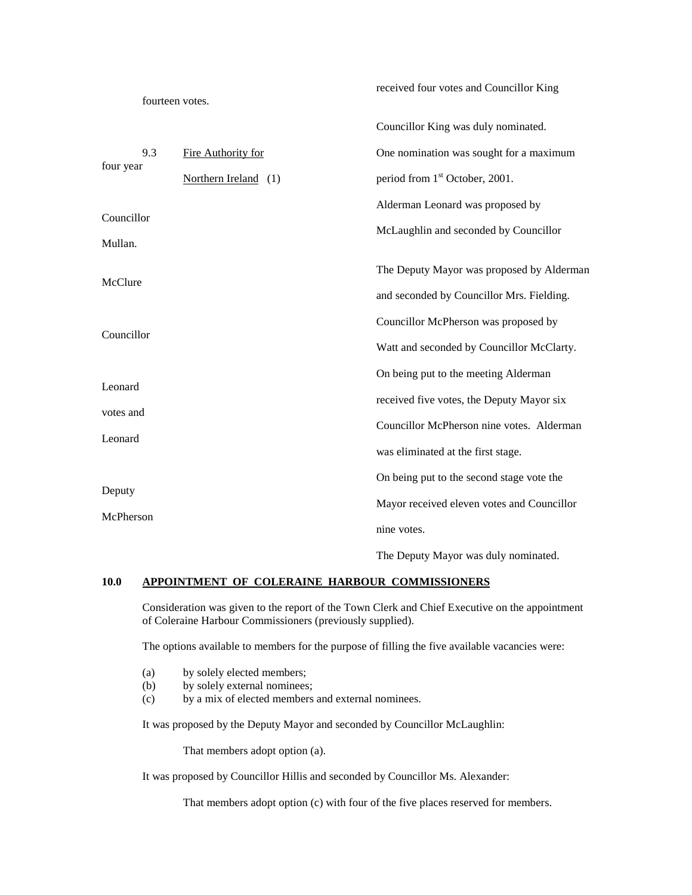received four votes and Councillor King fourteen votes.

Councillor King was duly nominated.

9.3 Fire Authority for Northern Ireland (1)

One nomination was sought for a maximum four year period from 1st October, 2001.

Alderman Leonard was proposed by Councillor McLaughlin and seconded by Councillor Mullan.

The Deputy Mayor was proposed by Alderman McClure and seconded by Councillor Mrs. Fielding.

Councillor McPherson was proposed by Councillor Watt and seconded by Councillor McClarty.

On being put to the meeting Alderman Leonard received five votes, the Deputy Mayor six votes and Councillor McPherson nine votes. Alderman Leonard was eliminated at the first stage.

On being put to the second stage vote the Deputy Mayor received eleven votes and Councillor McPherson nine votes.

The Deputy Mayor was duly nominated.

**10.0 APPOINTMENT OF COLERAINE HARBOUR COMMISSIONERS**

Consideration was given to the report of the Town Clerk and Chief Executive on the appointment of Coleraine Harbour Commissioners (previously supplied).

The options available to members for the purpose of filling the five available vacancies were:

(a) by solely elected members;
(b) by solely external nominees;
(c) by a mix of elected members and external nominees.

It was proposed by the Deputy Mayor and seconded by Councillor McLaughlin:

That members adopt option (a).

It was proposed by Councillor Hillis and seconded by Councillor Ms. Alexander:

That members adopt option (c) with four of the five places reserved for members.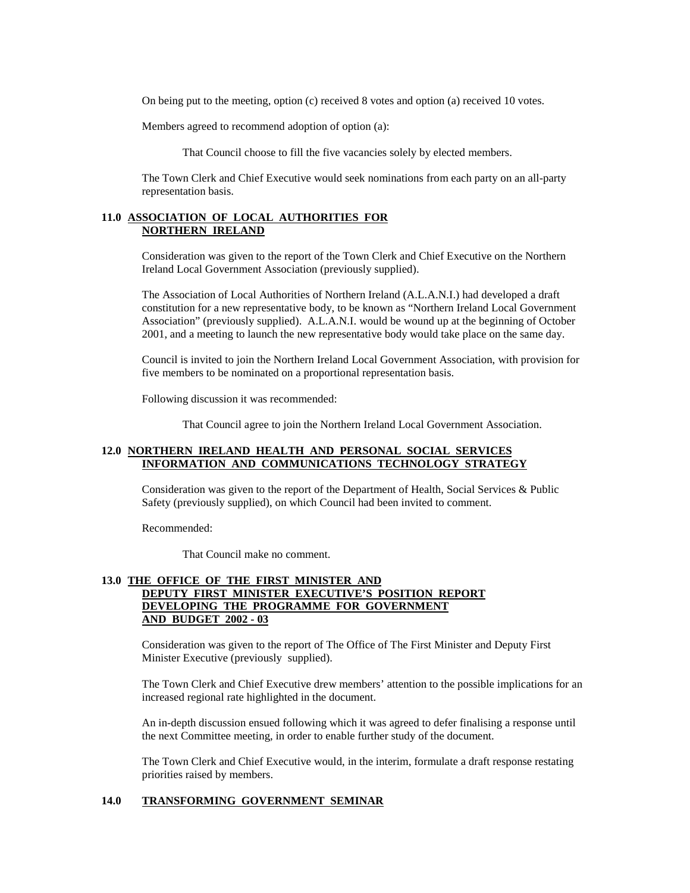On being put to the meeting, option (c) received 8 votes and option (a) received 10 votes.

Members agreed to recommend adoption of option (a):

> That Council choose to fill the five vacancies solely by elected members.

The Town Clerk and Chief Executive would seek nominations from each party on an all-party representation basis.

## 11.0 ASSOCIATION OF LOCAL AUTHORITIES FOR NORTHERN IRELAND

Consideration was given to the report of the Town Clerk and Chief Executive on the Northern Ireland Local Government Association (previously supplied).

The Association of Local Authorities of Northern Ireland (A.L.A.N.I.) had developed a draft constitution for a new representative body, to be known as "Northern Ireland Local Government Association" (previously supplied). A.L.A.N.I. would be wound up at the beginning of October 2001, and a meeting to launch the new representative body would take place on the same day.

Council is invited to join the Northern Ireland Local Government Association, with provision for five members to be nominated on a proportional representation basis.

Following discussion it was recommended:

> That Council agree to join the Northern Ireland Local Government Association.

## 12.0 NORTHERN IRELAND HEALTH AND PERSONAL SOCIAL SERVICES INFORMATION AND COMMUNICATIONS TECHNOLOGY STRATEGY

Consideration was given to the report of the Department of Health, Social Services & Public Safety (previously supplied), on which Council had been invited to comment.

Recommended:

> That Council make no comment.

## 13.0 THE OFFICE OF THE FIRST MINISTER AND DEPUTY FIRST MINISTER EXECUTIVE'S POSITION REPORT DEVELOPING THE PROGRAMME FOR GOVERNMENT AND BUDGET 2002 - 03

Consideration was given to the report of The Office of The First Minister and Deputy First Minister Executive (previously supplied).

The Town Clerk and Chief Executive drew members' attention to the possible implications for an increased regional rate highlighted in the document.

An in-depth discussion ensued following which it was agreed to defer finalising a response until the next Committee meeting, in order to enable further study of the document.

The Town Clerk and Chief Executive would, in the interim, formulate a draft response restating priorities raised by members.

## 14.0 TRANSFORMING GOVERNMENT SEMINAR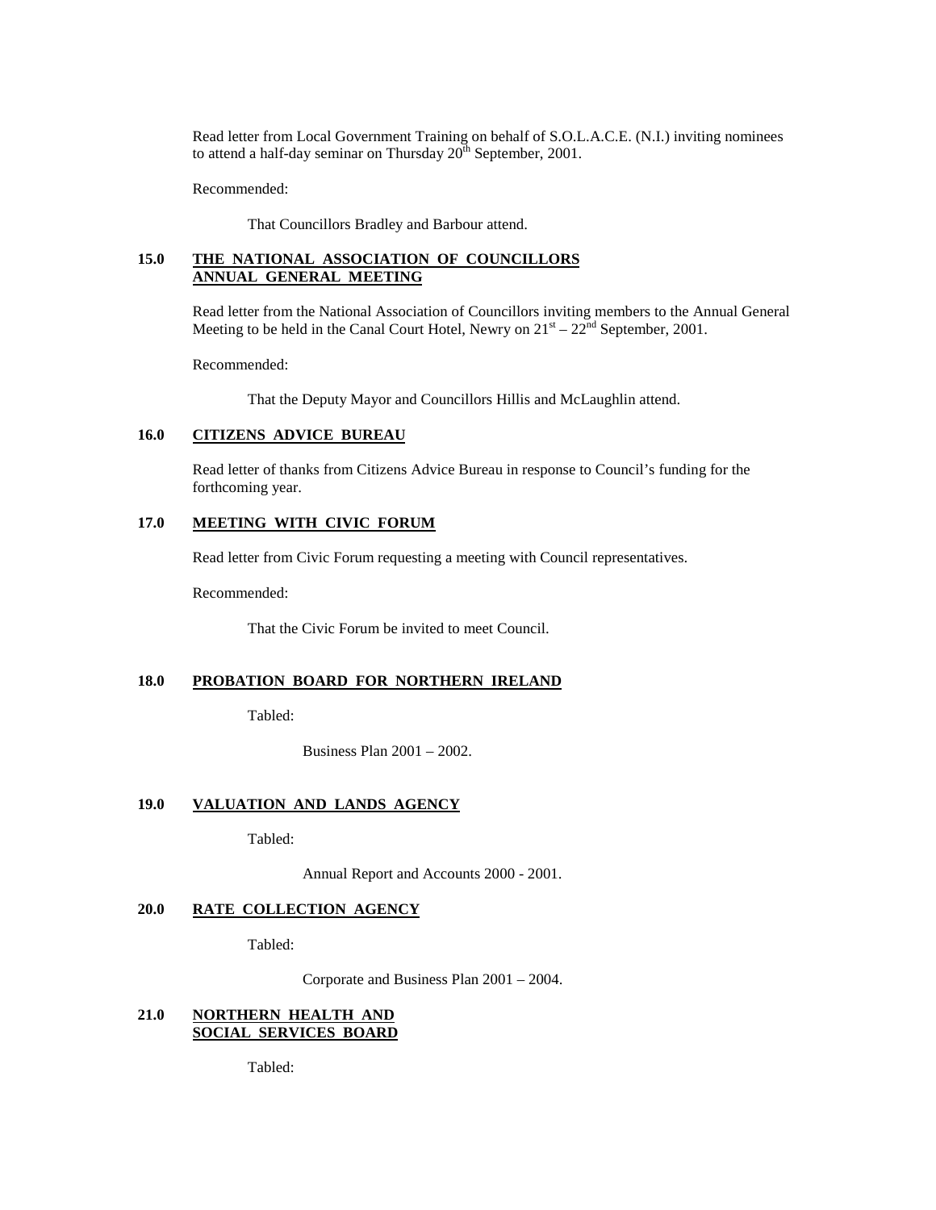Read letter from Local Government Training on behalf of S.O.L.A.C.E. (N.I.) inviting nominees to attend a half-day seminar on Thursday 20th September, 2001.

Recommended:

That Councillors Bradley and Barbour attend.

**15.0 THE NATIONAL ASSOCIATION OF COUNCILLORS ANNUAL GENERAL MEETING**

Read letter from the National Association of Councillors inviting members to the Annual General Meeting to be held in the Canal Court Hotel, Newry on 21st – 22nd September, 2001.

Recommended:

That the Deputy Mayor and Councillors Hillis and McLaughlin attend.

**16.0 CITIZENS ADVICE BUREAU**

Read letter of thanks from Citizens Advice Bureau in response to Council's funding for the forthcoming year.

**17.0 MEETING WITH CIVIC FORUM**

Read letter from Civic Forum requesting a meeting with Council representatives.

Recommended:

That the Civic Forum be invited to meet Council.

**18.0 PROBATION BOARD FOR NORTHERN IRELAND**

Tabled:

Business Plan 2001 – 2002.

**19.0 VALUATION AND LANDS AGENCY**

Tabled:

Annual Report and Accounts 2000 - 2001.

**20.0 RATE COLLECTION AGENCY**

Tabled:

Corporate and Business Plan 2001 – 2004.

**21.0 NORTHERN HEALTH AND SOCIAL SERVICES BOARD**

Tabled: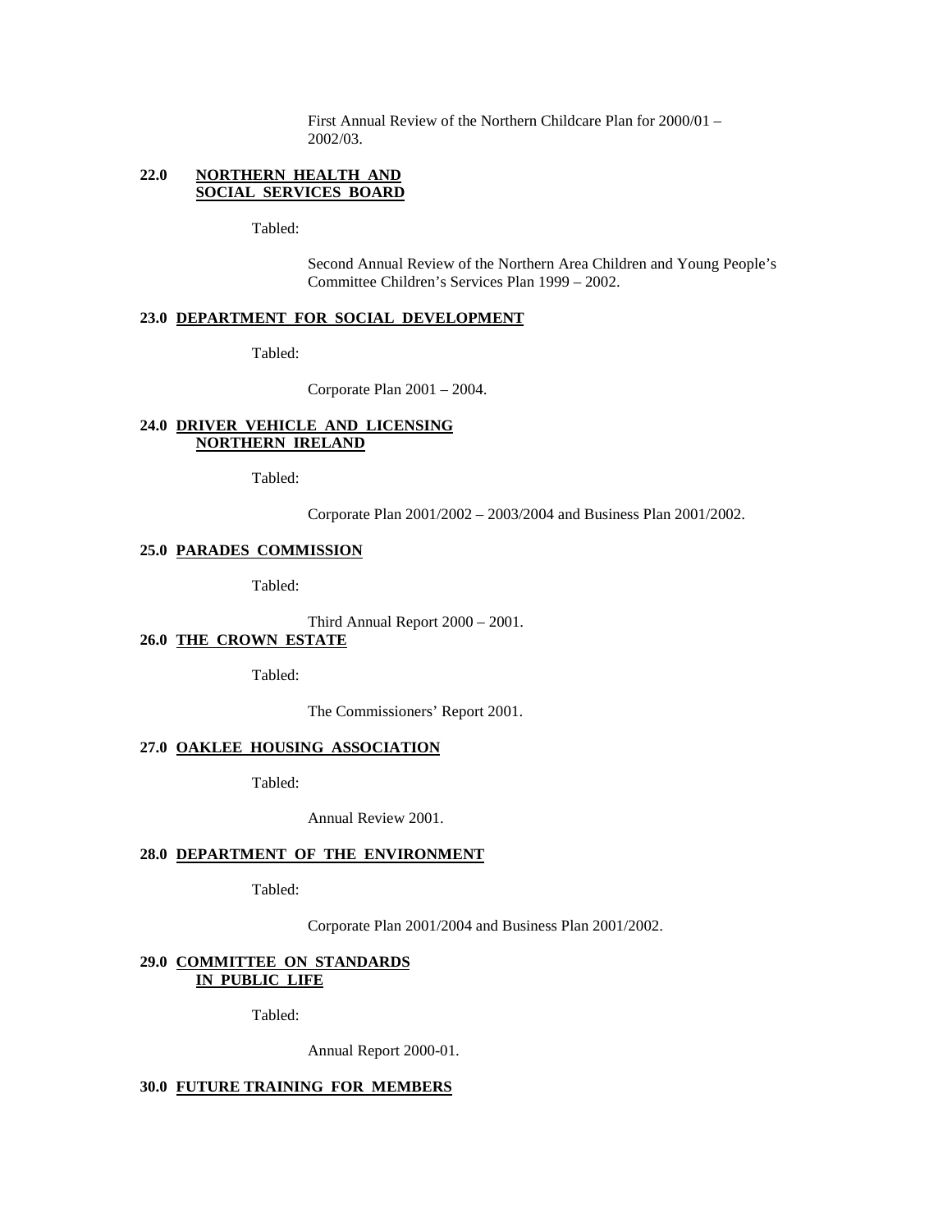First Annual Review of the Northern Childcare Plan for 2000/01 – 2002/03.

**22.0 NORTHERN HEALTH AND SOCIAL SERVICES BOARD**

Tabled:

Second Annual Review of the Northern Area Children and Young People's Committee Children's Services Plan 1999 – 2002.

**23.0 DEPARTMENT FOR SOCIAL DEVELOPMENT**

Tabled:

Corporate Plan 2001 – 2004.

**24.0 DRIVER VEHICLE AND LICENSING NORTHERN IRELAND**

Tabled:

Corporate Plan 2001/2002 – 2003/2004 and Business Plan 2001/2002.

**25.0 PARADES COMMISSION**

Tabled:

Third Annual Report 2000 – 2001.

**26.0 THE CROWN ESTATE**

Tabled:

The Commissioners' Report 2001.

**27.0 OAKLEE HOUSING ASSOCIATION**

Tabled:

Annual Review 2001.

**28.0 DEPARTMENT OF THE ENVIRONMENT**

Tabled:

Corporate Plan 2001/2004 and Business Plan 2001/2002.

**29.0 COMMITTEE ON STANDARDS IN PUBLIC LIFE**

Tabled:

Annual Report 2000-01.

**30.0 FUTURE TRAINING FOR MEMBERS**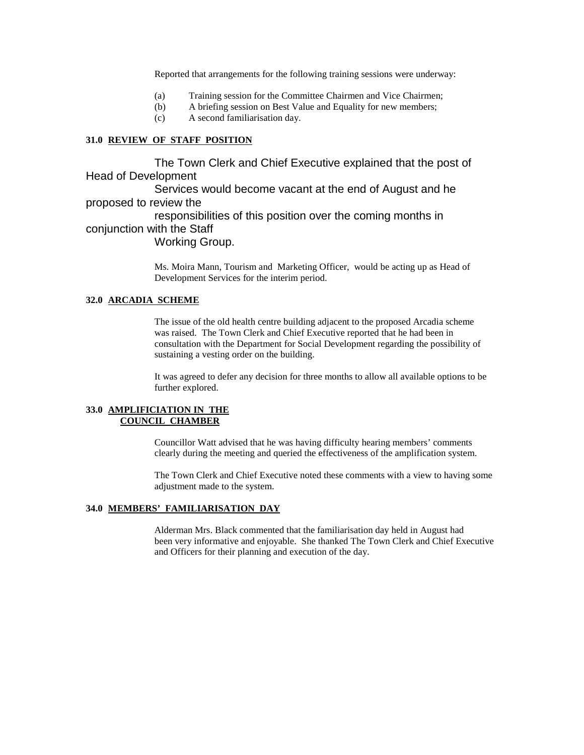Reported that arrangements for the following training sessions were underway:

(a) Training session for the Committee Chairmen and Vice Chairmen;
(b) A briefing session on Best Value and Equality for new members;
(c) A second familiarisation day.

**31.0 REVIEW OF STAFF POSITION**

The Town Clerk and Chief Executive explained that the post of Head of Development Services would become vacant at the end of August and he proposed to review the responsibilities of this position over the coming months in conjunction with the Staff Working Group.

Ms. Moira Mann, Tourism and Marketing Officer, would be acting up as Head of Development Services for the interim period.

**32.0 ARCADIA SCHEME**

The issue of the old health centre building adjacent to the proposed Arcadia scheme was raised. The Town Clerk and Chief Executive reported that he had been in consultation with the Department for Social Development regarding the possibility of sustaining a vesting order on the building.

It was agreed to defer any decision for three months to allow all available options to be further explored.

**33.0 AMPLIFICIATION IN THE COUNCIL CHAMBER**

Councillor Watt advised that he was having difficulty hearing members' comments clearly during the meeting and queried the effectiveness of the amplification system.

The Town Clerk and Chief Executive noted these comments with a view to having some adjustment made to the system.

**34.0 MEMBERS' FAMILIARISATION DAY**

Alderman Mrs. Black commented that the familiarisation day held in August had been very informative and enjoyable. She thanked The Town Clerk and Chief Executive and Officers for their planning and execution of the day.